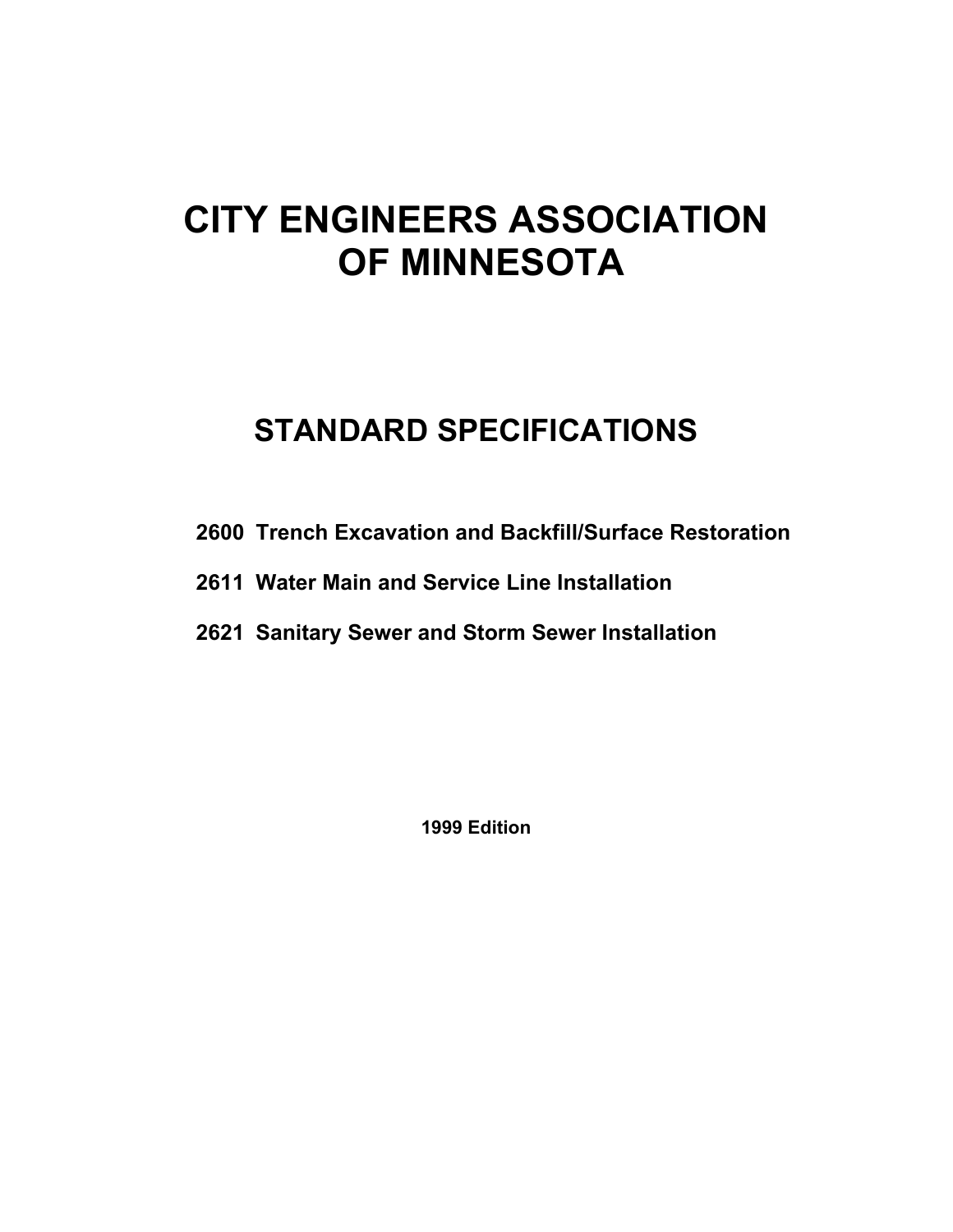# CITY ENGINEERS ASSOCIATION OF MINNESOTA

## STANDARD SPECIFICATIONS

**2600 Trench Excavation and Backfill/Surface Restoration**

**2611 Water Main and Service Line Installation**

**2621 Sanitary Sewer and Storm Sewer Installation**

**1999 Edition**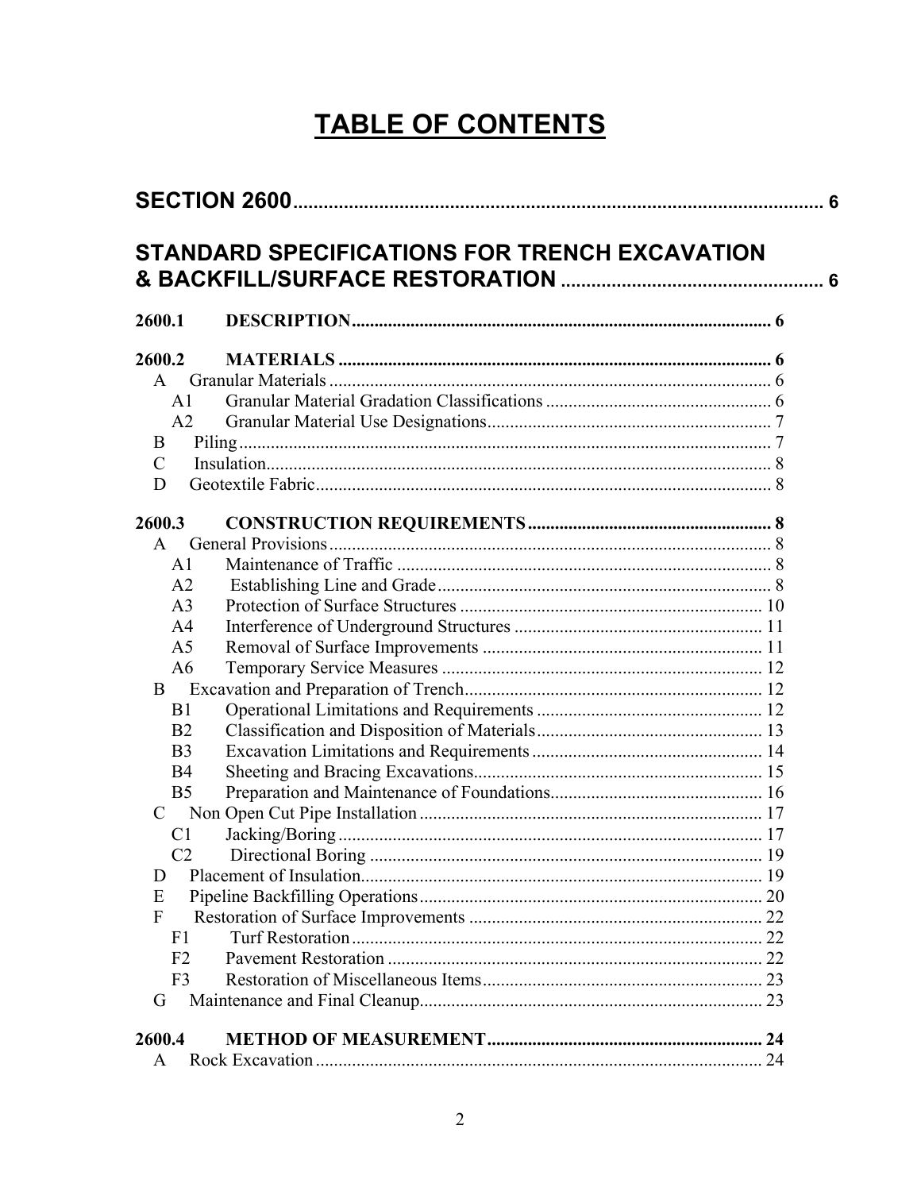# TABLE OF CONTENTS

**SECTION 2600** ........................................................................................................ 6

**STANDARD SPECIFICATIONS FOR TRENCH EXCAVATION & BACKFILL/SURFACE RESTORATION** ................................................... 6

**2600.1 DESCRIPTION** ........................................................................................... 6

**2600.2 MATERIALS** ............................................................................................... 6

- A Granular Materials ................................................................................................ 6
  - A1 Granular Material Gradation Classifications ................................................. 6
  - A2 Granular Material Use Designations .............................................................. 7
- B Piling .................................................................................................................... 7
- C Insulation .............................................................................................................. 8
- D Geotextile Fabric .................................................................................................... 8

**2600.3 CONSTRUCTION REQUIREMENTS** ..................................................... 8

- A General Provisions ................................................................................................ 8
  - A1 Maintenance of Traffic ................................................................................. 8
  - A2 Establishing Line and Grade ......................................................................... 8
  - A3 Protection of Surface Structures .................................................................. 10
  - A4 Interference of Underground Structures ...................................................... 11
  - A5 Removal of Surface Improvements ............................................................. 11
  - A6 Temporary Service Measures ...................................................................... 12
- B Excavation and Preparation of Trench ................................................................. 12
  - B1 Operational Limitations and Requirements ................................................. 12
  - B2 Classification and Disposition of Materials ................................................. 13
  - B3 Excavation Limitations and Requirements .................................................. 14
  - B4 Sheeting and Bracing Excavations ............................................................... 15
  - B5 Preparation and Maintenance of Foundations .............................................. 16
- C Non Open Cut Pipe Installation ........................................................................... 17
  - C1 Jacking/Boring ............................................................................................ 17
  - C2 Directional Boring ...................................................................................... 19
- D Placement of Insulation ....................................................................................... 19
- E Pipeline Backfilling Operations ........................................................................... 20
- F Restoration of Surface Improvements ................................................................. 22
  - F1 Turf Restoration .......................................................................................... 22
  - F2 Pavement Restoration .................................................................................. 22
  - F3 Restoration of Miscellaneous Items ............................................................. 23
- G Maintenance and Final Cleanup ........................................................................... 23

**2600.4 METHOD OF MEASUREMENT** ............................................................ 24

- A Rock Excavation .................................................................................................. 24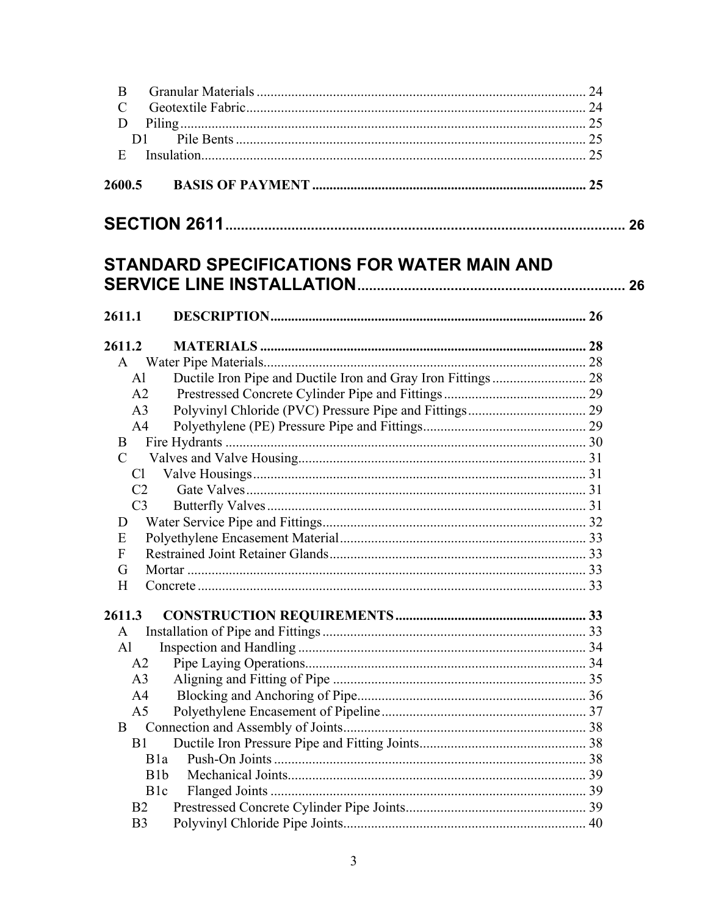B Granular Materials .................................................................................. 24
C Geotextile Fabric.................................................................................... 24
D Piling ...................................................................................................... 25
D1 Pile Bents ......................................................................................... 25
E Insulation................................................................................................ 25

**2600.5 BASIS OF PAYMENT ................................................................................ 25**

## SECTION 2611....................................................................................................... 26

## STANDARD SPECIFICATIONS FOR WATER MAIN AND SERVICE LINE INSTALLATION.................................................................... 26

**2611.1 DESCRIPTION.......................................................................................... 26**

**2611.2 MATERIALS ............................................................................................. 28**

A Water Pipe Materials................................................................................ 28
Al Ductile Iron Pipe and Ductile Iron and Gray Iron Fittings ........................... 28
A2 Prestressed Concrete Cylinder Pipe and Fittings ......................................... 29
A3 Polyvinyl Chloride (PVC) Pressure Pipe and Fittings .................................. 29
A4 Polyethylene (PE) Pressure Pipe and Fittings............................................... 29
B Fire Hydrants ............................................................................................ 30
C Valves and Valve Housing........................................................................ 31
Cl Valve Housings ............................................................................................ 31
C2 Gate Valves.................................................................................................. 31
C3 Butterfly Valves ........................................................................................... 31
D Water Service Pipe and Fittings............................................................... 32
E Polyethylene Encasement Material........................................................... 33
F Restrained Joint Retainer Glands.............................................................. 33
G Mortar ...................................................................................................... 33
H Concrete ................................................................................................... 33

**2611.3 CONSTRUCTION REQUIREMENTS ...................................................... 33**

A Installation of Pipe and Fittings ............................................................... 33
Al Inspection and Handling .......................................................................... 34
A2 Pipe Laying Operations................................................................................ 34
A3 Aligning and Fitting of Pipe ........................................................................ 35
A4 Blocking and Anchoring of Pipe.................................................................. 36
A5 Polyethylene Encasement of Pipeline .......................................................... 37
B Connection and Assembly of Joints........................................................... 38
B1 Ductile Iron Pressure Pipe and Fitting Joints................................................ 38
B1a Push-On Joints ....................................................................................... 38
B1b Mechanical Joints................................................................................... 39
B1c Flanged Joints ........................................................................................ 39
B2 Prestressed Concrete Cylinder Pipe Joints.................................................... 39
B3 Polyvinyl Chloride Pipe Joints..................................................................... 40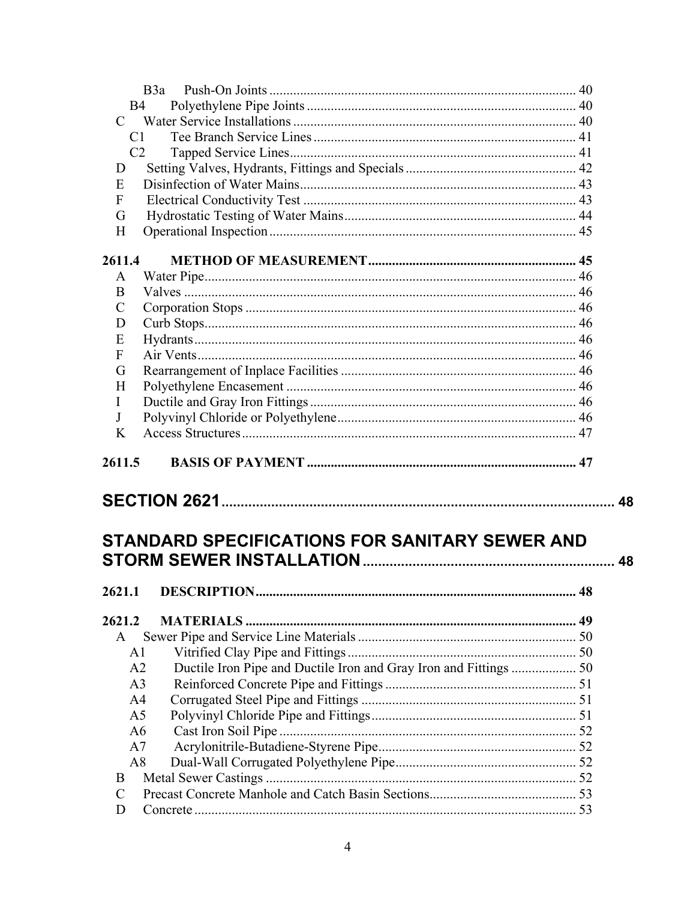B3a Push-On Joints ........................................................................................ 40
B4 Polyethylene Pipe Joints .............................................................................. 40
C Water Service Installations .................................................................................. 40
C1 Tee Branch Service Lines ............................................................................ 41
C2 Tapped Service Lines ................................................................................... 41
D Setting Valves, Hydrants, Fittings and Specials ................................................. 42
E Disinfection of Water Mains ................................................................................ 43
F Electrical Conductivity Test ............................................................................... 43
G Hydrostatic Testing of Water Mains ................................................................... 44
H Operational Inspection ......................................................................................... 45

**2611.4 METHOD OF MEASUREMENT** ........................................................... 45
A Water Pipe ............................................................................................................ 46
B Valves ................................................................................................................... 46
C Corporation Stops ................................................................................................ 46
D Curb Stops ............................................................................................................ 46
E Hydrants ............................................................................................................... 46
F Air Vents .............................................................................................................. 46
G Rearrangement of Inplace Facilities .................................................................... 46
H Polyethylene Encasement .................................................................................... 46
I Ductile and Gray Iron Fittings ............................................................................. 46
J Polyvinyl Chloride or Polyethylene ..................................................................... 46
K Access Structures ................................................................................................. 47

**2611.5 BASIS OF PAYMENT** ............................................................................ 47

## SECTION 2621 ........................................................................................ 48

## STANDARD SPECIFICATIONS FOR SANITARY SEWER AND STORM SEWER INSTALLATION ................................................................. 48

**2621.1 DESCRIPTION** ........................................................................................... 48

**2621.2 MATERIALS** ............................................................................................... 49
A Sewer Pipe and Service Line Materials ............................................................... 50
A1 Vitrified Clay Pipe and Fittings .................................................................. 50
A2 Ductile Iron Pipe and Ductile Iron and Gray Iron and Fittings ................... 50
A3 Reinforced Concrete Pipe and Fittings ....................................................... 51
A4 Corrugated Steel Pipe and Fittings ............................................................. 51
A5 Polyvinyl Chloride Pipe and Fittings .......................................................... 51
A6 Cast Iron Soil Pipe ...................................................................................... 52
A7 Acrylonitrile-Butadiene-Styrene Pipe ......................................................... 52
A8 Dual-Wall Corrugated Polyethylene Pipe .................................................... 52
B Metal Sewer Castings .......................................................................................... 52
C Precast Concrete Manhole and Catch Basin Sections .......................................... 53
D Concrete ............................................................................................................... 53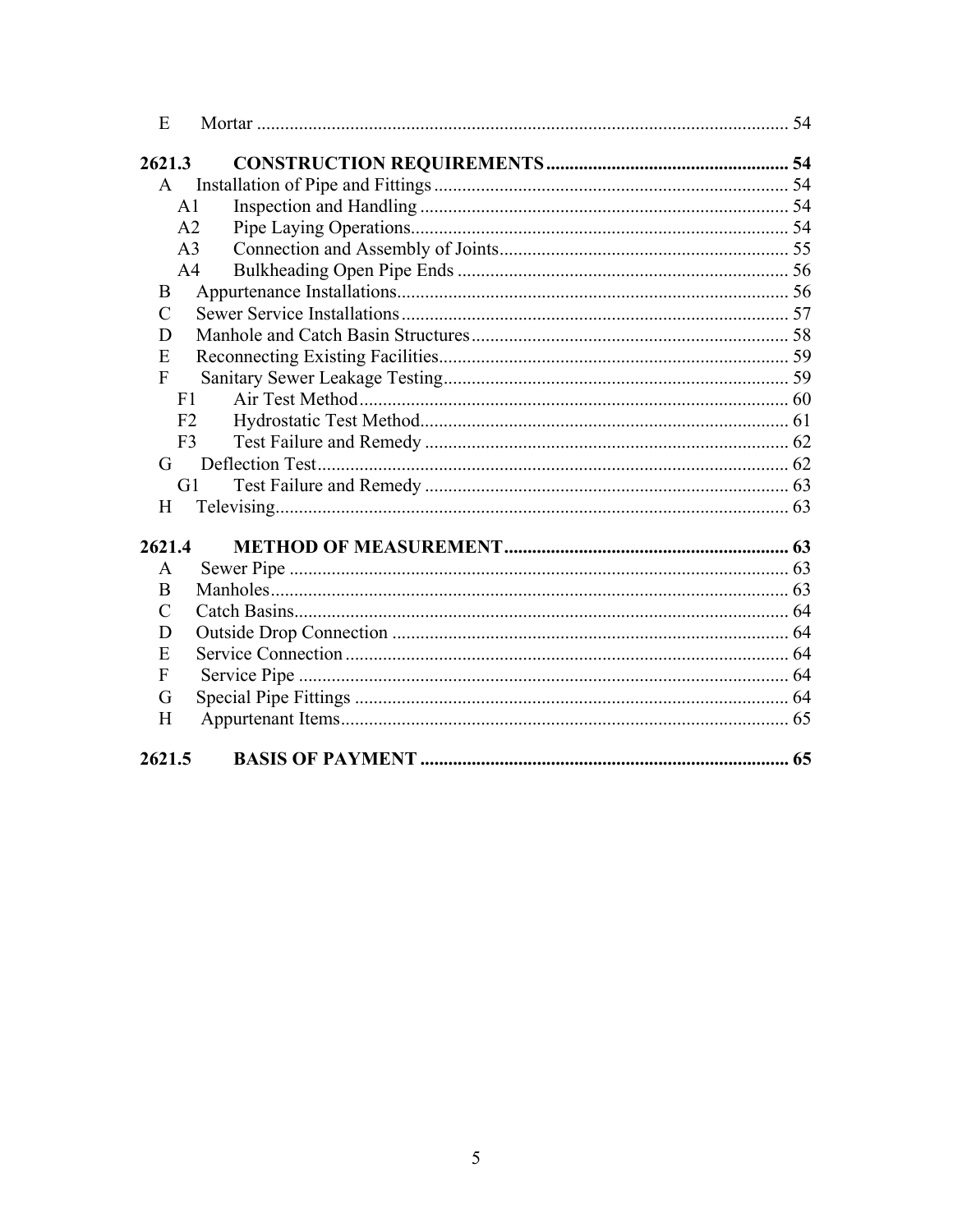E Mortar ........................................................................................................ 54

**2621.3 CONSTRUCTION REQUIREMENTS ................................................... 54**

- A Installation of Pipe and Fittings ........................................................................... 54
  - A1 Inspection and Handling ............................................................................... 54
  - A2 Pipe Laying Operations................................................................................. 54
  - A3 Connection and Assembly of Joints.............................................................. 55
  - A4 Bulkheading Open Pipe Ends ....................................................................... 56
- B Appurtenance Installations................................................................................... 56
- C Sewer Service Installations .................................................................................. 57
- D Manhole and Catch Basin Structures................................................................... 58
- E Reconnecting Existing Facilities.......................................................................... 59
- F Sanitary Sewer Leakage Testing.......................................................................... 59
  - F1 Air Test Method............................................................................................ 60
  - F2 Hydrostatic Test Method............................................................................... 61
  - F3 Test Failure and Remedy .............................................................................. 62
- G Deflection Test..................................................................................................... 62
  - G1 Test Failure and Remedy .............................................................................. 63
- H Televising............................................................................................................. 63

**2621.4 METHOD OF MEASUREMENT............................................................ 63**

- A Sewer Pipe ........................................................................................................... 63
- B Manholes.............................................................................................................. 63
- C Catch Basins......................................................................................................... 64
- D Outside Drop Connection .................................................................................... 64
- E Service Connection .............................................................................................. 64
- F Service Pipe ......................................................................................................... 64
- G Special Pipe Fittings ............................................................................................ 64
- H Appurtenant Items................................................................................................ 65

**2621.5 BASIS OF PAYMENT ............................................................................. 65**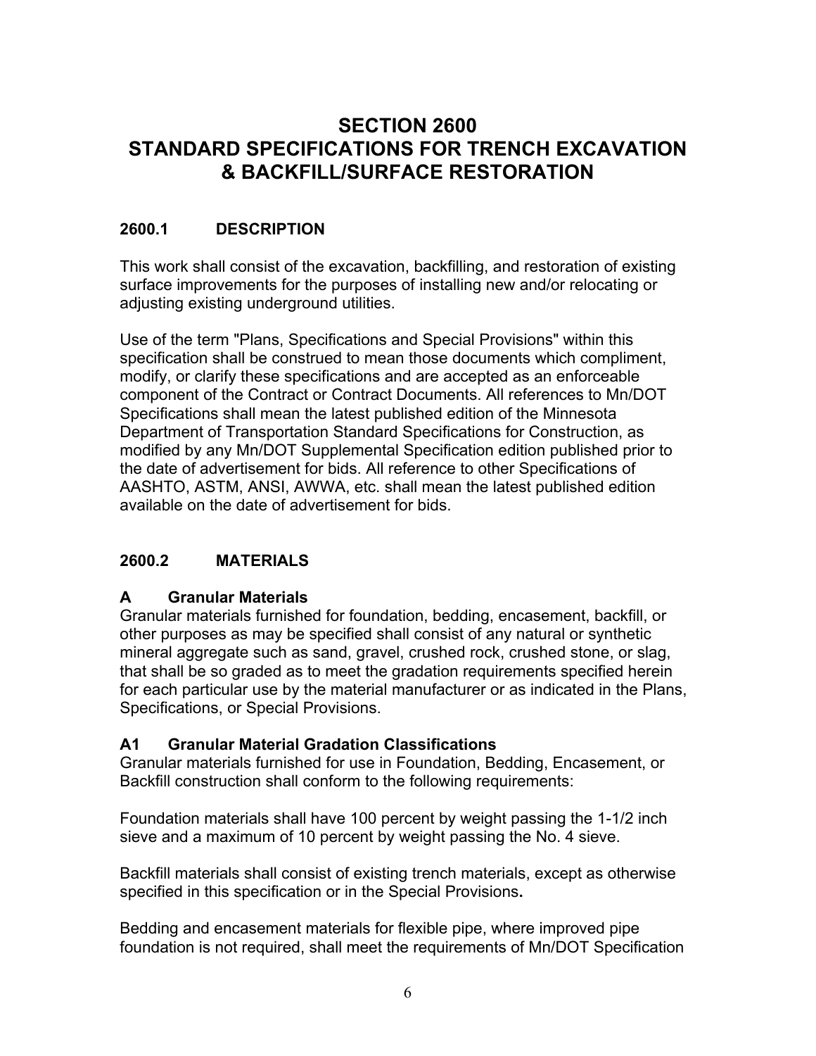# SECTION 2600
# STANDARD SPECIFICATIONS FOR TRENCH EXCAVATION & BACKFILL/SURFACE RESTORATION

## 2600.1 DESCRIPTION

This work shall consist of the excavation, backfilling, and restoration of existing surface improvements for the purposes of installing new and/or relocating or adjusting existing underground utilities.

Use of the term "Plans, Specifications and Special Provisions" within this specification shall be construed to mean those documents which compliment, modify, or clarify these specifications and are accepted as an enforceable component of the Contract or Contract Documents. All references to Mn/DOT Specifications shall mean the latest published edition of the Minnesota Department of Transportation Standard Specifications for Construction, as modified by any Mn/DOT Supplemental Specification edition published prior to the date of advertisement for bids. All reference to other Specifications of AASHTO, ASTM, ANSI, AWWA, etc. shall mean the latest published edition available on the date of advertisement for bids.

## 2600.2 MATERIALS

### A Granular Materials

Granular materials furnished for foundation, bedding, encasement, backfill, or other purposes as may be specified shall consist of any natural or synthetic mineral aggregate such as sand, gravel, crushed rock, crushed stone, or slag, that shall be so graded as to meet the gradation requirements specified herein for each particular use by the material manufacturer or as indicated in the Plans, Specifications, or Special Provisions.

### A1 Granular Material Gradation Classifications

Granular materials furnished for use in Foundation, Bedding, Encasement, or Backfill construction shall conform to the following requirements:

Foundation materials shall have 100 percent by weight passing the 1-1/2 inch sieve and a maximum of 10 percent by weight passing the No. 4 sieve.

Backfill materials shall consist of existing trench materials, except as otherwise specified in this specification or in the Special Provisions**.**

Bedding and encasement materials for flexible pipe, where improved pipe foundation is not required, shall meet the requirements of Mn/DOT Specification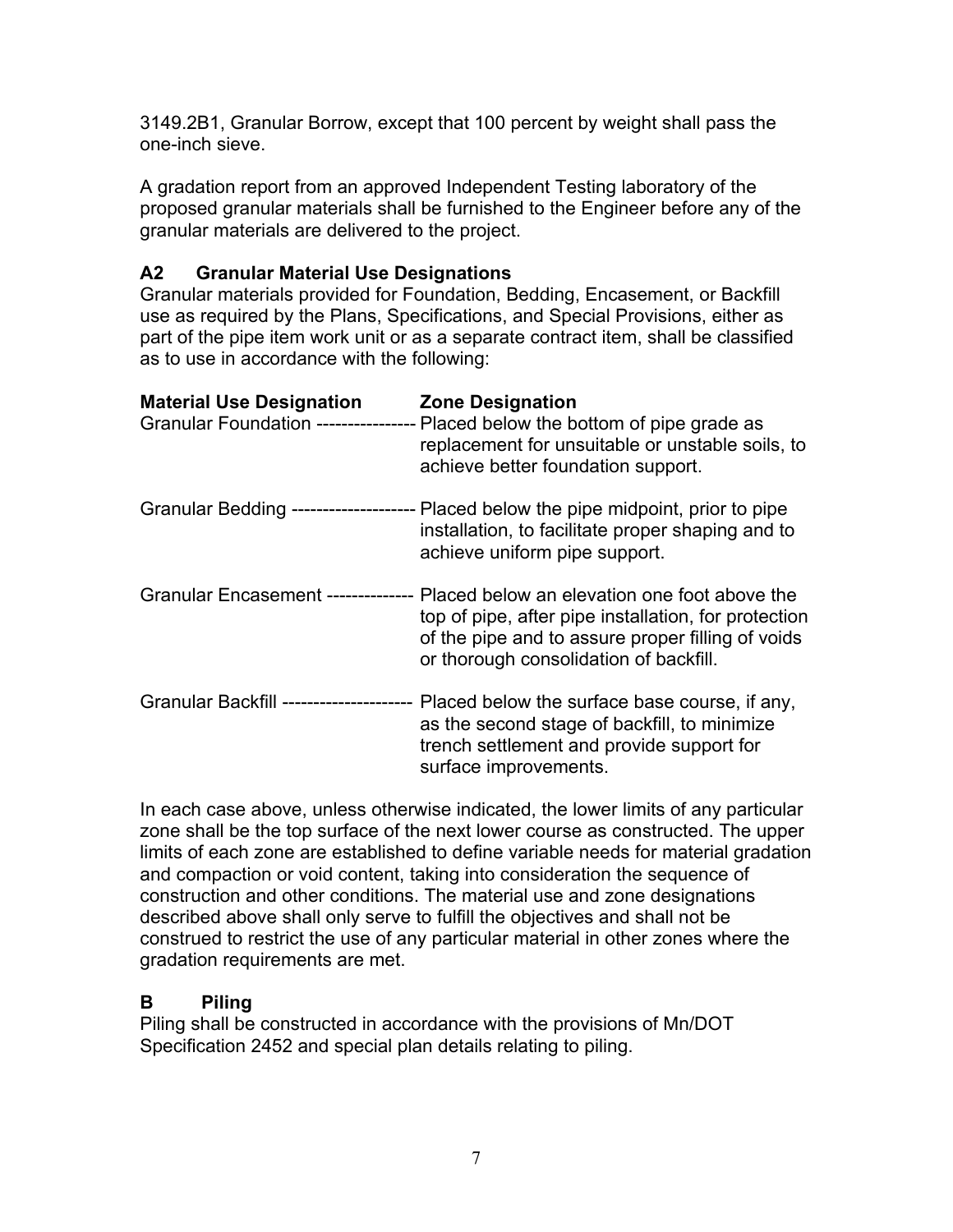3149.2B1, Granular Borrow, except that 100 percent by weight shall pass the one-inch sieve.

A gradation report from an approved Independent Testing laboratory of the proposed granular materials shall be furnished to the Engineer before any of the granular materials are delivered to the project.

### A2 Granular Material Use Designations

Granular materials provided for Foundation, Bedding, Encasement, or Backfill use as required by the Plans, Specifications, and Special Provisions, either as part of the pipe item work unit or as a separate contract item, shall be classified as to use in accordance with the following:

| Material Use Designation | Zone Designation |
|---|---|
| Granular Foundation | Placed below the bottom of pipe grade as replacement for unsuitable or unstable soils, to achieve better foundation support. |
| Granular Bedding | Placed below the pipe midpoint, prior to pipe installation, to facilitate proper shaping and to achieve uniform pipe support. |
| Granular Encasement | Placed below an elevation one foot above the top of pipe, after pipe installation, for protection of the pipe and to assure proper filling of voids or thorough consolidation of backfill. |
| Granular Backfill | Placed below the surface base course, if any, as the second stage of backfill, to minimize trench settlement and provide support for surface improvements. |

In each case above, unless otherwise indicated, the lower limits of any particular zone shall be the top surface of the next lower course as constructed. The upper limits of each zone are established to define variable needs for material gradation and compaction or void content, taking into consideration the sequence of construction and other conditions. The material use and zone designations described above shall only serve to fulfill the objectives and shall not be construed to restrict the use of any particular material in other zones where the gradation requirements are met.

## B Piling

Piling shall be constructed in accordance with the provisions of Mn/DOT Specification 2452 and special plan details relating to piling.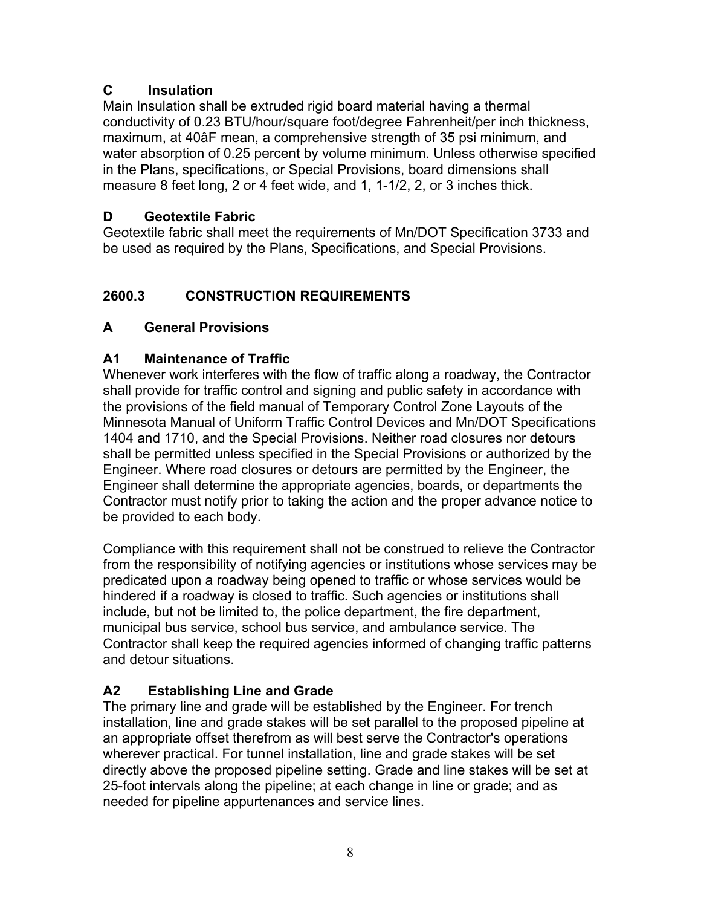### C Insulation

Main Insulation shall be extruded rigid board material having a thermal conductivity of 0.23 BTU/hour/square foot/degree Fahrenheit/per inch thickness, maximum, at 40âF mean, a comprehensive strength of 35 psi minimum, and water absorption of 0.25 percent by volume minimum. Unless otherwise specified in the Plans, specifications, or Special Provisions, board dimensions shall measure 8 feet long, 2 or 4 feet wide, and 1, 1-1/2, 2, or 3 inches thick.

### D Geotextile Fabric

Geotextile fabric shall meet the requirements of Mn/DOT Specification 3733 and be used as required by the Plans, Specifications, and Special Provisions.

## 2600.3 CONSTRUCTION REQUIREMENTS

### A General Provisions

### A1 Maintenance of Traffic

Whenever work interferes with the flow of traffic along a roadway, the Contractor shall provide for traffic control and signing and public safety in accordance with the provisions of the field manual of Temporary Control Zone Layouts of the Minnesota Manual of Uniform Traffic Control Devices and Mn/DOT Specifications 1404 and 1710, and the Special Provisions. Neither road closures nor detours shall be permitted unless specified in the Special Provisions or authorized by the Engineer. Where road closures or detours are permitted by the Engineer, the Engineer shall determine the appropriate agencies, boards, or departments the Contractor must notify prior to taking the action and the proper advance notice to be provided to each body.

Compliance with this requirement shall not be construed to relieve the Contractor from the responsibility of notifying agencies or institutions whose services may be predicated upon a roadway being opened to traffic or whose services would be hindered if a roadway is closed to traffic. Such agencies or institutions shall include, but not be limited to, the police department, the fire department, municipal bus service, school bus service, and ambulance service. The Contractor shall keep the required agencies informed of changing traffic patterns and detour situations.

### A2 Establishing Line and Grade

The primary line and grade will be established by the Engineer. For trench installation, line and grade stakes will be set parallel to the proposed pipeline at an appropriate offset therefrom as will best serve the Contractor's operations wherever practical. For tunnel installation, line and grade stakes will be set directly above the proposed pipeline setting. Grade and line stakes will be set at 25-foot intervals along the pipeline; at each change in line or grade; and as needed for pipeline appurtenances and service lines.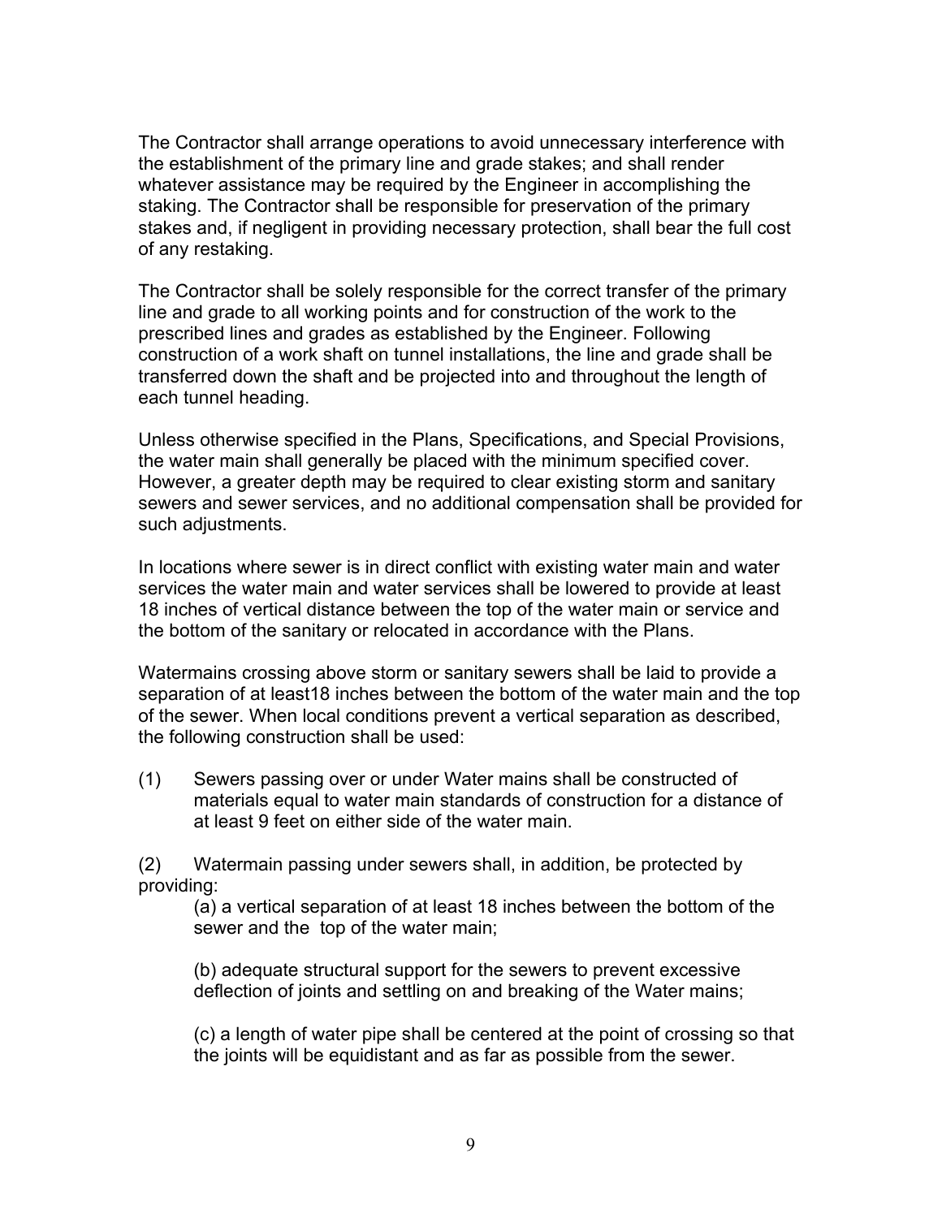The Contractor shall arrange operations to avoid unnecessary interference with the establishment of the primary line and grade stakes; and shall render whatever assistance may be required by the Engineer in accomplishing the staking. The Contractor shall be responsible for preservation of the primary stakes and, if negligent in providing necessary protection, shall bear the full cost of any restaking.

The Contractor shall be solely responsible for the correct transfer of the primary line and grade to all working points and for construction of the work to the prescribed lines and grades as established by the Engineer. Following construction of a work shaft on tunnel installations, the line and grade shall be transferred down the shaft and be projected into and throughout the length of each tunnel heading.

Unless otherwise specified in the Plans, Specifications, and Special Provisions, the water main shall generally be placed with the minimum specified cover. However, a greater depth may be required to clear existing storm and sanitary sewers and sewer services, and no additional compensation shall be provided for such adjustments.

In locations where sewer is in direct conflict with existing water main and water services the water main and water services shall be lowered to provide at least 18 inches of vertical distance between the top of the water main or service and the bottom of the sanitary or relocated in accordance with the Plans.

Watermains crossing above storm or sanitary sewers shall be laid to provide a separation of at least18 inches between the bottom of the water main and the top of the sewer. When local conditions prevent a vertical separation as described, the following construction shall be used:

(1) Sewers passing over or under Water mains shall be constructed of materials equal to water main standards of construction for a distance of at least 9 feet on either side of the water main.

(2) Watermain passing under sewers shall, in addition, be protected by providing:

(a) a vertical separation of at least 18 inches between the bottom of the sewer and the top of the water main;

(b) adequate structural support for the sewers to prevent excessive deflection of joints and settling on and breaking of the Water mains;

(c) a length of water pipe shall be centered at the point of crossing so that the joints will be equidistant and as far as possible from the sewer.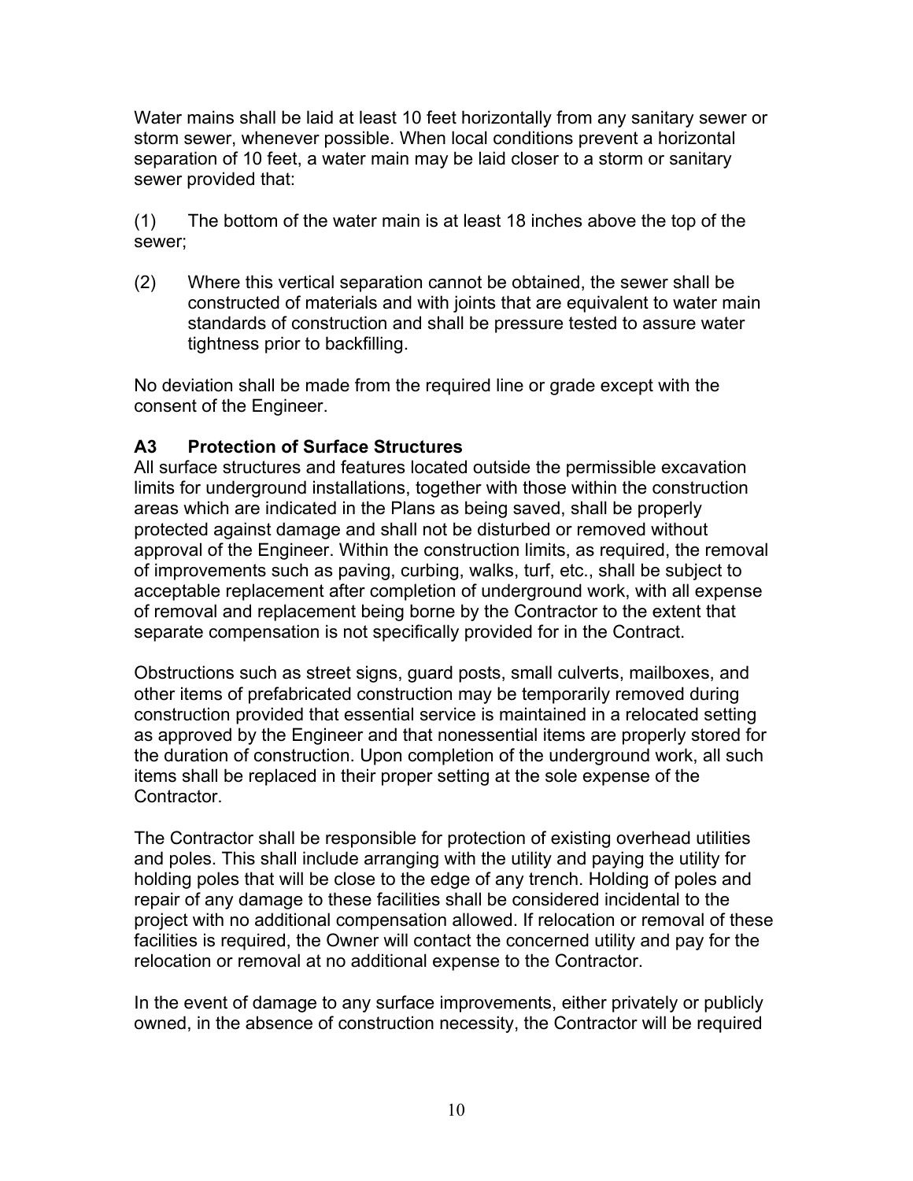Water mains shall be laid at least 10 feet horizontally from any sanitary sewer or storm sewer, whenever possible. When local conditions prevent a horizontal separation of 10 feet, a water main may be laid closer to a storm or sanitary sewer provided that:

(1) The bottom of the water main is at least 18 inches above the top of the sewer;

(2) Where this vertical separation cannot be obtained, the sewer shall be constructed of materials and with joints that are equivalent to water main standards of construction and shall be pressure tested to assure water tightness prior to backfilling.

No deviation shall be made from the required line or grade except with the consent of the Engineer.

### A3 Protection of Surface Structures

All surface structures and features located outside the permissible excavation limits for underground installations, together with those within the construction areas which are indicated in the Plans as being saved, shall be properly protected against damage and shall not be disturbed or removed without approval of the Engineer. Within the construction limits, as required, the removal of improvements such as paving, curbing, walks, turf, etc., shall be subject to acceptable replacement after completion of underground work, with all expense of removal and replacement being borne by the Contractor to the extent that separate compensation is not specifically provided for in the Contract.

Obstructions such as street signs, guard posts, small culverts, mailboxes, and other items of prefabricated construction may be temporarily removed during construction provided that essential service is maintained in a relocated setting as approved by the Engineer and that nonessential items are properly stored for the duration of construction. Upon completion of the underground work, all such items shall be replaced in their proper setting at the sole expense of the Contractor.

The Contractor shall be responsible for protection of existing overhead utilities and poles. This shall include arranging with the utility and paying the utility for holding poles that will be close to the edge of any trench. Holding of poles and repair of any damage to these facilities shall be considered incidental to the project with no additional compensation allowed. If relocation or removal of these facilities is required, the Owner will contact the concerned utility and pay for the relocation or removal at no additional expense to the Contractor.

In the event of damage to any surface improvements, either privately or publicly owned, in the absence of construction necessity, the Contractor will be required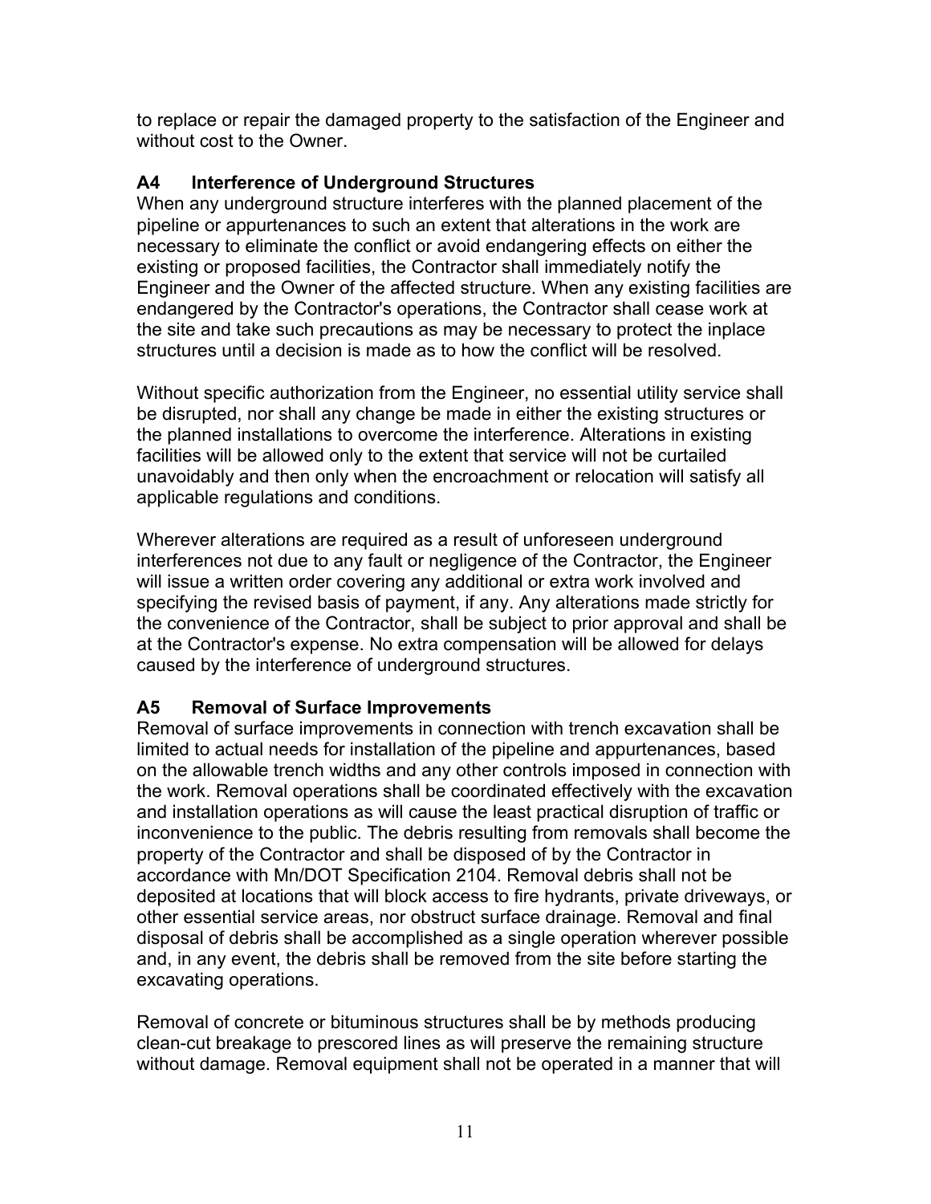to replace or repair the damaged property to the satisfaction of the Engineer and without cost to the Owner.

### A4 Interference of Underground Structures

When any underground structure interferes with the planned placement of the pipeline or appurtenances to such an extent that alterations in the work are necessary to eliminate the conflict or avoid endangering effects on either the existing or proposed facilities, the Contractor shall immediately notify the Engineer and the Owner of the affected structure. When any existing facilities are endangered by the Contractor's operations, the Contractor shall cease work at the site and take such precautions as may be necessary to protect the inplace structures until a decision is made as to how the conflict will be resolved.

Without specific authorization from the Engineer, no essential utility service shall be disrupted, nor shall any change be made in either the existing structures or the planned installations to overcome the interference. Alterations in existing facilities will be allowed only to the extent that service will not be curtailed unavoidably and then only when the encroachment or relocation will satisfy all applicable regulations and conditions.

Wherever alterations are required as a result of unforeseen underground interferences not due to any fault or negligence of the Contractor, the Engineer will issue a written order covering any additional or extra work involved and specifying the revised basis of payment, if any. Any alterations made strictly for the convenience of the Contractor, shall be subject to prior approval and shall be at the Contractor's expense. No extra compensation will be allowed for delays caused by the interference of underground structures.

### A5 Removal of Surface Improvements

Removal of surface improvements in connection with trench excavation shall be limited to actual needs for installation of the pipeline and appurtenances, based on the allowable trench widths and any other controls imposed in connection with the work. Removal operations shall be coordinated effectively with the excavation and installation operations as will cause the least practical disruption of traffic or inconvenience to the public. The debris resulting from removals shall become the property of the Contractor and shall be disposed of by the Contractor in accordance with Mn/DOT Specification 2104. Removal debris shall not be deposited at locations that will block access to fire hydrants, private driveways, or other essential service areas, nor obstruct surface drainage. Removal and final disposal of debris shall be accomplished as a single operation wherever possible and, in any event, the debris shall be removed from the site before starting the excavating operations.

Removal of concrete or bituminous structures shall be by methods producing clean-cut breakage to prescored lines as will preserve the remaining structure without damage. Removal equipment shall not be operated in a manner that will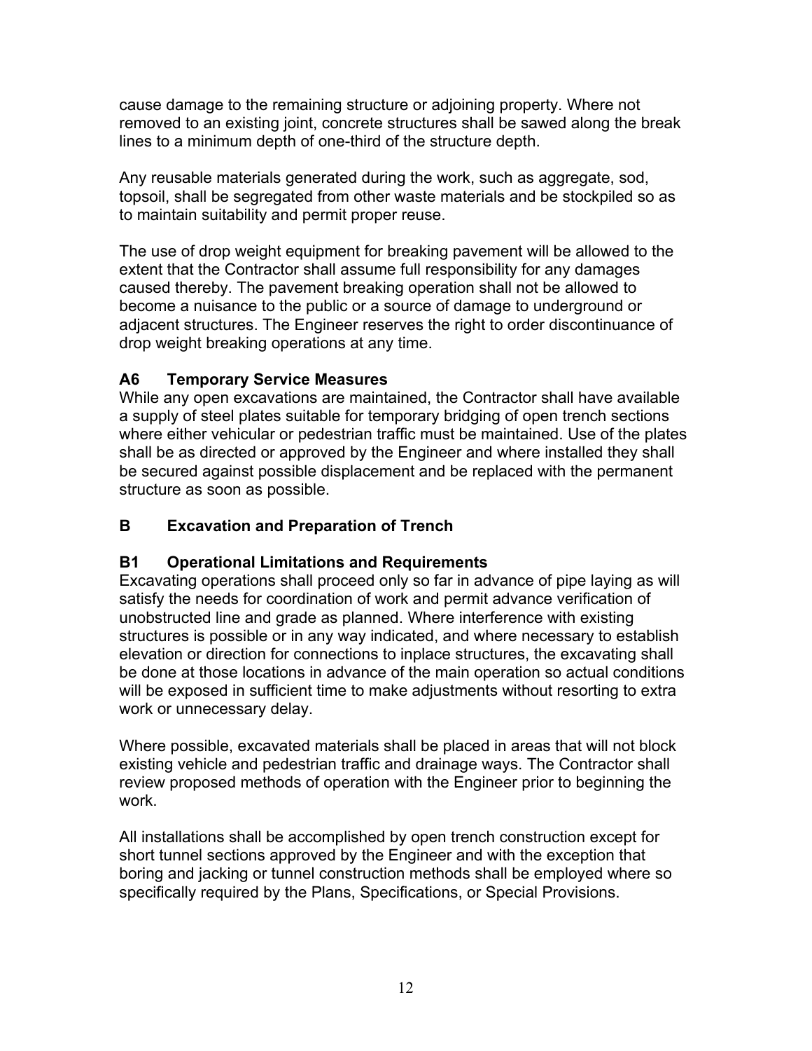cause damage to the remaining structure or adjoining property. Where not removed to an existing joint, concrete structures shall be sawed along the break lines to a minimum depth of one-third of the structure depth.

Any reusable materials generated during the work, such as aggregate, sod, topsoil, shall be segregated from other waste materials and be stockpiled so as to maintain suitability and permit proper reuse.

The use of drop weight equipment for breaking pavement will be allowed to the extent that the Contractor shall assume full responsibility for any damages caused thereby. The pavement breaking operation shall not be allowed to become a nuisance to the public or a source of damage to underground or adjacent structures. The Engineer reserves the right to order discontinuance of drop weight breaking operations at any time.

### A6 Temporary Service Measures

While any open excavations are maintained, the Contractor shall have available a supply of steel plates suitable for temporary bridging of open trench sections where either vehicular or pedestrian traffic must be maintained. Use of the plates shall be as directed or approved by the Engineer and where installed they shall be secured against possible displacement and be replaced with the permanent structure as soon as possible.

## B Excavation and Preparation of Trench

### B1 Operational Limitations and Requirements

Excavating operations shall proceed only so far in advance of pipe laying as will satisfy the needs for coordination of work and permit advance verification of unobstructed line and grade as planned. Where interference with existing structures is possible or in any way indicated, and where necessary to establish elevation or direction for connections to inplace structures, the excavating shall be done at those locations in advance of the main operation so actual conditions will be exposed in sufficient time to make adjustments without resorting to extra work or unnecessary delay.

Where possible, excavated materials shall be placed in areas that will not block existing vehicle and pedestrian traffic and drainage ways. The Contractor shall review proposed methods of operation with the Engineer prior to beginning the work.

All installations shall be accomplished by open trench construction except for short tunnel sections approved by the Engineer and with the exception that boring and jacking or tunnel construction methods shall be employed where so specifically required by the Plans, Specifications, or Special Provisions.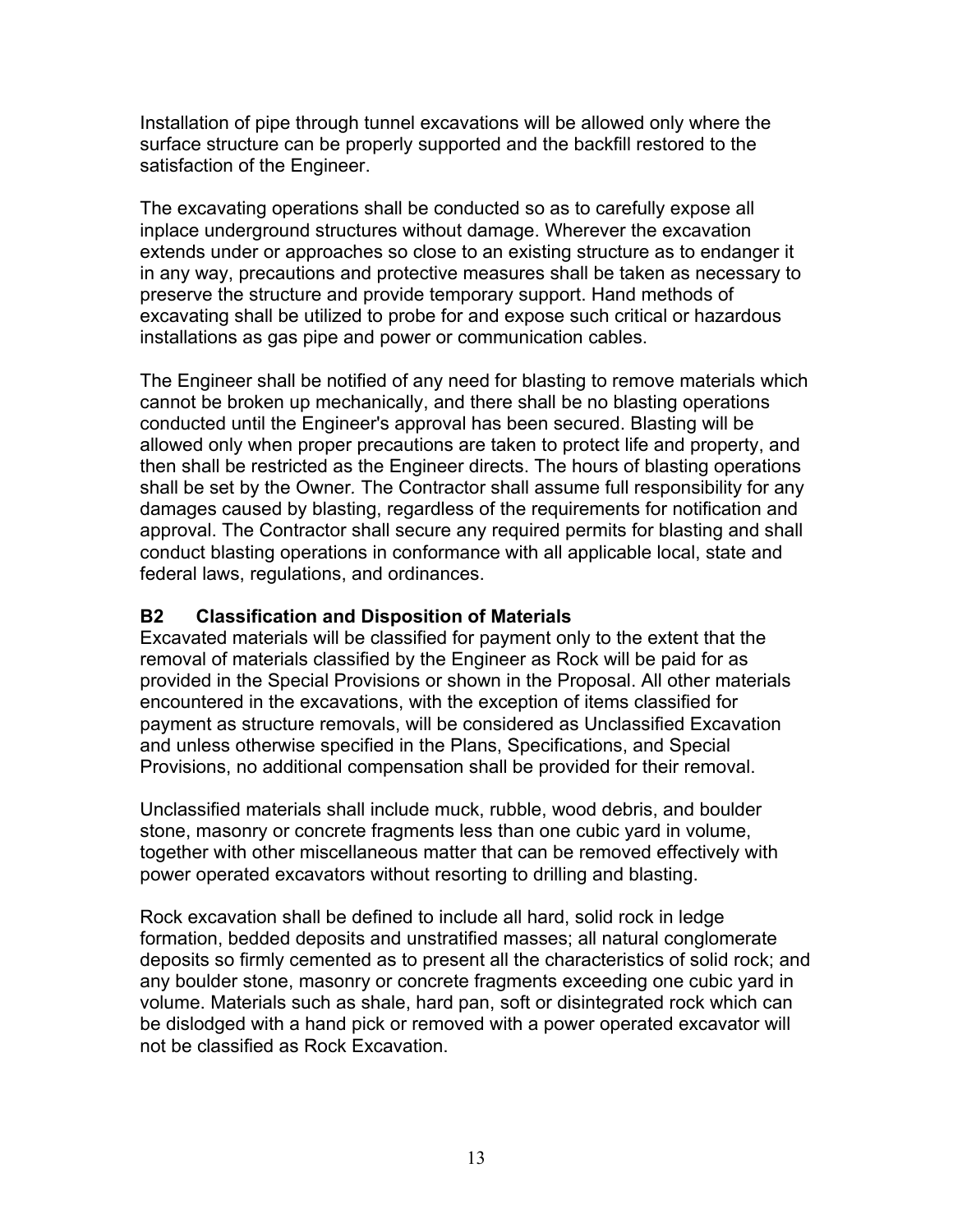Installation of pipe through tunnel excavations will be allowed only where the surface structure can be properly supported and the backfill restored to the satisfaction of the Engineer.

The excavating operations shall be conducted so as to carefully expose all inplace underground structures without damage. Wherever the excavation extends under or approaches so close to an existing structure as to endanger it in any way, precautions and protective measures shall be taken as necessary to preserve the structure and provide temporary support. Hand methods of excavating shall be utilized to probe for and expose such critical or hazardous installations as gas pipe and power or communication cables.

The Engineer shall be notified of any need for blasting to remove materials which cannot be broken up mechanically, and there shall be no blasting operations conducted until the Engineer's approval has been secured. Blasting will be allowed only when proper precautions are taken to protect life and property, and then shall be restricted as the Engineer directs. The hours of blasting operations shall be set by the Owner*.* The Contractor shall assume full responsibility for any damages caused by blasting, regardless of the requirements for notification and approval. The Contractor shall secure any required permits for blasting and shall conduct blasting operations in conformance with all applicable local, state and federal laws, regulations, and ordinances.

### B2 Classification and Disposition of Materials

Excavated materials will be classified for payment only to the extent that the removal of materials classified by the Engineer as Rock will be paid for as provided in the Special Provisions or shown in the Proposal. All other materials encountered in the excavations, with the exception of items classified for payment as structure removals, will be considered as Unclassified Excavation and unless otherwise specified in the Plans, Specifications, and Special Provisions, no additional compensation shall be provided for their removal.

Unclassified materials shall include muck, rubble, wood debris, and boulder stone, masonry or concrete fragments less than one cubic yard in volume, together with other miscellaneous matter that can be removed effectively with power operated excavators without resorting to drilling and blasting.

Rock excavation shall be defined to include all hard, solid rock in ledge formation, bedded deposits and unstratified masses; all natural conglomerate deposits so firmly cemented as to present all the characteristics of solid rock; and any boulder stone, masonry or concrete fragments exceeding one cubic yard in volume. Materials such as shale, hard pan, soft or disintegrated rock which can be dislodged with a hand pick or removed with a power operated excavator will not be classified as Rock Excavation.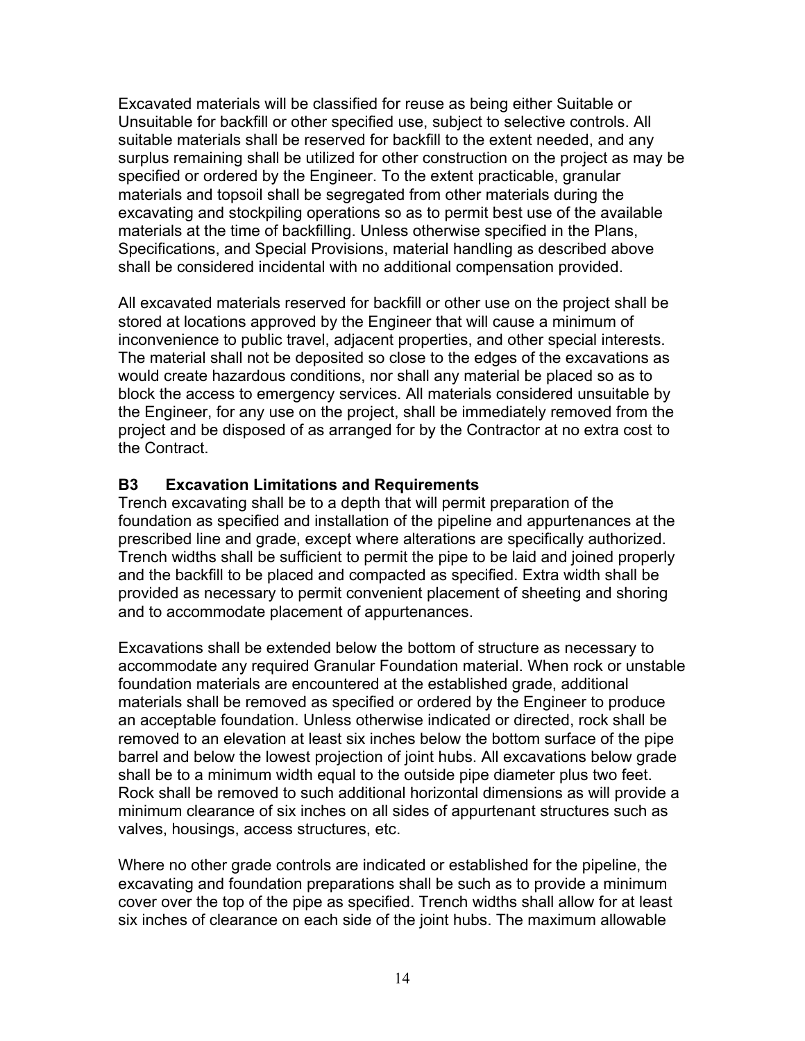Excavated materials will be classified for reuse as being either Suitable or Unsuitable for backfill or other specified use, subject to selective controls. All suitable materials shall be reserved for backfill to the extent needed, and any surplus remaining shall be utilized for other construction on the project as may be specified or ordered by the Engineer. To the extent practicable, granular materials and topsoil shall be segregated from other materials during the excavating and stockpiling operations so as to permit best use of the available materials at the time of backfilling. Unless otherwise specified in the Plans, Specifications, and Special Provisions, material handling as described above shall be considered incidental with no additional compensation provided.

All excavated materials reserved for backfill or other use on the project shall be stored at locations approved by the Engineer that will cause a minimum of inconvenience to public travel, adjacent properties, and other special interests. The material shall not be deposited so close to the edges of the excavations as would create hazardous conditions, nor shall any material be placed so as to block the access to emergency services. All materials considered unsuitable by the Engineer, for any use on the project, shall be immediately removed from the project and be disposed of as arranged for by the Contractor at no extra cost to the Contract.

### B3 Excavation Limitations and Requirements

Trench excavating shall be to a depth that will permit preparation of the foundation as specified and installation of the pipeline and appurtenances at the prescribed line and grade, except where alterations are specifically authorized. Trench widths shall be sufficient to permit the pipe to be laid and joined properly and the backfill to be placed and compacted as specified. Extra width shall be provided as necessary to permit convenient placement of sheeting and shoring and to accommodate placement of appurtenances.

Excavations shall be extended below the bottom of structure as necessary to accommodate any required Granular Foundation material. When rock or unstable foundation materials are encountered at the established grade, additional materials shall be removed as specified or ordered by the Engineer to produce an acceptable foundation. Unless otherwise indicated or directed, rock shall be removed to an elevation at least six inches below the bottom surface of the pipe barrel and below the lowest projection of joint hubs. All excavations below grade shall be to a minimum width equal to the outside pipe diameter plus two feet. Rock shall be removed to such additional horizontal dimensions as will provide a minimum clearance of six inches on all sides of appurtenant structures such as valves, housings, access structures, etc.

Where no other grade controls are indicated or established for the pipeline, the excavating and foundation preparations shall be such as to provide a minimum cover over the top of the pipe as specified. Trench widths shall allow for at least six inches of clearance on each side of the joint hubs. The maximum allowable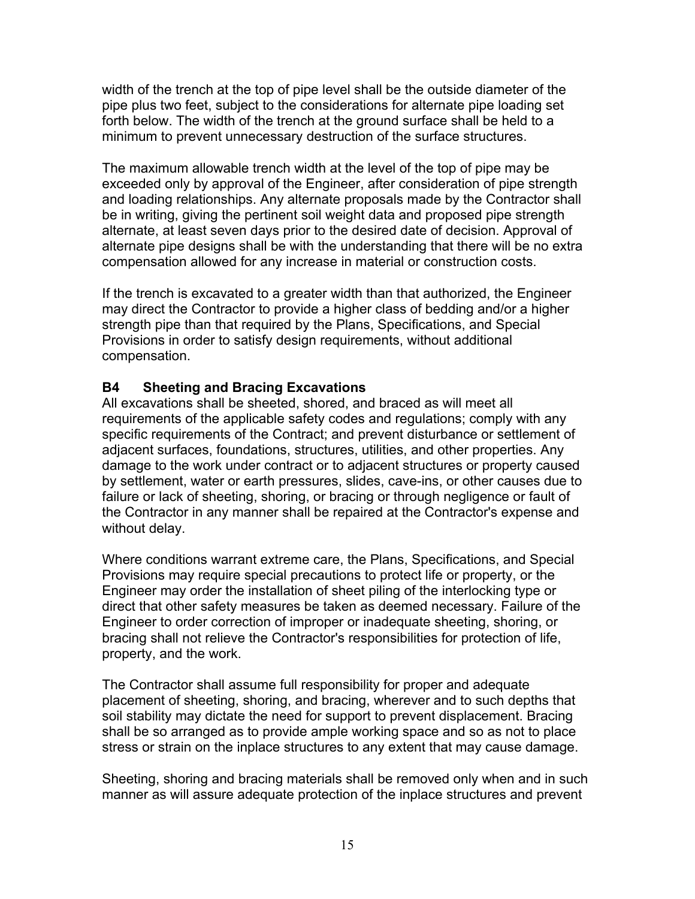width of the trench at the top of pipe level shall be the outside diameter of the pipe plus two feet, subject to the considerations for alternate pipe loading set forth below. The width of the trench at the ground surface shall be held to a minimum to prevent unnecessary destruction of the surface structures.

The maximum allowable trench width at the level of the top of pipe may be exceeded only by approval of the Engineer, after consideration of pipe strength and loading relationships. Any alternate proposals made by the Contractor shall be in writing, giving the pertinent soil weight data and proposed pipe strength alternate, at least seven days prior to the desired date of decision. Approval of alternate pipe designs shall be with the understanding that there will be no extra compensation allowed for any increase in material or construction costs.

If the trench is excavated to a greater width than that authorized, the Engineer may direct the Contractor to provide a higher class of bedding and/or a higher strength pipe than that required by the Plans, Specifications, and Special Provisions in order to satisfy design requirements, without additional compensation.

### B4 Sheeting and Bracing Excavations

All excavations shall be sheeted, shored, and braced as will meet all requirements of the applicable safety codes and regulations; comply with any specific requirements of the Contract; and prevent disturbance or settlement of adjacent surfaces, foundations, structures, utilities, and other properties. Any damage to the work under contract or to adjacent structures or property caused by settlement, water or earth pressures, slides, cave-ins, or other causes due to failure or lack of sheeting, shoring, or bracing or through negligence or fault of the Contractor in any manner shall be repaired at the Contractor's expense and without delay.

Where conditions warrant extreme care, the Plans, Specifications, and Special Provisions may require special precautions to protect life or property, or the Engineer may order the installation of sheet piling of the interlocking type or direct that other safety measures be taken as deemed necessary. Failure of the Engineer to order correction of improper or inadequate sheeting, shoring, or bracing shall not relieve the Contractor's responsibilities for protection of life, property, and the work.

The Contractor shall assume full responsibility for proper and adequate placement of sheeting, shoring, and bracing, wherever and to such depths that soil stability may dictate the need for support to prevent displacement. Bracing shall be so arranged as to provide ample working space and so as not to place stress or strain on the inplace structures to any extent that may cause damage.

Sheeting, shoring and bracing materials shall be removed only when and in such manner as will assure adequate protection of the inplace structures and prevent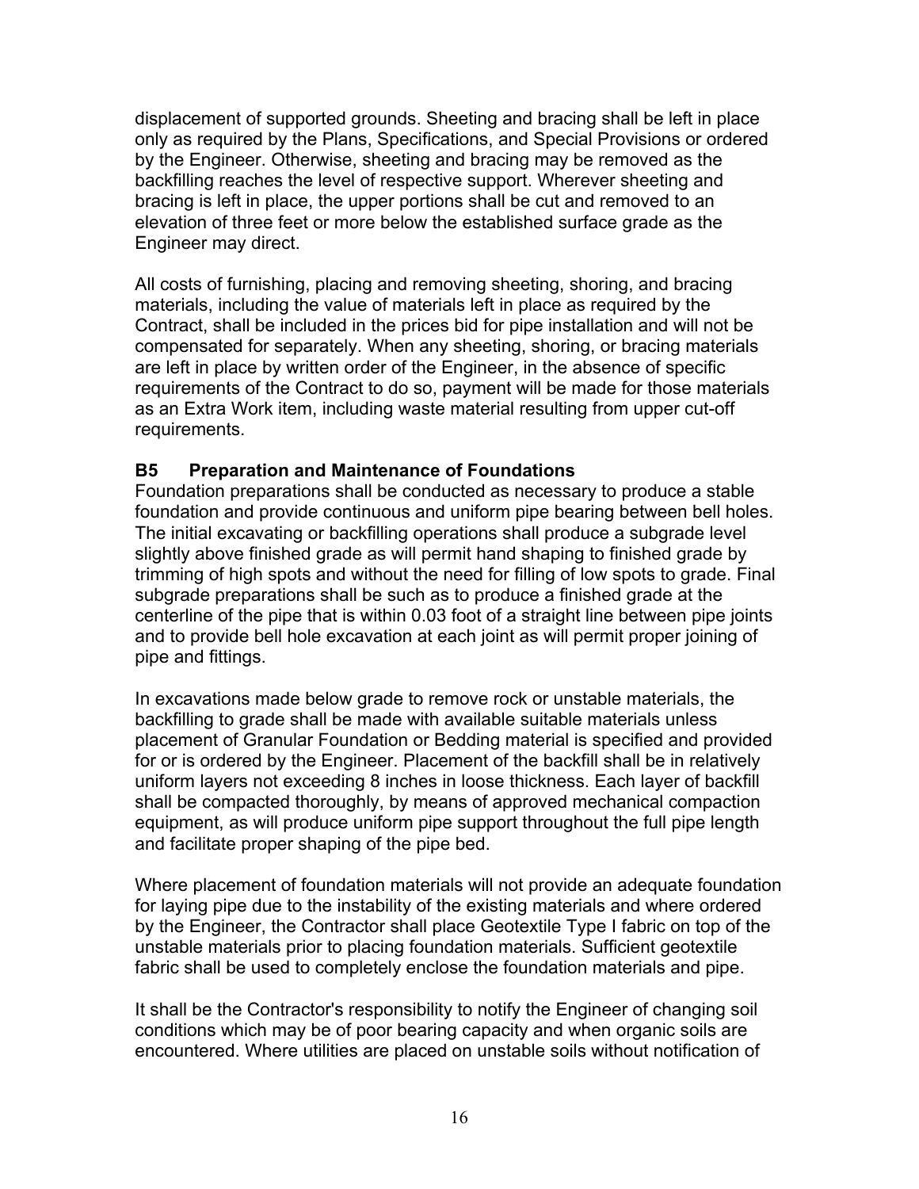displacement of supported grounds. Sheeting and bracing shall be left in place only as required by the Plans, Specifications, and Special Provisions or ordered by the Engineer. Otherwise, sheeting and bracing may be removed as the backfilling reaches the level of respective support. Wherever sheeting and bracing is left in place, the upper portions shall be cut and removed to an elevation of three feet or more below the established surface grade as the Engineer may direct.

All costs of furnishing, placing and removing sheeting, shoring, and bracing materials, including the value of materials left in place as required by the Contract, shall be included in the prices bid for pipe installation and will not be compensated for separately. When any sheeting, shoring, or bracing materials are left in place by written order of the Engineer, in the absence of specific requirements of the Contract to do so, payment will be made for those materials as an Extra Work item, including waste material resulting from upper cut-off requirements.

### B5 Preparation and Maintenance of Foundations

Foundation preparations shall be conducted as necessary to produce a stable foundation and provide continuous and uniform pipe bearing between bell holes. The initial excavating or backfilling operations shall produce a subgrade level slightly above finished grade as will permit hand shaping to finished grade by trimming of high spots and without the need for filling of low spots to grade. Final subgrade preparations shall be such as to produce a finished grade at the centerline of the pipe that is within 0.03 foot of a straight line between pipe joints and to provide bell hole excavation at each joint as will permit proper joining of pipe and fittings.

In excavations made below grade to remove rock or unstable materials, the backfilling to grade shall be made with available suitable materials unless placement of Granular Foundation or Bedding material is specified and provided for or is ordered by the Engineer. Placement of the backfill shall be in relatively uniform layers not exceeding 8 inches in loose thickness. Each layer of backfill shall be compacted thoroughly, by means of approved mechanical compaction equipment, as will produce uniform pipe support throughout the full pipe length and facilitate proper shaping of the pipe bed.

Where placement of foundation materials will not provide an adequate foundation for laying pipe due to the instability of the existing materials and where ordered by the Engineer, the Contractor shall place Geotextile Type I fabric on top of the unstable materials prior to placing foundation materials. Sufficient geotextile fabric shall be used to completely enclose the foundation materials and pipe.

It shall be the Contractor's responsibility to notify the Engineer of changing soil conditions which may be of poor bearing capacity and when organic soils are encountered. Where utilities are placed on unstable soils without notification of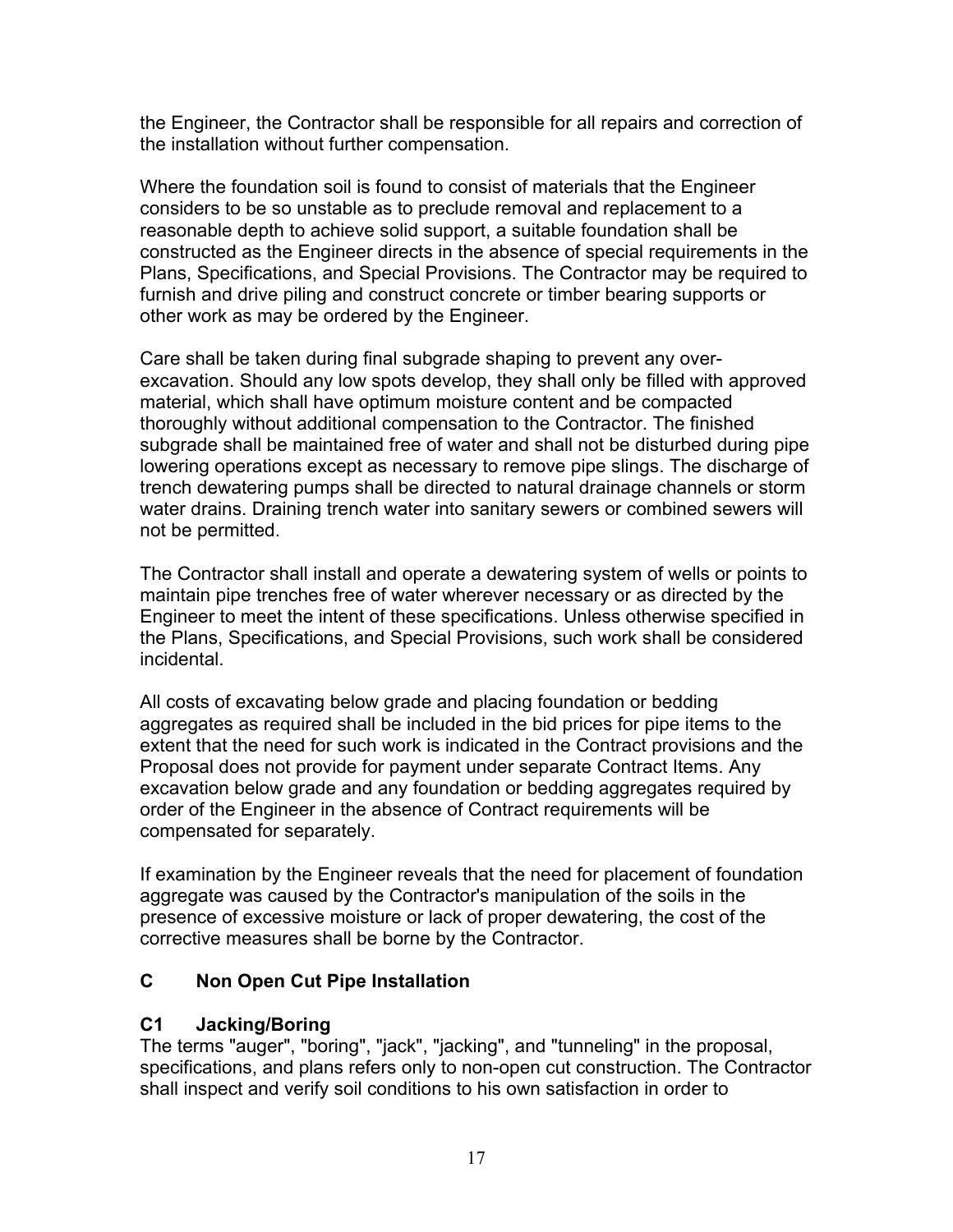the Engineer, the Contractor shall be responsible for all repairs and correction of the installation without further compensation.

Where the foundation soil is found to consist of materials that the Engineer considers to be so unstable as to preclude removal and replacement to a reasonable depth to achieve solid support, a suitable foundation shall be constructed as the Engineer directs in the absence of special requirements in the Plans, Specifications, and Special Provisions. The Contractor may be required to furnish and drive piling and construct concrete or timber bearing supports or other work as may be ordered by the Engineer.

Care shall be taken during final subgrade shaping to prevent any over-excavation. Should any low spots develop, they shall only be filled with approved material, which shall have optimum moisture content and be compacted thoroughly without additional compensation to the Contractor. The finished subgrade shall be maintained free of water and shall not be disturbed during pipe lowering operations except as necessary to remove pipe slings. The discharge of trench dewatering pumps shall be directed to natural drainage channels or storm water drains. Draining trench water into sanitary sewers or combined sewers will not be permitted.

The Contractor shall install and operate a dewatering system of wells or points to maintain pipe trenches free of water wherever necessary or as directed by the Engineer to meet the intent of these specifications. Unless otherwise specified in the Plans, Specifications, and Special Provisions, such work shall be considered incidental.

All costs of excavating below grade and placing foundation or bedding aggregates as required shall be included in the bid prices for pipe items to the extent that the need for such work is indicated in the Contract provisions and the Proposal does not provide for payment under separate Contract Items. Any excavation below grade and any foundation or bedding aggregates required by order of the Engineer in the absence of Contract requirements will be compensated for separately.

If examination by the Engineer reveals that the need for placement of foundation aggregate was caused by the Contractor's manipulation of the soils in the presence of excessive moisture or lack of proper dewatering, the cost of the corrective measures shall be borne by the Contractor.

## C Non Open Cut Pipe Installation

### C1 Jacking/Boring

The terms "auger", "boring", "jack", "jacking", and "tunneling" in the proposal, specifications, and plans refers only to non-open cut construction. The Contractor shall inspect and verify soil conditions to his own satisfaction in order to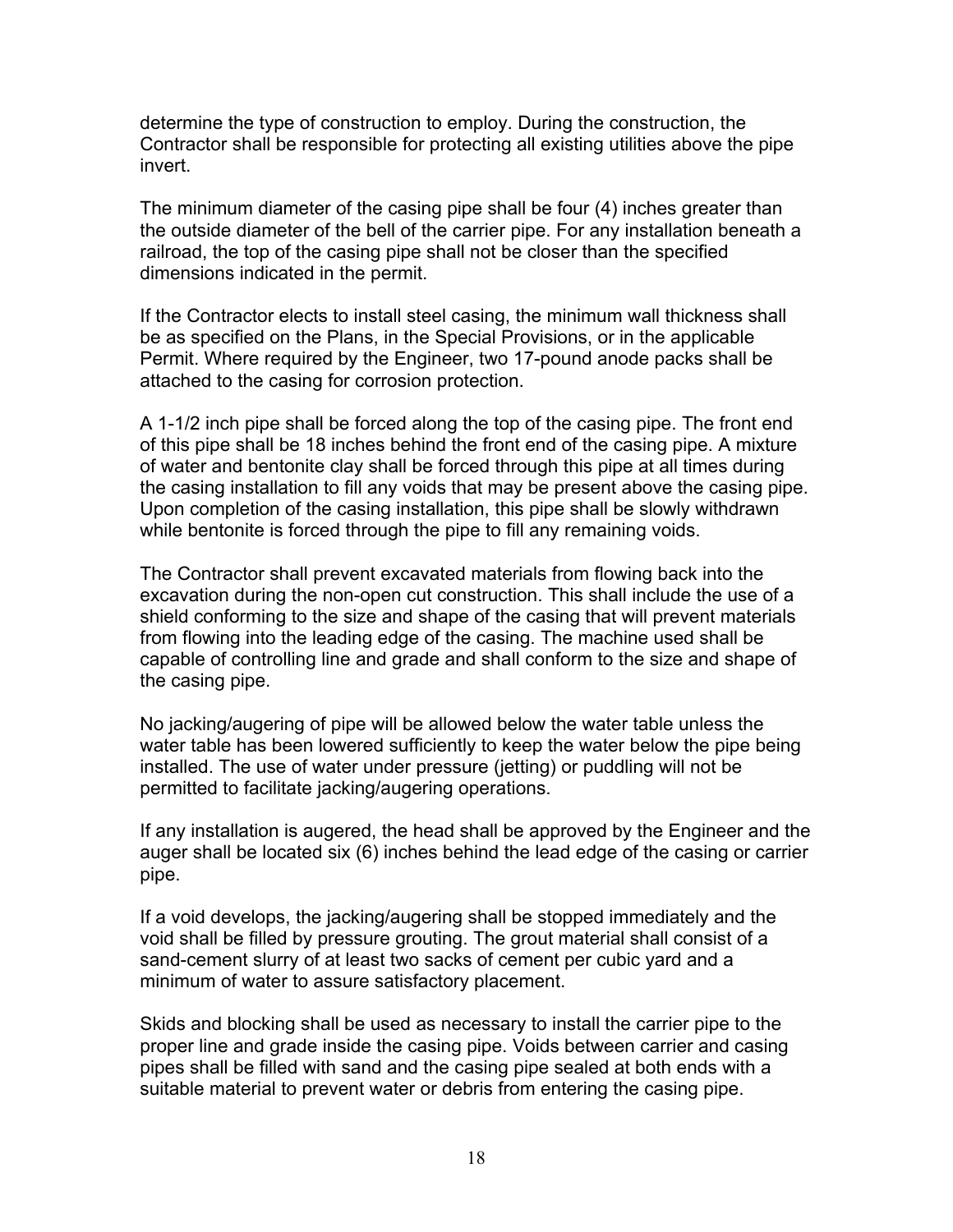determine the type of construction to employ. During the construction, the Contractor shall be responsible for protecting all existing utilities above the pipe invert.

The minimum diameter of the casing pipe shall be four (4) inches greater than the outside diameter of the bell of the carrier pipe. For any installation beneath a railroad, the top of the casing pipe shall not be closer than the specified dimensions indicated in the permit.

If the Contractor elects to install steel casing, the minimum wall thickness shall be as specified on the Plans, in the Special Provisions, or in the applicable Permit. Where required by the Engineer, two 17-pound anode packs shall be attached to the casing for corrosion protection.

A 1-1/2 inch pipe shall be forced along the top of the casing pipe. The front end of this pipe shall be 18 inches behind the front end of the casing pipe. A mixture of water and bentonite clay shall be forced through this pipe at all times during the casing installation to fill any voids that may be present above the casing pipe. Upon completion of the casing installation, this pipe shall be slowly withdrawn while bentonite is forced through the pipe to fill any remaining voids.

The Contractor shall prevent excavated materials from flowing back into the excavation during the non-open cut construction. This shall include the use of a shield conforming to the size and shape of the casing that will prevent materials from flowing into the leading edge of the casing. The machine used shall be capable of controlling line and grade and shall conform to the size and shape of the casing pipe.

No jacking/augering of pipe will be allowed below the water table unless the water table has been lowered sufficiently to keep the water below the pipe being installed. The use of water under pressure (jetting) or puddling will not be permitted to facilitate jacking/augering operations.

If any installation is augered, the head shall be approved by the Engineer and the auger shall be located six (6) inches behind the lead edge of the casing or carrier pipe.

If a void develops, the jacking/augering shall be stopped immediately and the void shall be filled by pressure grouting. The grout material shall consist of a sand-cement slurry of at least two sacks of cement per cubic yard and a minimum of water to assure satisfactory placement.

Skids and blocking shall be used as necessary to install the carrier pipe to the proper line and grade inside the casing pipe. Voids between carrier and casing pipes shall be filled with sand and the casing pipe sealed at both ends with a suitable material to prevent water or debris from entering the casing pipe.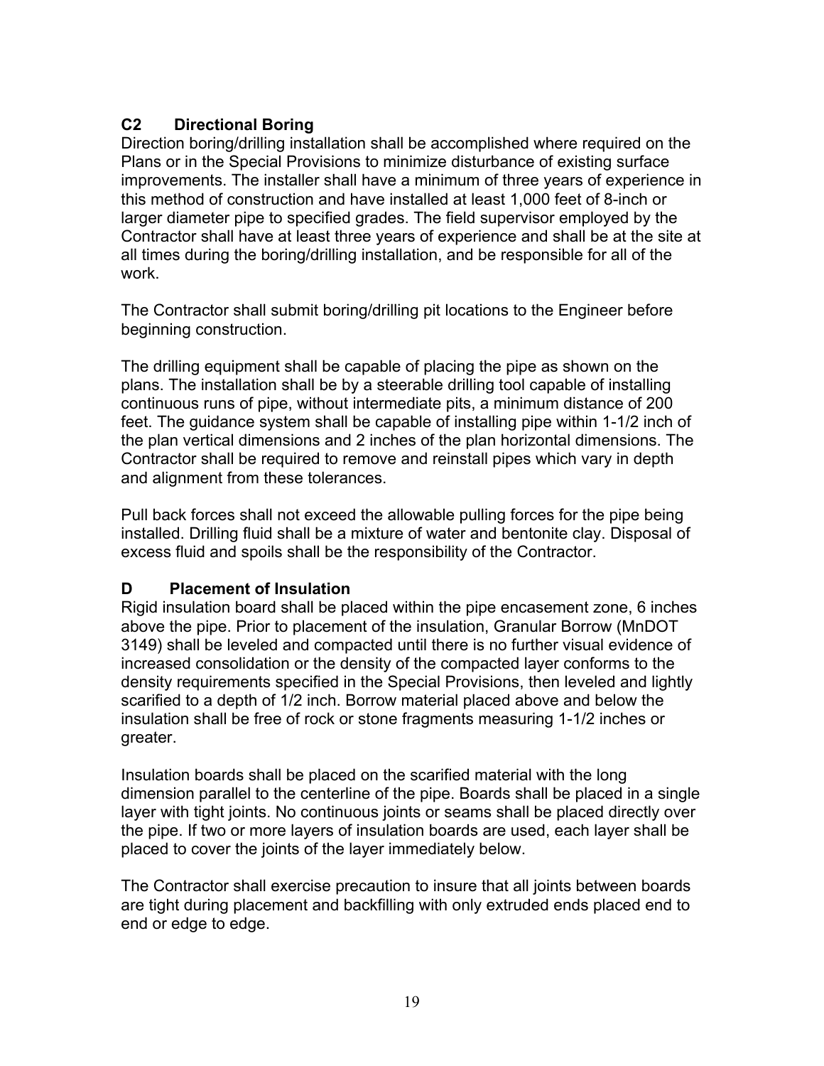## C2 Directional Boring

Direction boring/drilling installation shall be accomplished where required on the Plans or in the Special Provisions to minimize disturbance of existing surface improvements. The installer shall have a minimum of three years of experience in this method of construction and have installed at least 1,000 feet of 8-inch or larger diameter pipe to specified grades. The field supervisor employed by the Contractor shall have at least three years of experience and shall be at the site at all times during the boring/drilling installation, and be responsible for all of the work.

The Contractor shall submit boring/drilling pit locations to the Engineer before beginning construction.

The drilling equipment shall be capable of placing the pipe as shown on the plans. The installation shall be by a steerable drilling tool capable of installing continuous runs of pipe, without intermediate pits, a minimum distance of 200 feet. The guidance system shall be capable of installing pipe within 1-1/2 inch of the plan vertical dimensions and 2 inches of the plan horizontal dimensions. The Contractor shall be required to remove and reinstall pipes which vary in depth and alignment from these tolerances.

Pull back forces shall not exceed the allowable pulling forces for the pipe being installed. Drilling fluid shall be a mixture of water and bentonite clay. Disposal of excess fluid and spoils shall be the responsibility of the Contractor.

## D Placement of Insulation

Rigid insulation board shall be placed within the pipe encasement zone, 6 inches above the pipe. Prior to placement of the insulation, Granular Borrow (MnDOT 3149) shall be leveled and compacted until there is no further visual evidence of increased consolidation or the density of the compacted layer conforms to the density requirements specified in the Special Provisions, then leveled and lightly scarified to a depth of 1/2 inch. Borrow material placed above and below the insulation shall be free of rock or stone fragments measuring 1-1/2 inches or greater.

Insulation boards shall be placed on the scarified material with the long dimension parallel to the centerline of the pipe. Boards shall be placed in a single layer with tight joints. No continuous joints or seams shall be placed directly over the pipe. If two or more layers of insulation boards are used, each layer shall be placed to cover the joints of the layer immediately below.

The Contractor shall exercise precaution to insure that all joints between boards are tight during placement and backfilling with only extruded ends placed end to end or edge to edge.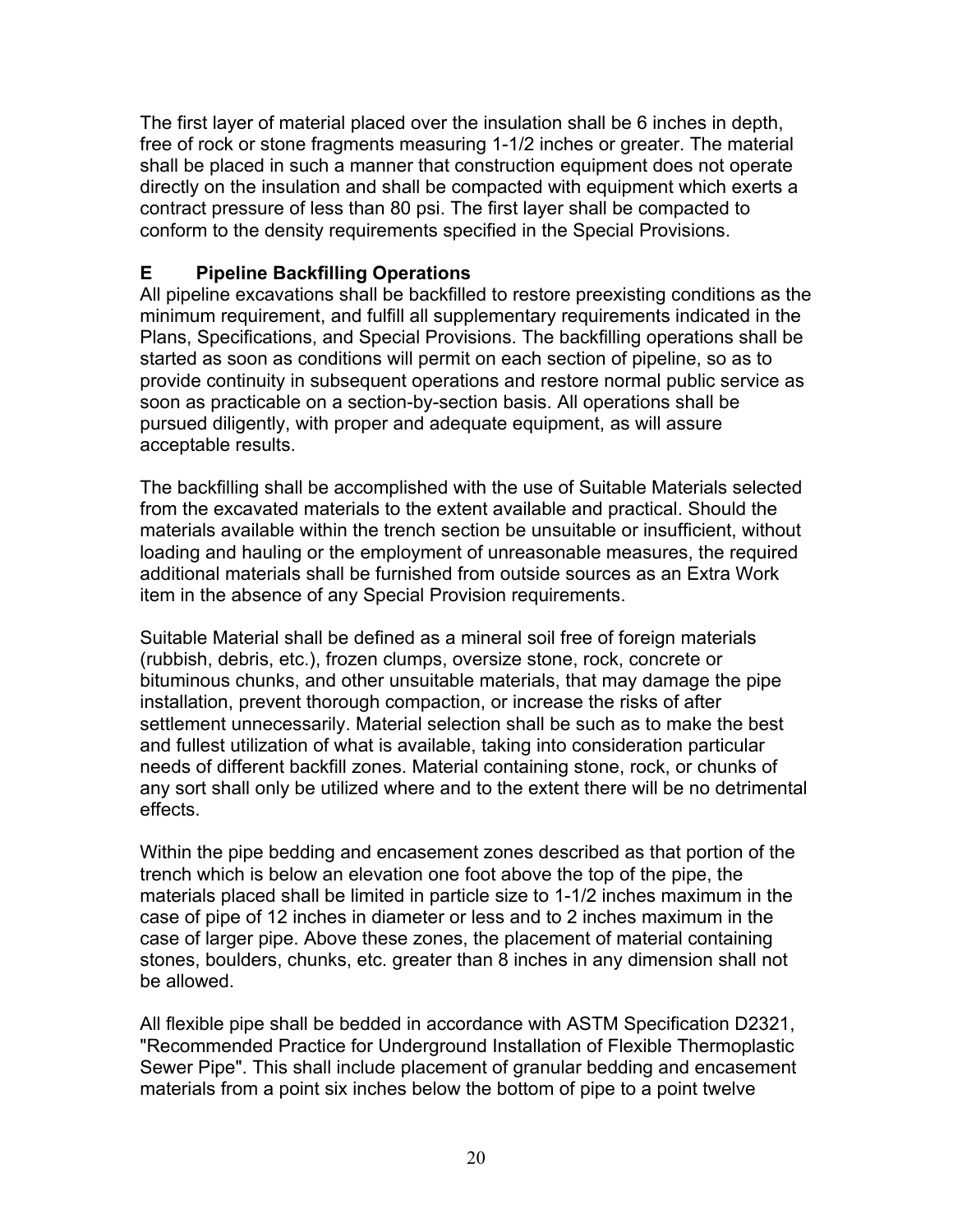The first layer of material placed over the insulation shall be 6 inches in depth, free of rock or stone fragments measuring 1-1/2 inches or greater. The material shall be placed in such a manner that construction equipment does not operate directly on the insulation and shall be compacted with equipment which exerts a contract pressure of less than 80 psi. The first layer shall be compacted to conform to the density requirements specified in the Special Provisions.

## E Pipeline Backfilling Operations

All pipeline excavations shall be backfilled to restore preexisting conditions as the minimum requirement, and fulfill all supplementary requirements indicated in the Plans, Specifications, and Special Provisions. The backfilling operations shall be started as soon as conditions will permit on each section of pipeline, so as to provide continuity in subsequent operations and restore normal public service as soon as practicable on a section-by-section basis. All operations shall be pursued diligently, with proper and adequate equipment, as will assure acceptable results.

The backfilling shall be accomplished with the use of Suitable Materials selected from the excavated materials to the extent available and practical. Should the materials available within the trench section be unsuitable or insufficient, without loading and hauling or the employment of unreasonable measures, the required additional materials shall be furnished from outside sources as an Extra Work item in the absence of any Special Provision requirements.

Suitable Material shall be defined as a mineral soil free of foreign materials (rubbish, debris, etc.), frozen clumps, oversize stone, rock, concrete or bituminous chunks, and other unsuitable materials, that may damage the pipe installation, prevent thorough compaction, or increase the risks of after settlement unnecessarily. Material selection shall be such as to make the best and fullest utilization of what is available, taking into consideration particular needs of different backfill zones. Material containing stone, rock, or chunks of any sort shall only be utilized where and to the extent there will be no detrimental effects.

Within the pipe bedding and encasement zones described as that portion of the trench which is below an elevation one foot above the top of the pipe, the materials placed shall be limited in particle size to 1-1/2 inches maximum in the case of pipe of 12 inches in diameter or less and to 2 inches maximum in the case of larger pipe. Above these zones, the placement of material containing stones, boulders, chunks, etc. greater than 8 inches in any dimension shall not be allowed.

All flexible pipe shall be bedded in accordance with ASTM Specification D2321, "Recommended Practice for Underground Installation of Flexible Thermoplastic Sewer Pipe". This shall include placement of granular bedding and encasement materials from a point six inches below the bottom of pipe to a point twelve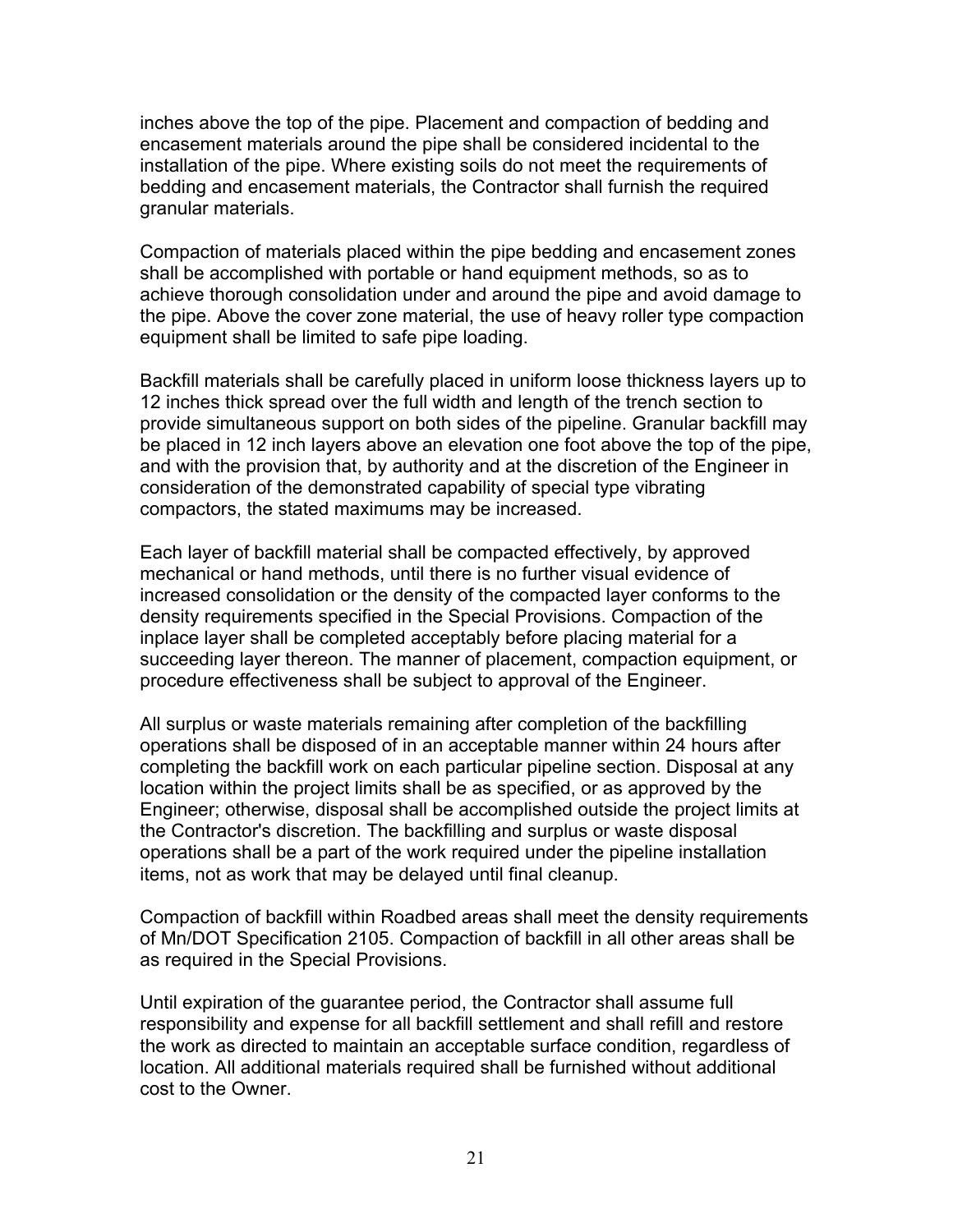inches above the top of the pipe. Placement and compaction of bedding and encasement materials around the pipe shall be considered incidental to the installation of the pipe. Where existing soils do not meet the requirements of bedding and encasement materials, the Contractor shall furnish the required granular materials.

Compaction of materials placed within the pipe bedding and encasement zones shall be accomplished with portable or hand equipment methods, so as to achieve thorough consolidation under and around the pipe and avoid damage to the pipe. Above the cover zone material, the use of heavy roller type compaction equipment shall be limited to safe pipe loading.

Backfill materials shall be carefully placed in uniform loose thickness layers up to 12 inches thick spread over the full width and length of the trench section to provide simultaneous support on both sides of the pipeline. Granular backfill may be placed in 12 inch layers above an elevation one foot above the top of the pipe, and with the provision that, by authority and at the discretion of the Engineer in consideration of the demonstrated capability of special type vibrating compactors, the stated maximums may be increased.

Each layer of backfill material shall be compacted effectively, by approved mechanical or hand methods, until there is no further visual evidence of increased consolidation or the density of the compacted layer conforms to the density requirements specified in the Special Provisions. Compaction of the inplace layer shall be completed acceptably before placing material for a succeeding layer thereon. The manner of placement, compaction equipment, or procedure effectiveness shall be subject to approval of the Engineer.

All surplus or waste materials remaining after completion of the backfilling operations shall be disposed of in an acceptable manner within 24 hours after completing the backfill work on each particular pipeline section. Disposal at any location within the project limits shall be as specified, or as approved by the Engineer; otherwise, disposal shall be accomplished outside the project limits at the Contractor's discretion. The backfilling and surplus or waste disposal operations shall be a part of the work required under the pipeline installation items, not as work that may be delayed until final cleanup.

Compaction of backfill within Roadbed areas shall meet the density requirements of Mn/DOT Specification 2105. Compaction of backfill in all other areas shall be as required in the Special Provisions.

Until expiration of the guarantee period, the Contractor shall assume full responsibility and expense for all backfill settlement and shall refill and restore the work as directed to maintain an acceptable surface condition, regardless of location. All additional materials required shall be furnished without additional cost to the Owner.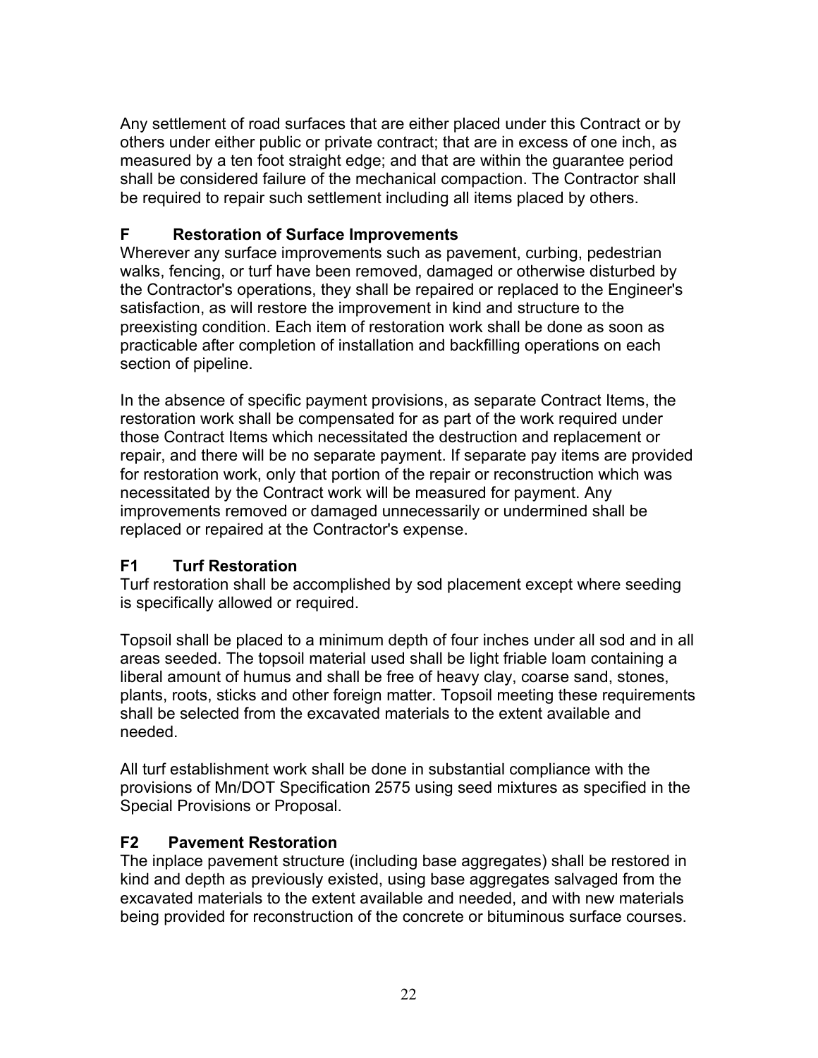Any settlement of road surfaces that are either placed under this Contract or by others under either public or private contract; that are in excess of one inch, as measured by a ten foot straight edge; and that are within the guarantee period shall be considered failure of the mechanical compaction. The Contractor shall be required to repair such settlement including all items placed by others.

### F Restoration of Surface Improvements

Wherever any surface improvements such as pavement, curbing, pedestrian walks, fencing, or turf have been removed, damaged or otherwise disturbed by the Contractor's operations, they shall be repaired or replaced to the Engineer's satisfaction, as will restore the improvement in kind and structure to the preexisting condition. Each item of restoration work shall be done as soon as practicable after completion of installation and backfilling operations on each section of pipeline.

In the absence of specific payment provisions, as separate Contract Items, the restoration work shall be compensated for as part of the work required under those Contract Items which necessitated the destruction and replacement or repair, and there will be no separate payment. If separate pay items are provided for restoration work, only that portion of the repair or reconstruction which was necessitated by the Contract work will be measured for payment. Any improvements removed or damaged unnecessarily or undermined shall be replaced or repaired at the Contractor's expense.

### F1 Turf Restoration

Turf restoration shall be accomplished by sod placement except where seeding is specifically allowed or required.

Topsoil shall be placed to a minimum depth of four inches under all sod and in all areas seeded. The topsoil material used shall be light friable loam containing a liberal amount of humus and shall be free of heavy clay, coarse sand, stones, plants, roots, sticks and other foreign matter. Topsoil meeting these requirements shall be selected from the excavated materials to the extent available and needed.

All turf establishment work shall be done in substantial compliance with the provisions of Mn/DOT Specification 2575 using seed mixtures as specified in the Special Provisions or Proposal.

### F2 Pavement Restoration

The inplace pavement structure (including base aggregates) shall be restored in kind and depth as previously existed, using base aggregates salvaged from the excavated materials to the extent available and needed, and with new materials being provided for reconstruction of the concrete or bituminous surface courses.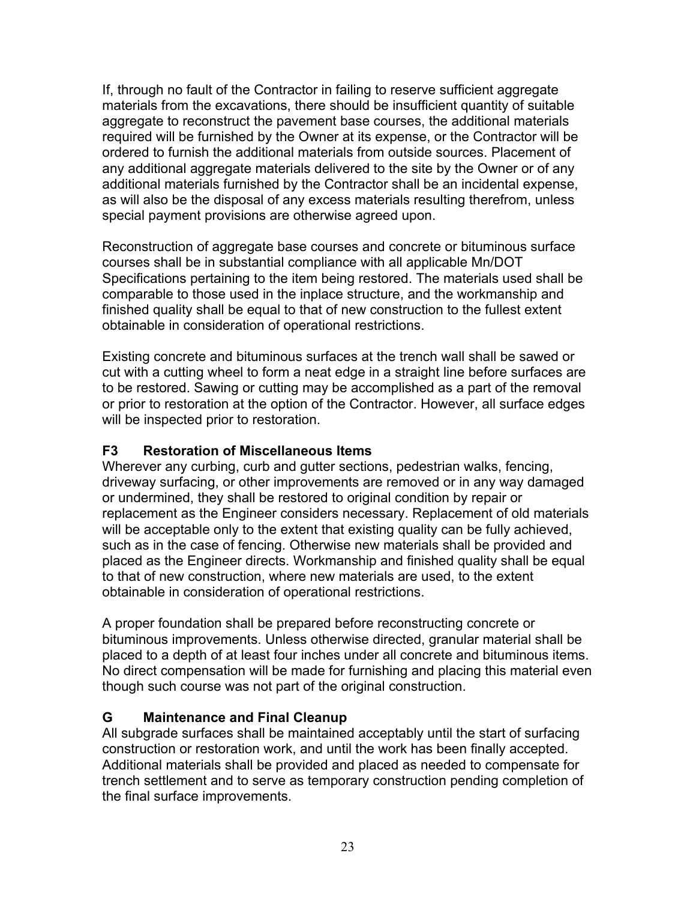If, through no fault of the Contractor in failing to reserve sufficient aggregate materials from the excavations, there should be insufficient quantity of suitable aggregate to reconstruct the pavement base courses, the additional materials required will be furnished by the Owner at its expense, or the Contractor will be ordered to furnish the additional materials from outside sources. Placement of any additional aggregate materials delivered to the site by the Owner or of any additional materials furnished by the Contractor shall be an incidental expense, as will also be the disposal of any excess materials resulting therefrom, unless special payment provisions are otherwise agreed upon.

Reconstruction of aggregate base courses and concrete or bituminous surface courses shall be in substantial compliance with all applicable Mn/DOT Specifications pertaining to the item being restored. The materials used shall be comparable to those used in the inplace structure, and the workmanship and finished quality shall be equal to that of new construction to the fullest extent obtainable in consideration of operational restrictions.

Existing concrete and bituminous surfaces at the trench wall shall be sawed or cut with a cutting wheel to form a neat edge in a straight line before surfaces are to be restored. Sawing or cutting may be accomplished as a part of the removal or prior to restoration at the option of the Contractor. However, all surface edges will be inspected prior to restoration.

### F3 Restoration of Miscellaneous Items

Wherever any curbing, curb and gutter sections, pedestrian walks, fencing, driveway surfacing, or other improvements are removed or in any way damaged or undermined, they shall be restored to original condition by repair or replacement as the Engineer considers necessary. Replacement of old materials will be acceptable only to the extent that existing quality can be fully achieved, such as in the case of fencing. Otherwise new materials shall be provided and placed as the Engineer directs. Workmanship and finished quality shall be equal to that of new construction, where new materials are used, to the extent obtainable in consideration of operational restrictions.

A proper foundation shall be prepared before reconstructing concrete or bituminous improvements. Unless otherwise directed, granular material shall be placed to a depth of at least four inches under all concrete and bituminous items. No direct compensation will be made for furnishing and placing this material even though such course was not part of the original construction.

## G Maintenance and Final Cleanup

All subgrade surfaces shall be maintained acceptably until the start of surfacing construction or restoration work, and until the work has been finally accepted. Additional materials shall be provided and placed as needed to compensate for trench settlement and to serve as temporary construction pending completion of the final surface improvements.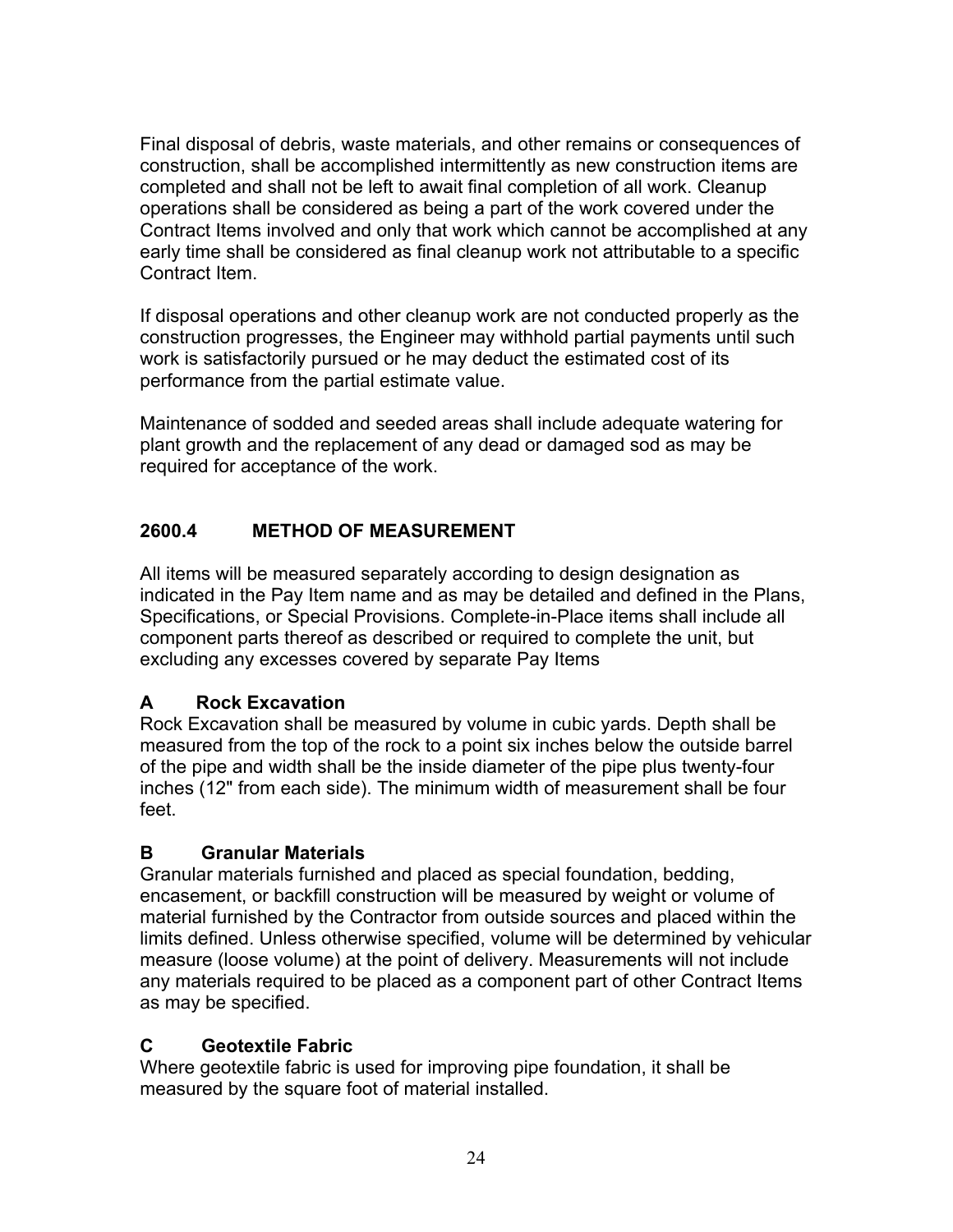Final disposal of debris, waste materials, and other remains or consequences of construction, shall be accomplished intermittently as new construction items are completed and shall not be left to await final completion of all work. Cleanup operations shall be considered as being a part of the work covered under the Contract Items involved and only that work which cannot be accomplished at any early time shall be considered as final cleanup work not attributable to a specific Contract Item.

If disposal operations and other cleanup work are not conducted properly as the construction progresses, the Engineer may withhold partial payments until such work is satisfactorily pursued or he may deduct the estimated cost of its performance from the partial estimate value.

Maintenance of sodded and seeded areas shall include adequate watering for plant growth and the replacement of any dead or damaged sod as may be required for acceptance of the work.

## 2600.4 METHOD OF MEASUREMENT

All items will be measured separately according to design designation as indicated in the Pay Item name and as may be detailed and defined in the Plans, Specifications, or Special Provisions. Complete-in-Place items shall include all component parts thereof as described or required to complete the unit, but excluding any excesses covered by separate Pay Items

### A Rock Excavation

Rock Excavation shall be measured by volume in cubic yards. Depth shall be measured from the top of the rock to a point six inches below the outside barrel of the pipe and width shall be the inside diameter of the pipe plus twenty-four inches (12" from each side). The minimum width of measurement shall be four feet.

### B Granular Materials

Granular materials furnished and placed as special foundation, bedding, encasement, or backfill construction will be measured by weight or volume of material furnished by the Contractor from outside sources and placed within the limits defined. Unless otherwise specified, volume will be determined by vehicular measure (loose volume) at the point of delivery. Measurements will not include any materials required to be placed as a component part of other Contract Items as may be specified.

### C Geotextile Fabric

Where geotextile fabric is used for improving pipe foundation, it shall be measured by the square foot of material installed.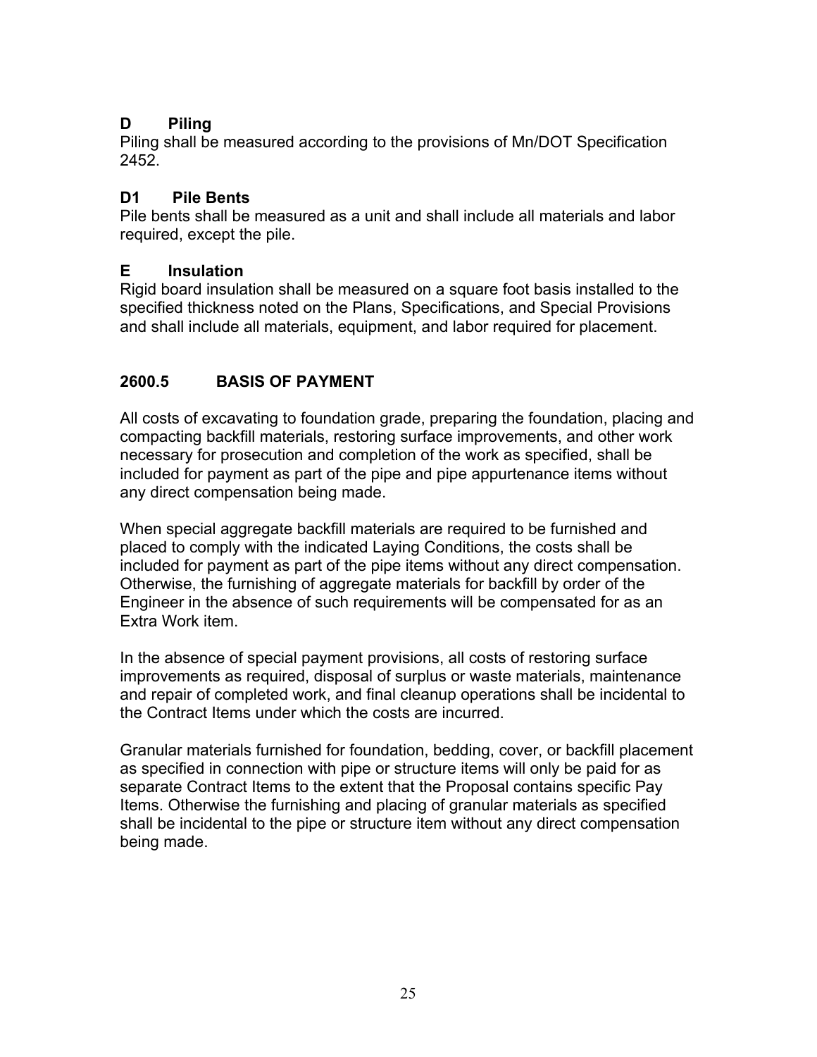### D Piling

Piling shall be measured according to the provisions of Mn/DOT Specification 2452.

### D1 Pile Bents

Pile bents shall be measured as a unit and shall include all materials and labor required, except the pile.

### E Insulation

Rigid board insulation shall be measured on a square foot basis installed to the specified thickness noted on the Plans, Specifications, and Special Provisions and shall include all materials, equipment, and labor required for placement.

## 2600.5 BASIS OF PAYMENT

All costs of excavating to foundation grade, preparing the foundation, placing and compacting backfill materials, restoring surface improvements, and other work necessary for prosecution and completion of the work as specified, shall be included for payment as part of the pipe and pipe appurtenance items without any direct compensation being made.

When special aggregate backfill materials are required to be furnished and placed to comply with the indicated Laying Conditions, the costs shall be included for payment as part of the pipe items without any direct compensation. Otherwise, the furnishing of aggregate materials for backfill by order of the Engineer in the absence of such requirements will be compensated for as an Extra Work item.

In the absence of special payment provisions, all costs of restoring surface improvements as required, disposal of surplus or waste materials, maintenance and repair of completed work, and final cleanup operations shall be incidental to the Contract Items under which the costs are incurred.

Granular materials furnished for foundation, bedding, cover, or backfill placement as specified in connection with pipe or structure items will only be paid for as separate Contract Items to the extent that the Proposal contains specific Pay Items. Otherwise the furnishing and placing of granular materials as specified shall be incidental to the pipe or structure item without any direct compensation being made.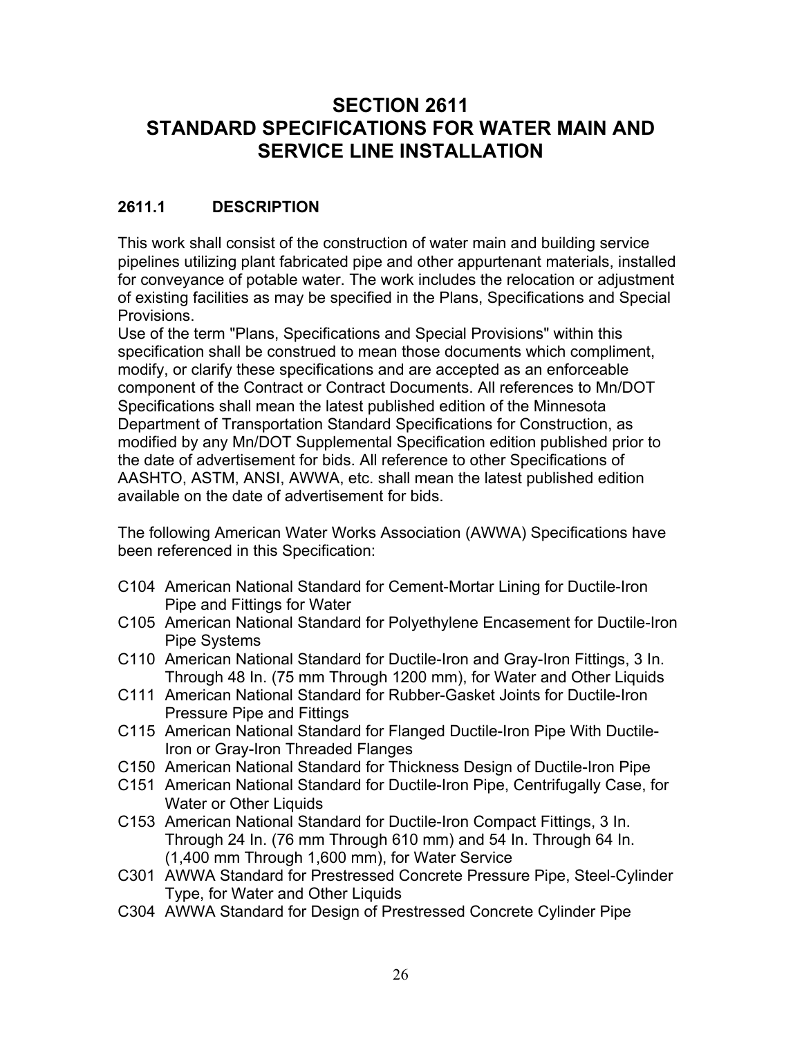# SECTION 2611
# STANDARD SPECIFICATIONS FOR WATER MAIN AND SERVICE LINE INSTALLATION

## 2611.1 DESCRIPTION

This work shall consist of the construction of water main and building service pipelines utilizing plant fabricated pipe and other appurtenant materials, installed for conveyance of potable water. The work includes the relocation or adjustment of existing facilities as may be specified in the Plans, Specifications and Special Provisions.
Use of the term "Plans, Specifications and Special Provisions" within this specification shall be construed to mean those documents which compliment, modify, or clarify these specifications and are accepted as an enforceable component of the Contract or Contract Documents. All references to Mn/DOT Specifications shall mean the latest published edition of the Minnesota Department of Transportation Standard Specifications for Construction, as modified by any Mn/DOT Supplemental Specification edition published prior to the date of advertisement for bids. All reference to other Specifications of AASHTO, ASTM, ANSI, AWWA, etc. shall mean the latest published edition available on the date of advertisement for bids.

The following American Water Works Association (AWWA) Specifications have been referenced in this Specification:

- C104 American National Standard for Cement-Mortar Lining for Ductile-Iron Pipe and Fittings for Water
- C105 American National Standard for Polyethylene Encasement for Ductile-Iron Pipe Systems
- C110 American National Standard for Ductile-Iron and Gray-Iron Fittings, 3 In. Through 48 In. (75 mm Through 1200 mm), for Water and Other Liquids
- C111 American National Standard for Rubber-Gasket Joints for Ductile-Iron Pressure Pipe and Fittings
- C115 American National Standard for Flanged Ductile-Iron Pipe With Ductile-Iron or Gray-Iron Threaded Flanges
- C150 American National Standard for Thickness Design of Ductile-Iron Pipe
- C151 American National Standard for Ductile-Iron Pipe, Centrifugally Case, for Water or Other Liquids
- C153 American National Standard for Ductile-Iron Compact Fittings, 3 In. Through 24 In. (76 mm Through 610 mm) and 54 In. Through 64 In. (1,400 mm Through 1,600 mm), for Water Service
- C301 AWWA Standard for Prestressed Concrete Pressure Pipe, Steel-Cylinder Type, for Water and Other Liquids
- C304 AWWA Standard for Design of Prestressed Concrete Cylinder Pipe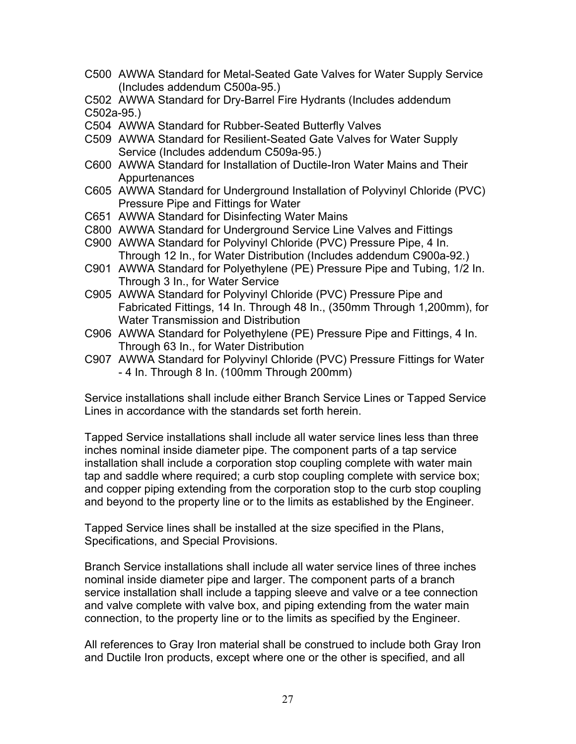C500 AWWA Standard for Metal-Seated Gate Valves for Water Supply Service (Includes addendum C500a-95.)

C502 AWWA Standard for Dry-Barrel Fire Hydrants (Includes addendum C502a-95.)

C504 AWWA Standard for Rubber-Seated Butterfly Valves

C509 AWWA Standard for Resilient-Seated Gate Valves for Water Supply Service (Includes addendum C509a-95.)

C600 AWWA Standard for Installation of Ductile-Iron Water Mains and Their Appurtenances

C605 AWWA Standard for Underground Installation of Polyvinyl Chloride (PVC) Pressure Pipe and Fittings for Water

C651 AWWA Standard for Disinfecting Water Mains

C800 AWWA Standard for Underground Service Line Valves and Fittings

C900 AWWA Standard for Polyvinyl Chloride (PVC) Pressure Pipe, 4 In. Through 12 In., for Water Distribution (Includes addendum C900a-92.)

C901 AWWA Standard for Polyethylene (PE) Pressure Pipe and Tubing, 1/2 In. Through 3 In., for Water Service

C905 AWWA Standard for Polyvinyl Chloride (PVC) Pressure Pipe and Fabricated Fittings, 14 In. Through 48 In., (350mm Through 1,200mm), for Water Transmission and Distribution

C906 AWWA Standard for Polyethylene (PE) Pressure Pipe and Fittings, 4 In. Through 63 In., for Water Distribution

C907 AWWA Standard for Polyvinyl Chloride (PVC) Pressure Fittings for Water - 4 In. Through 8 In. (100mm Through 200mm)

Service installations shall include either Branch Service Lines or Tapped Service Lines in accordance with the standards set forth herein.

Tapped Service installations shall include all water service lines less than three inches nominal inside diameter pipe. The component parts of a tap service installation shall include a corporation stop coupling complete with water main tap and saddle where required; a curb stop coupling complete with service box; and copper piping extending from the corporation stop to the curb stop coupling and beyond to the property line or to the limits as established by the Engineer.

Tapped Service lines shall be installed at the size specified in the Plans, Specifications, and Special Provisions.

Branch Service installations shall include all water service lines of three inches nominal inside diameter pipe and larger. The component parts of a branch service installation shall include a tapping sleeve and valve or a tee connection and valve complete with valve box, and piping extending from the water main connection, to the property line or to the limits as specified by the Engineer.

All references to Gray Iron material shall be construed to include both Gray Iron and Ductile Iron products, except where one or the other is specified, and all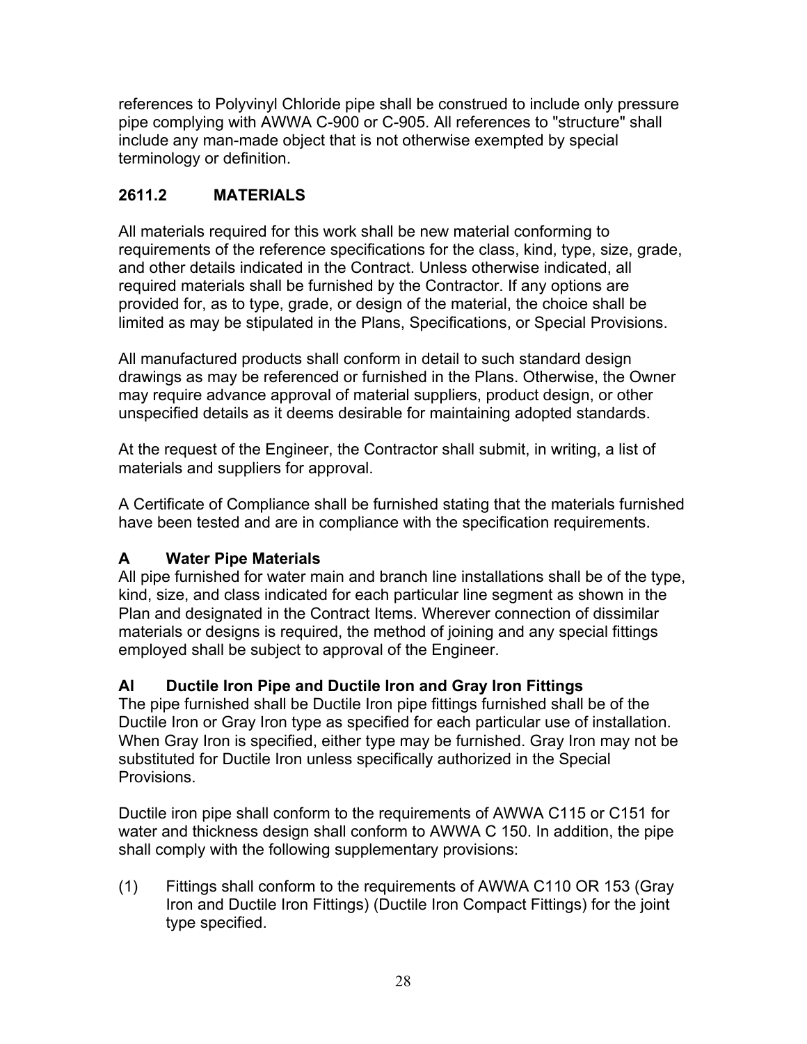references to Polyvinyl Chloride pipe shall be construed to include only pressure pipe complying with AWWA C-900 or C-905. All references to "structure" shall include any man-made object that is not otherwise exempted by special terminology or definition.

## 2611.2 MATERIALS

All materials required for this work shall be new material conforming to requirements of the reference specifications for the class, kind, type, size, grade, and other details indicated in the Contract. Unless otherwise indicated, all required materials shall be furnished by the Contractor. If any options are provided for, as to type, grade, or design of the material, the choice shall be limited as may be stipulated in the Plans, Specifications, or Special Provisions.

All manufactured products shall conform in detail to such standard design drawings as may be referenced or furnished in the Plans. Otherwise, the Owner may require advance approval of material suppliers, product design, or other unspecified details as it deems desirable for maintaining adopted standards.

At the request of the Engineer, the Contractor shall submit, in writing, a list of materials and suppliers for approval.

A Certificate of Compliance shall be furnished stating that the materials furnished have been tested and are in compliance with the specification requirements.

### A Water Pipe Materials

All pipe furnished for water main and branch line installations shall be of the type, kind, size, and class indicated for each particular line segment as shown in the Plan and designated in the Contract Items. Wherever connection of dissimilar materials or designs is required, the method of joining and any special fittings employed shall be subject to approval of the Engineer.

### Al Ductile Iron Pipe and Ductile Iron and Gray Iron Fittings

The pipe furnished shall be Ductile Iron pipe fittings furnished shall be of the Ductile Iron or Gray Iron type as specified for each particular use of installation. When Gray Iron is specified, either type may be furnished. Gray Iron may not be substituted for Ductile Iron unless specifically authorized in the Special Provisions.

Ductile iron pipe shall conform to the requirements of AWWA C115 or C151 for water and thickness design shall conform to AWWA C 150. In addition, the pipe shall comply with the following supplementary provisions:

(1) Fittings shall conform to the requirements of AWWA C110 OR 153 (Gray Iron and Ductile Iron Fittings) (Ductile Iron Compact Fittings) for the joint type specified.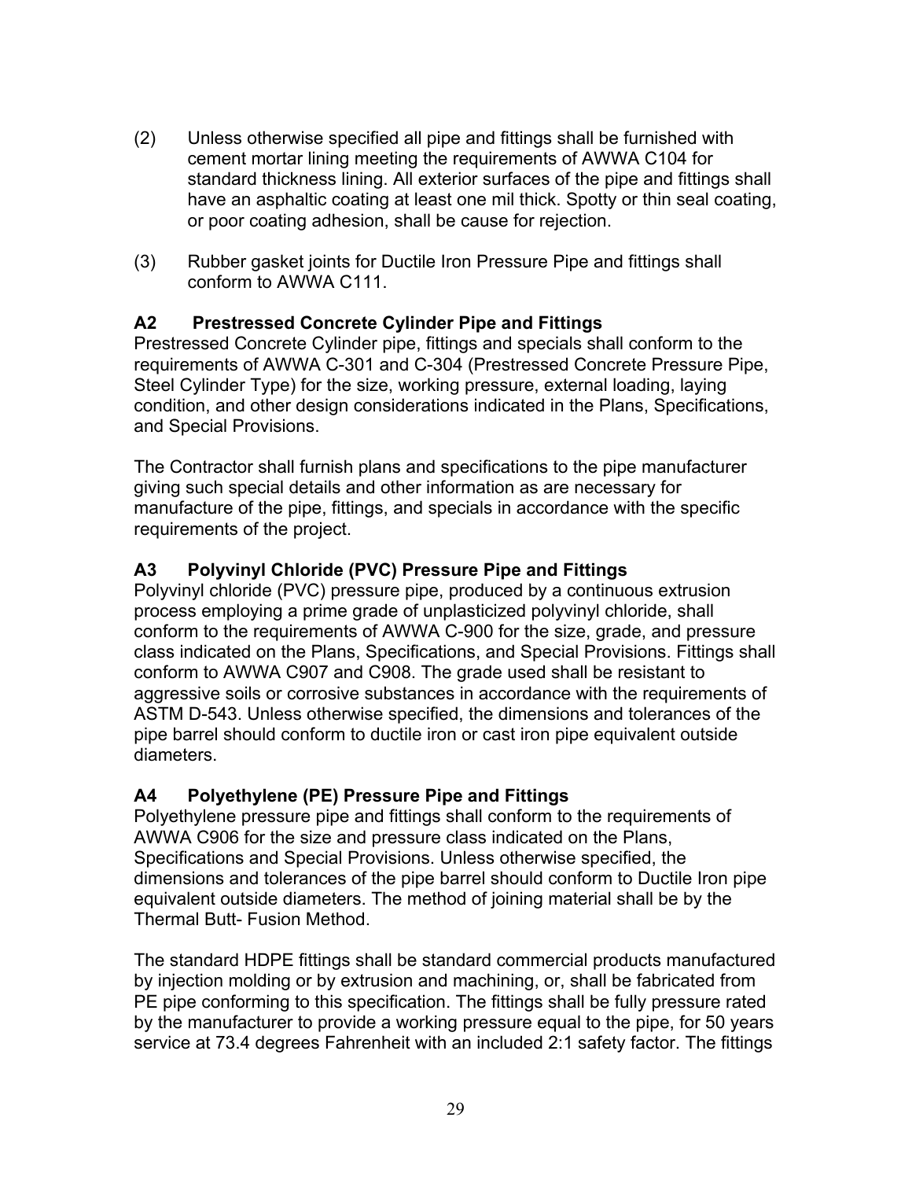(2) Unless otherwise specified all pipe and fittings shall be furnished with cement mortar lining meeting the requirements of AWWA C104 for standard thickness lining. All exterior surfaces of the pipe and fittings shall have an asphaltic coating at least one mil thick. Spotty or thin seal coating, or poor coating adhesion, shall be cause for rejection.

(3) Rubber gasket joints for Ductile Iron Pressure Pipe and fittings shall conform to AWWA C111.

### A2 Prestressed Concrete Cylinder Pipe and Fittings

Prestressed Concrete Cylinder pipe, fittings and specials shall conform to the requirements of AWWA C-301 and C-304 (Prestressed Concrete Pressure Pipe, Steel Cylinder Type) for the size, working pressure, external loading, laying condition, and other design considerations indicated in the Plans, Specifications, and Special Provisions.

The Contractor shall furnish plans and specifications to the pipe manufacturer giving such special details and other information as are necessary for manufacture of the pipe, fittings, and specials in accordance with the specific requirements of the project.

### A3 Polyvinyl Chloride (PVC) Pressure Pipe and Fittings

Polyvinyl chloride (PVC) pressure pipe, produced by a continuous extrusion process employing a prime grade of unplasticized polyvinyl chloride, shall conform to the requirements of AWWA C-900 for the size, grade, and pressure class indicated on the Plans, Specifications, and Special Provisions. Fittings shall conform to AWWA C907 and C908. The grade used shall be resistant to aggressive soils or corrosive substances in accordance with the requirements of ASTM D-543. Unless otherwise specified, the dimensions and tolerances of the pipe barrel should conform to ductile iron or cast iron pipe equivalent outside diameters.

### A4 Polyethylene (PE) Pressure Pipe and Fittings

Polyethylene pressure pipe and fittings shall conform to the requirements of AWWA C906 for the size and pressure class indicated on the Plans, Specifications and Special Provisions. Unless otherwise specified, the dimensions and tolerances of the pipe barrel should conform to Ductile Iron pipe equivalent outside diameters. The method of joining material shall be by the Thermal Butt- Fusion Method.

The standard HDPE fittings shall be standard commercial products manufactured by injection molding or by extrusion and machining, or, shall be fabricated from PE pipe conforming to this specification. The fittings shall be fully pressure rated by the manufacturer to provide a working pressure equal to the pipe, for 50 years service at 73.4 degrees Fahrenheit with an included 2:1 safety factor. The fittings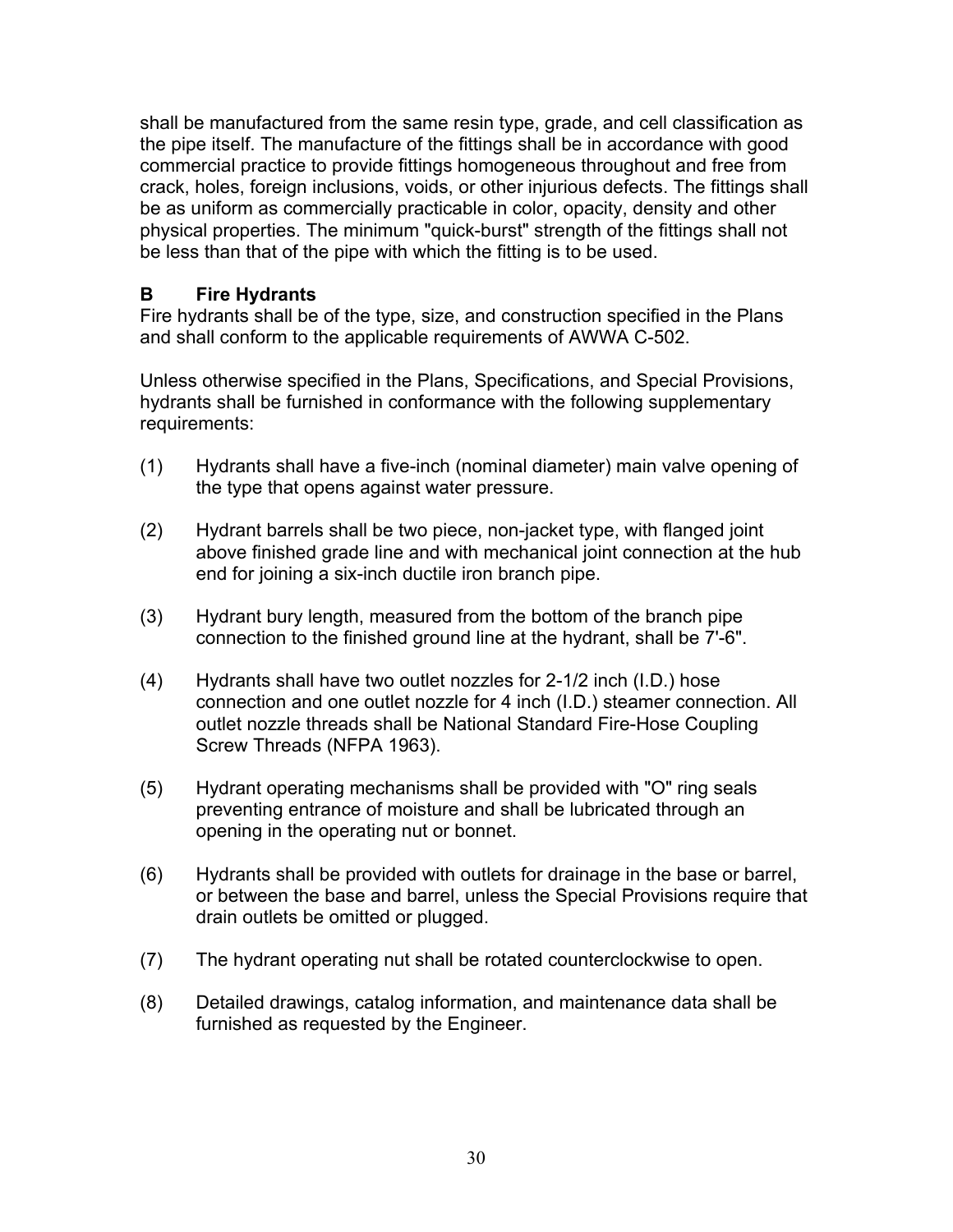shall be manufactured from the same resin type, grade, and cell classification as the pipe itself. The manufacture of the fittings shall be in accordance with good commercial practice to provide fittings homogeneous throughout and free from crack, holes, foreign inclusions, voids, or other injurious defects. The fittings shall be as uniform as commercially practicable in color, opacity, density and other physical properties. The minimum "quick-burst" strength of the fittings shall not be less than that of the pipe with which the fitting is to be used.

### B Fire Hydrants

Fire hydrants shall be of the type, size, and construction specified in the Plans and shall conform to the applicable requirements of AWWA C-502.

Unless otherwise specified in the Plans, Specifications, and Special Provisions, hydrants shall be furnished in conformance with the following supplementary requirements:

(1) Hydrants shall have a five-inch (nominal diameter) main valve opening of the type that opens against water pressure.

(2) Hydrant barrels shall be two piece, non-jacket type, with flanged joint above finished grade line and with mechanical joint connection at the hub end for joining a six-inch ductile iron branch pipe.

(3) Hydrant bury length, measured from the bottom of the branch pipe connection to the finished ground line at the hydrant, shall be 7'-6".

(4) Hydrants shall have two outlet nozzles for 2-1/2 inch (I.D.) hose connection and one outlet nozzle for 4 inch (I.D.) steamer connection. All outlet nozzle threads shall be National Standard Fire-Hose Coupling Screw Threads (NFPA 1963).

(5) Hydrant operating mechanisms shall be provided with "O" ring seals preventing entrance of moisture and shall be lubricated through an opening in the operating nut or bonnet.

(6) Hydrants shall be provided with outlets for drainage in the base or barrel, or between the base and barrel, unless the Special Provisions require that drain outlets be omitted or plugged.

(7) The hydrant operating nut shall be rotated counterclockwise to open.

(8) Detailed drawings, catalog information, and maintenance data shall be furnished as requested by the Engineer.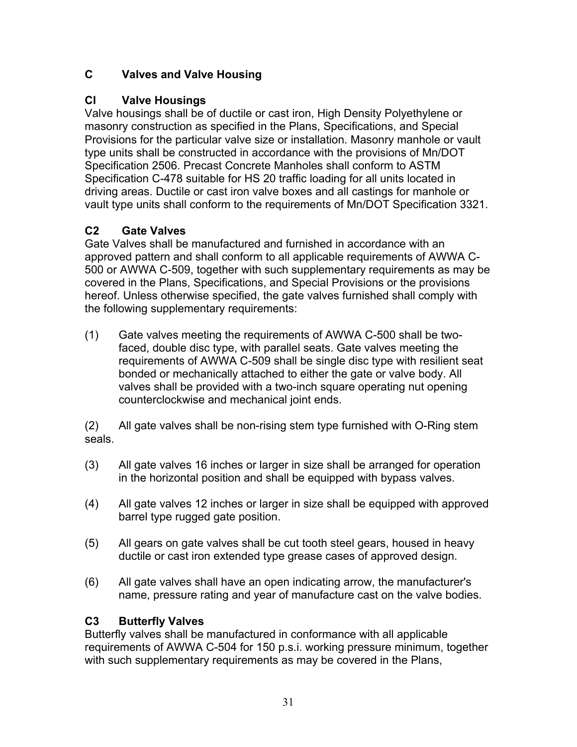## C Valves and Valve Housing

### Cl Valve Housings

Valve housings shall be of ductile or cast iron, High Density Polyethylene or masonry construction as specified in the Plans, Specifications, and Special Provisions for the particular valve size or installation. Masonry manhole or vault type units shall be constructed in accordance with the provisions of Mn/DOT Specification 2506. Precast Concrete Manholes shall conform to ASTM Specification C-478 suitable for HS 20 traffic loading for all units located in driving areas. Ductile or cast iron valve boxes and all castings for manhole or vault type units shall conform to the requirements of Mn/DOT Specification 3321.

### C2 Gate Valves

Gate Valves shall be manufactured and furnished in accordance with an approved pattern and shall conform to all applicable requirements of AWWA C-500 or AWWA C-509, together with such supplementary requirements as may be covered in the Plans, Specifications, and Special Provisions or the provisions hereof. Unless otherwise specified, the gate valves furnished shall comply with the following supplementary requirements:

(1) Gate valves meeting the requirements of AWWA C-500 shall be two-faced, double disc type, with parallel seats. Gate valves meeting the requirements of AWWA C-509 shall be single disc type with resilient seat bonded or mechanically attached to either the gate or valve body. All valves shall be provided with a two-inch square operating nut opening counterclockwise and mechanical joint ends.

(2) All gate valves shall be non-rising stem type furnished with O-Ring stem seals.

(3) All gate valves 16 inches or larger in size shall be arranged for operation in the horizontal position and shall be equipped with bypass valves.

(4) All gate valves 12 inches or larger in size shall be equipped with approved barrel type rugged gate position.

(5) All gears on gate valves shall be cut tooth steel gears, housed in heavy ductile or cast iron extended type grease cases of approved design.

(6) All gate valves shall have an open indicating arrow, the manufacturer's name, pressure rating and year of manufacture cast on the valve bodies.

### C3 Butterfly Valves

Butterfly valves shall be manufactured in conformance with all applicable requirements of AWWA C-504 for 150 p.s.i. working pressure minimum, together with such supplementary requirements as may be covered in the Plans,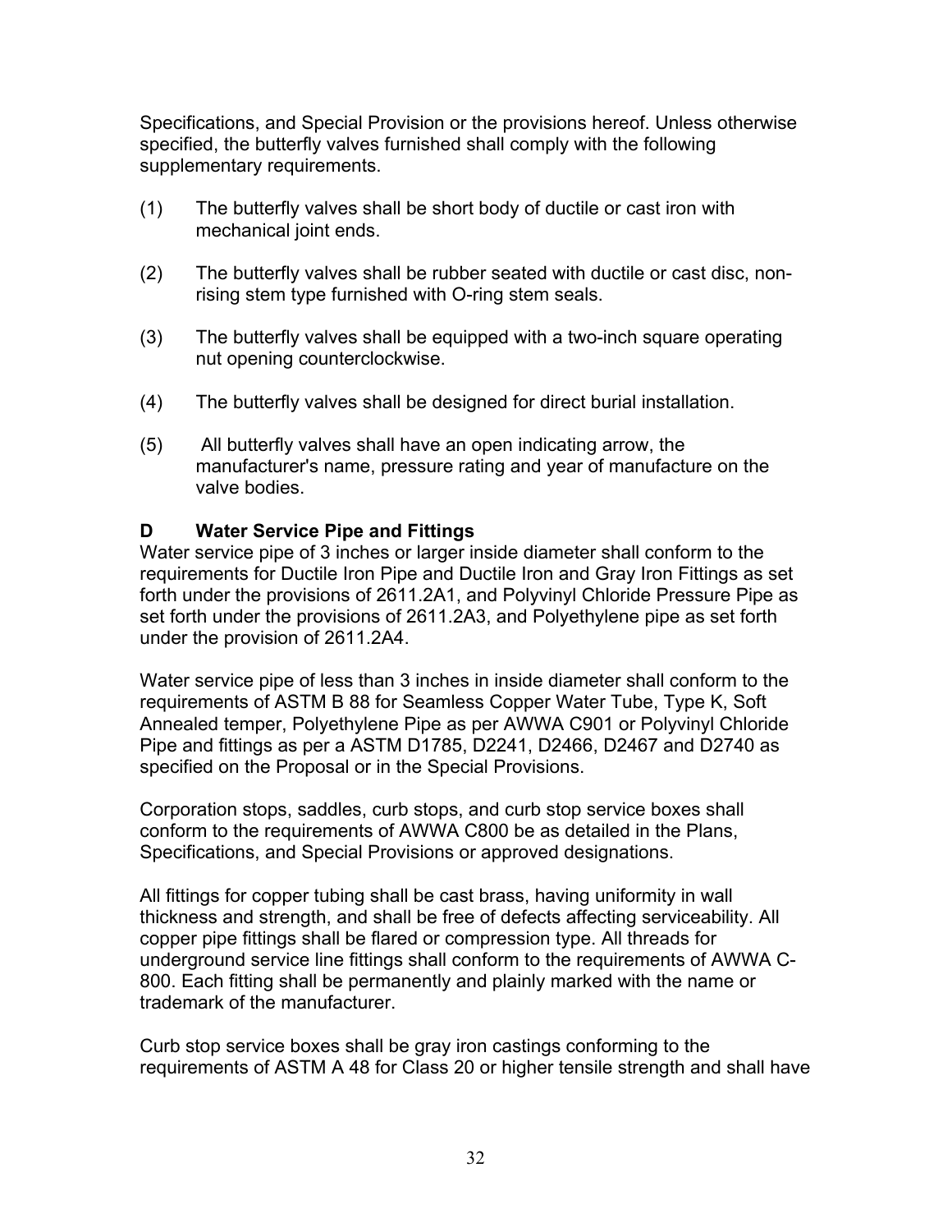Specifications, and Special Provision or the provisions hereof. Unless otherwise specified, the butterfly valves furnished shall comply with the following supplementary requirements.

(1) The butterfly valves shall be short body of ductile or cast iron with mechanical joint ends.

(2) The butterfly valves shall be rubber seated with ductile or cast disc, non-rising stem type furnished with O-ring stem seals.

(3) The butterfly valves shall be equipped with a two-inch square operating nut opening counterclockwise.

(4) The butterfly valves shall be designed for direct burial installation.

(5) All butterfly valves shall have an open indicating arrow, the manufacturer's name, pressure rating and year of manufacture on the valve bodies.

**D Water Service Pipe and Fittings**

Water service pipe of 3 inches or larger inside diameter shall conform to the requirements for Ductile Iron Pipe and Ductile Iron and Gray Iron Fittings as set forth under the provisions of 2611.2A1, and Polyvinyl Chloride Pressure Pipe as set forth under the provisions of 2611.2A3, and Polyethylene pipe as set forth under the provision of 2611.2A4.

Water service pipe of less than 3 inches in inside diameter shall conform to the requirements of ASTM B 88 for Seamless Copper Water Tube, Type K, Soft Annealed temper, Polyethylene Pipe as per AWWA C901 or Polyvinyl Chloride Pipe and fittings as per a ASTM D1785, D2241, D2466, D2467 and D2740 as specified on the Proposal or in the Special Provisions.

Corporation stops, saddles, curb stops, and curb stop service boxes shall conform to the requirements of AWWA C800 be as detailed in the Plans, Specifications, and Special Provisions or approved designations.

All fittings for copper tubing shall be cast brass, having uniformity in wall thickness and strength, and shall be free of defects affecting serviceability. All copper pipe fittings shall be flared or compression type. All threads for underground service line fittings shall conform to the requirements of AWWA C-800. Each fitting shall be permanently and plainly marked with the name or trademark of the manufacturer.

Curb stop service boxes shall be gray iron castings conforming to the requirements of ASTM A 48 for Class 20 or higher tensile strength and shall have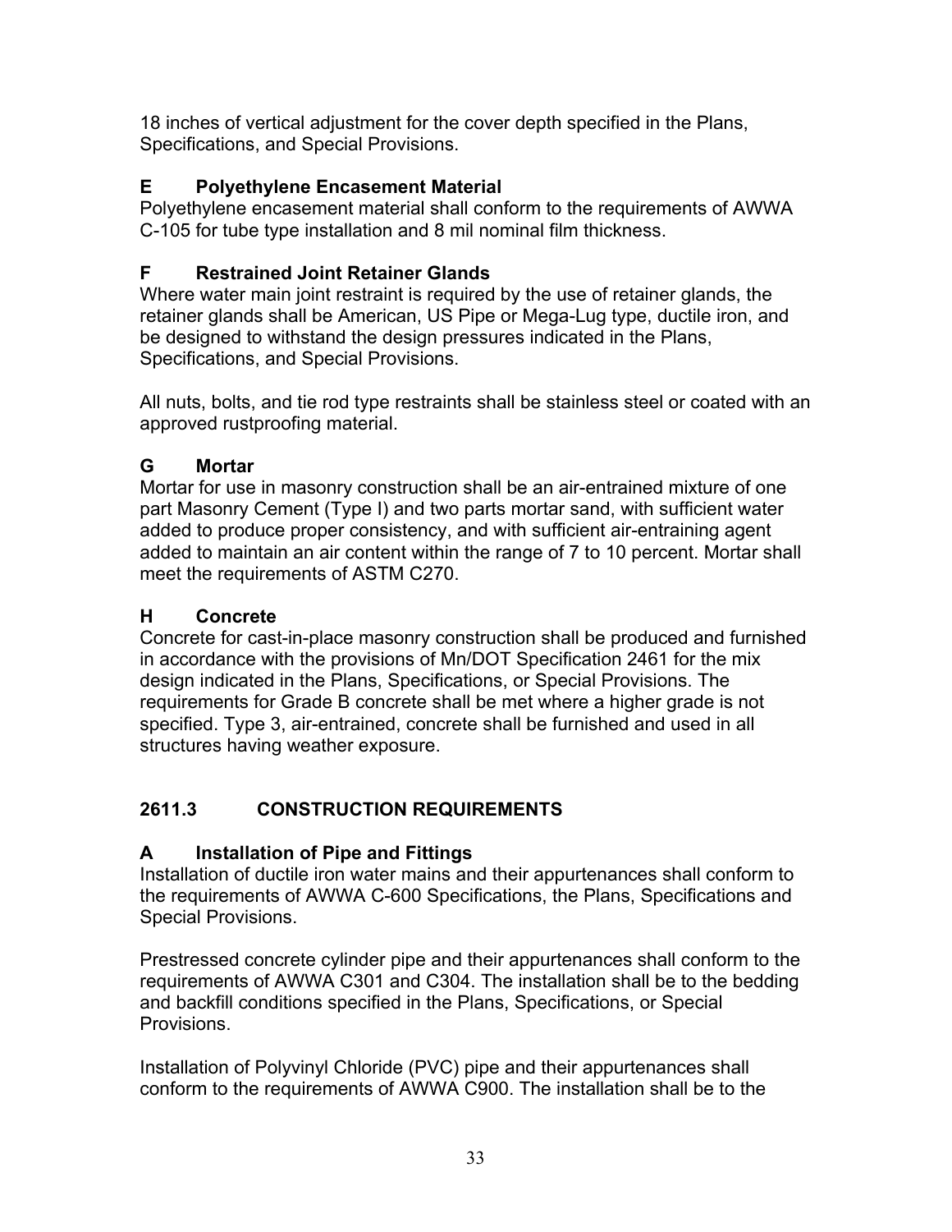18 inches of vertical adjustment for the cover depth specified in the Plans, Specifications, and Special Provisions.

### E Polyethylene Encasement Material

Polyethylene encasement material shall conform to the requirements of AWWA C-105 for tube type installation and 8 mil nominal film thickness.

### F Restrained Joint Retainer Glands

Where water main joint restraint is required by the use of retainer glands, the retainer glands shall be American, US Pipe or Mega-Lug type, ductile iron, and be designed to withstand the design pressures indicated in the Plans, Specifications, and Special Provisions.

All nuts, bolts, and tie rod type restraints shall be stainless steel or coated with an approved rustproofing material.

### G Mortar

Mortar for use in masonry construction shall be an air-entrained mixture of one part Masonry Cement (Type I) and two parts mortar sand, with sufficient water added to produce proper consistency, and with sufficient air-entraining agent added to maintain an air content within the range of 7 to 10 percent. Mortar shall meet the requirements of ASTM C270.

### H Concrete

Concrete for cast-in-place masonry construction shall be produced and furnished in accordance with the provisions of Mn/DOT Specification 2461 for the mix design indicated in the Plans, Specifications, or Special Provisions. The requirements for Grade B concrete shall be met where a higher grade is not specified. Type 3, air-entrained, concrete shall be furnished and used in all structures having weather exposure.

## 2611.3 CONSTRUCTION REQUIREMENTS

### A Installation of Pipe and Fittings

Installation of ductile iron water mains and their appurtenances shall conform to the requirements of AWWA C-600 Specifications, the Plans, Specifications and Special Provisions.

Prestressed concrete cylinder pipe and their appurtenances shall conform to the requirements of AWWA C301 and C304. The installation shall be to the bedding and backfill conditions specified in the Plans, Specifications, or Special Provisions.

Installation of Polyvinyl Chloride (PVC) pipe and their appurtenances shall conform to the requirements of AWWA C900. The installation shall be to the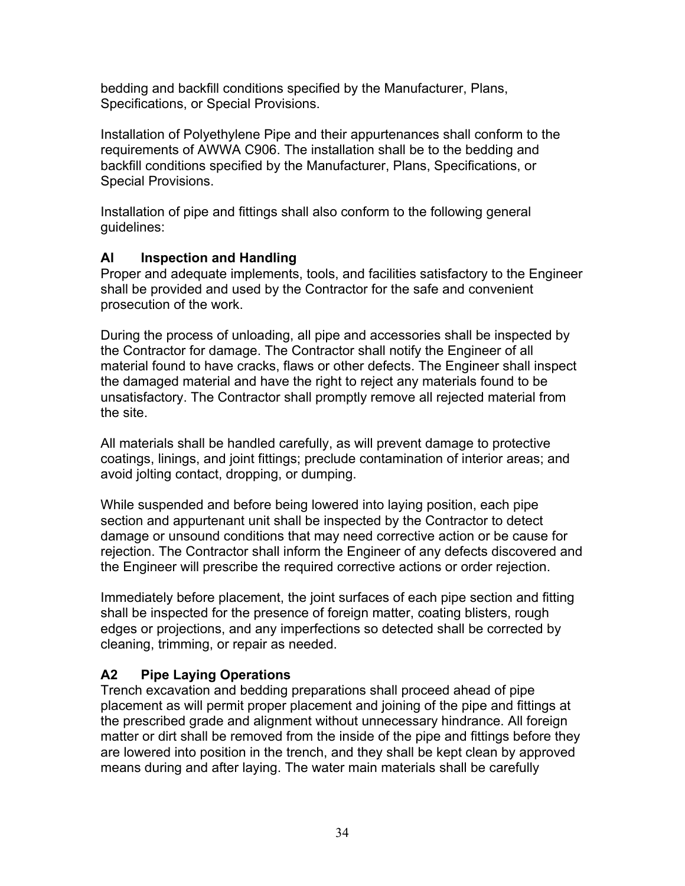bedding and backfill conditions specified by the Manufacturer, Plans, Specifications, or Special Provisions.

Installation of Polyethylene Pipe and their appurtenances shall conform to the requirements of AWWA C906. The installation shall be to the bedding and backfill conditions specified by the Manufacturer, Plans, Specifications, or Special Provisions.

Installation of pipe and fittings shall also conform to the following general guidelines:

### Al Inspection and Handling

Proper and adequate implements, tools, and facilities satisfactory to the Engineer shall be provided and used by the Contractor for the safe and convenient prosecution of the work.

During the process of unloading, all pipe and accessories shall be inspected by the Contractor for damage. The Contractor shall notify the Engineer of all material found to have cracks, flaws or other defects. The Engineer shall inspect the damaged material and have the right to reject any materials found to be unsatisfactory. The Contractor shall promptly remove all rejected material from the site.

All materials shall be handled carefully, as will prevent damage to protective coatings, linings, and joint fittings; preclude contamination of interior areas; and avoid jolting contact, dropping, or dumping.

While suspended and before being lowered into laying position, each pipe section and appurtenant unit shall be inspected by the Contractor to detect damage or unsound conditions that may need corrective action or be cause for rejection. The Contractor shall inform the Engineer of any defects discovered and the Engineer will prescribe the required corrective actions or order rejection.

Immediately before placement, the joint surfaces of each pipe section and fitting shall be inspected for the presence of foreign matter, coating blisters, rough edges or projections, and any imperfections so detected shall be corrected by cleaning, trimming, or repair as needed.

### A2 Pipe Laying Operations

Trench excavation and bedding preparations shall proceed ahead of pipe placement as will permit proper placement and joining of the pipe and fittings at the prescribed grade and alignment without unnecessary hindrance. All foreign matter or dirt shall be removed from the inside of the pipe and fittings before they are lowered into position in the trench, and they shall be kept clean by approved means during and after laying. The water main materials shall be carefully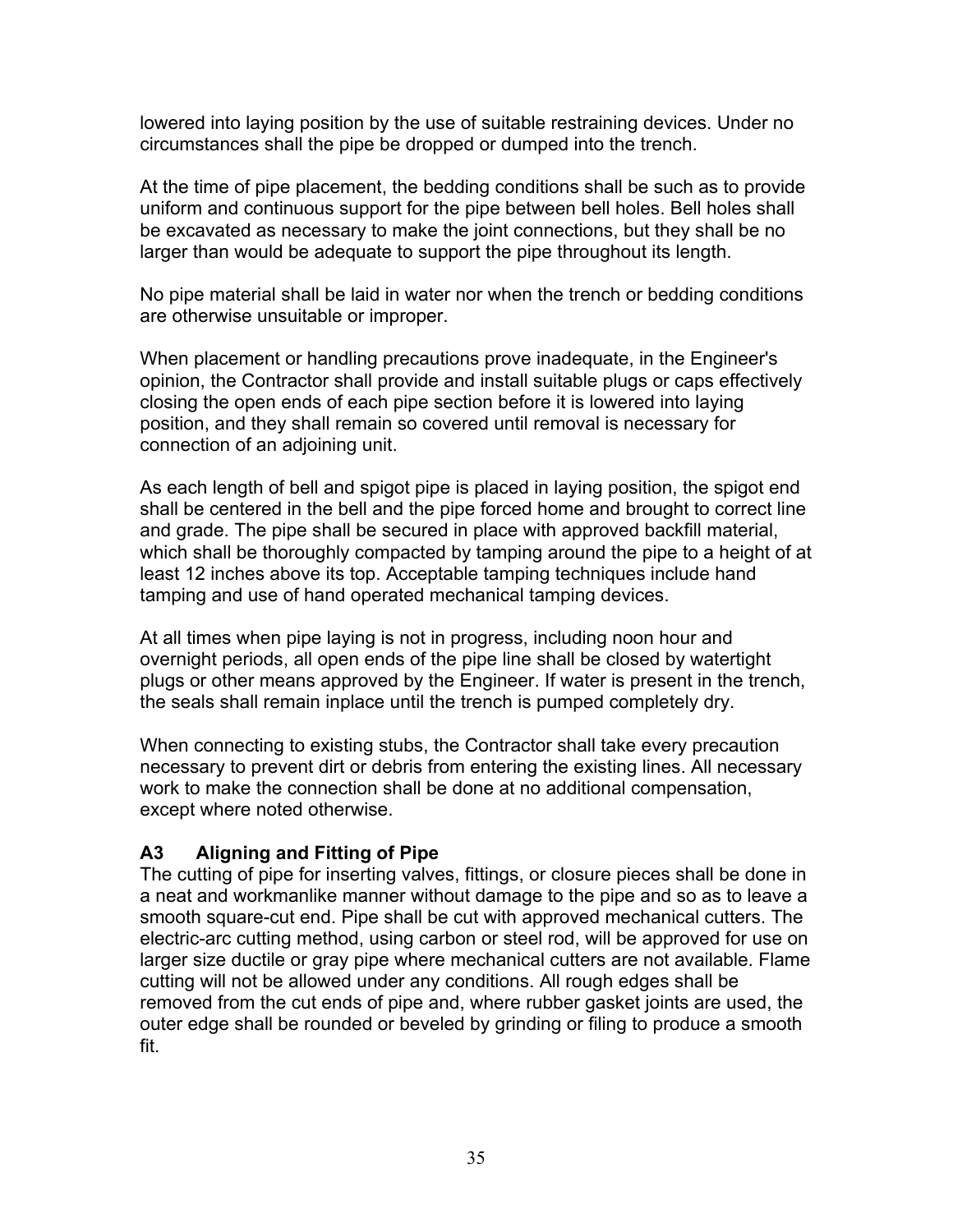lowered into laying position by the use of suitable restraining devices. Under no circumstances shall the pipe be dropped or dumped into the trench.

At the time of pipe placement, the bedding conditions shall be such as to provide uniform and continuous support for the pipe between bell holes. Bell holes shall be excavated as necessary to make the joint connections, but they shall be no larger than would be adequate to support the pipe throughout its length.

No pipe material shall be laid in water nor when the trench or bedding conditions are otherwise unsuitable or improper.

When placement or handling precautions prove inadequate, in the Engineer's opinion, the Contractor shall provide and install suitable plugs or caps effectively closing the open ends of each pipe section before it is lowered into laying position, and they shall remain so covered until removal is necessary for connection of an adjoining unit.

As each length of bell and spigot pipe is placed in laying position, the spigot end shall be centered in the bell and the pipe forced home and brought to correct line and grade. The pipe shall be secured in place with approved backfill material, which shall be thoroughly compacted by tamping around the pipe to a height of at least 12 inches above its top. Acceptable tamping techniques include hand tamping and use of hand operated mechanical tamping devices.

At all times when pipe laying is not in progress, including noon hour and overnight periods, all open ends of the pipe line shall be closed by watertight plugs or other means approved by the Engineer. If water is present in the trench, the seals shall remain inplace until the trench is pumped completely dry.

When connecting to existing stubs, the Contractor shall take every precaution necessary to prevent dirt or debris from entering the existing lines. All necessary work to make the connection shall be done at no additional compensation, except where noted otherwise.

### A3 Aligning and Fitting of Pipe

The cutting of pipe for inserting valves, fittings, or closure pieces shall be done in a neat and workmanlike manner without damage to the pipe and so as to leave a smooth square-cut end. Pipe shall be cut with approved mechanical cutters. The electric-arc cutting method, using carbon or steel rod, will be approved for use on larger size ductile or gray pipe where mechanical cutters are not available. Flame cutting will not be allowed under any conditions. All rough edges shall be removed from the cut ends of pipe and, where rubber gasket joints are used, the outer edge shall be rounded or beveled by grinding or filing to produce a smooth fit.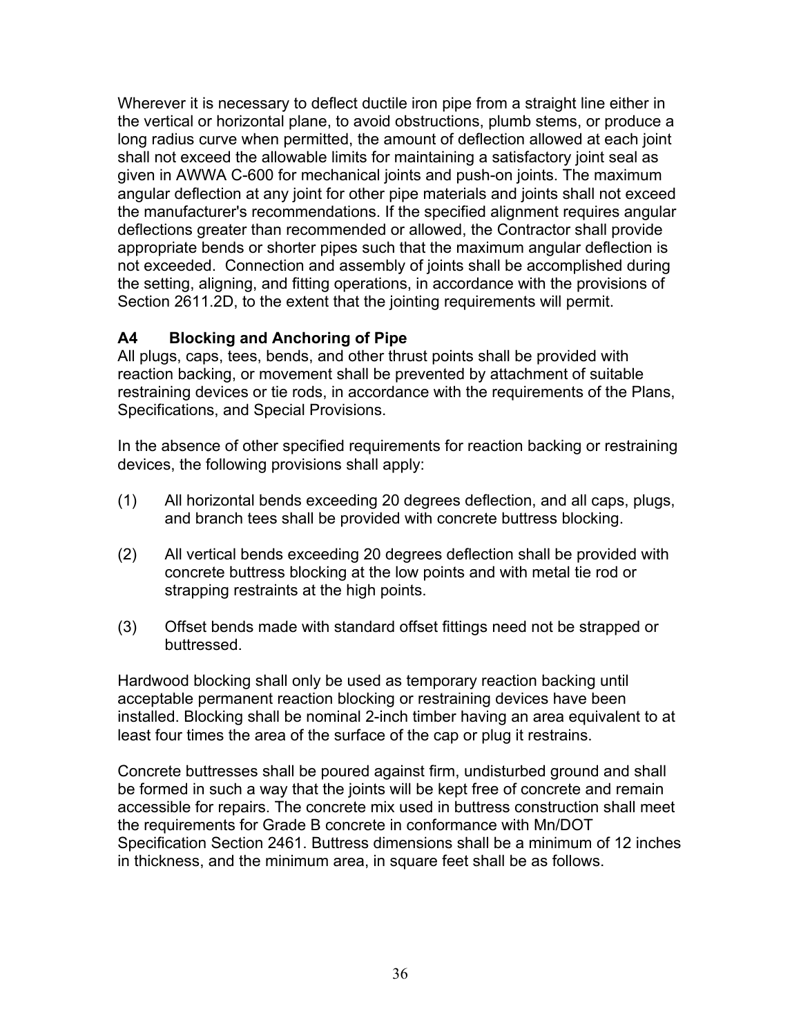Wherever it is necessary to deflect ductile iron pipe from a straight line either in the vertical or horizontal plane, to avoid obstructions, plumb stems, or produce a long radius curve when permitted, the amount of deflection allowed at each joint shall not exceed the allowable limits for maintaining a satisfactory joint seal as given in AWWA C-600 for mechanical joints and push-on joints. The maximum angular deflection at any joint for other pipe materials and joints shall not exceed the manufacturer's recommendations. If the specified alignment requires angular deflections greater than recommended or allowed, the Contractor shall provide appropriate bends or shorter pipes such that the maximum angular deflection is not exceeded. Connection and assembly of joints shall be accomplished during the setting, aligning, and fitting operations, in accordance with the provisions of Section 2611.2D, to the extent that the jointing requirements will permit.

### A4 Blocking and Anchoring of Pipe

All plugs, caps, tees, bends, and other thrust points shall be provided with reaction backing, or movement shall be prevented by attachment of suitable restraining devices or tie rods, in accordance with the requirements of the Plans, Specifications, and Special Provisions.

In the absence of other specified requirements for reaction backing or restraining devices, the following provisions shall apply:

(1) All horizontal bends exceeding 20 degrees deflection, and all caps, plugs, and branch tees shall be provided with concrete buttress blocking.

(2) All vertical bends exceeding 20 degrees deflection shall be provided with concrete buttress blocking at the low points and with metal tie rod or strapping restraints at the high points.

(3) Offset bends made with standard offset fittings need not be strapped or buttressed.

Hardwood blocking shall only be used as temporary reaction backing until acceptable permanent reaction blocking or restraining devices have been installed. Blocking shall be nominal 2-inch timber having an area equivalent to at least four times the area of the surface of the cap or plug it restrains.

Concrete buttresses shall be poured against firm, undisturbed ground and shall be formed in such a way that the joints will be kept free of concrete and remain accessible for repairs. The concrete mix used in buttress construction shall meet the requirements for Grade B concrete in conformance with Mn/DOT Specification Section 2461. Buttress dimensions shall be a minimum of 12 inches in thickness, and the minimum area, in square feet shall be as follows.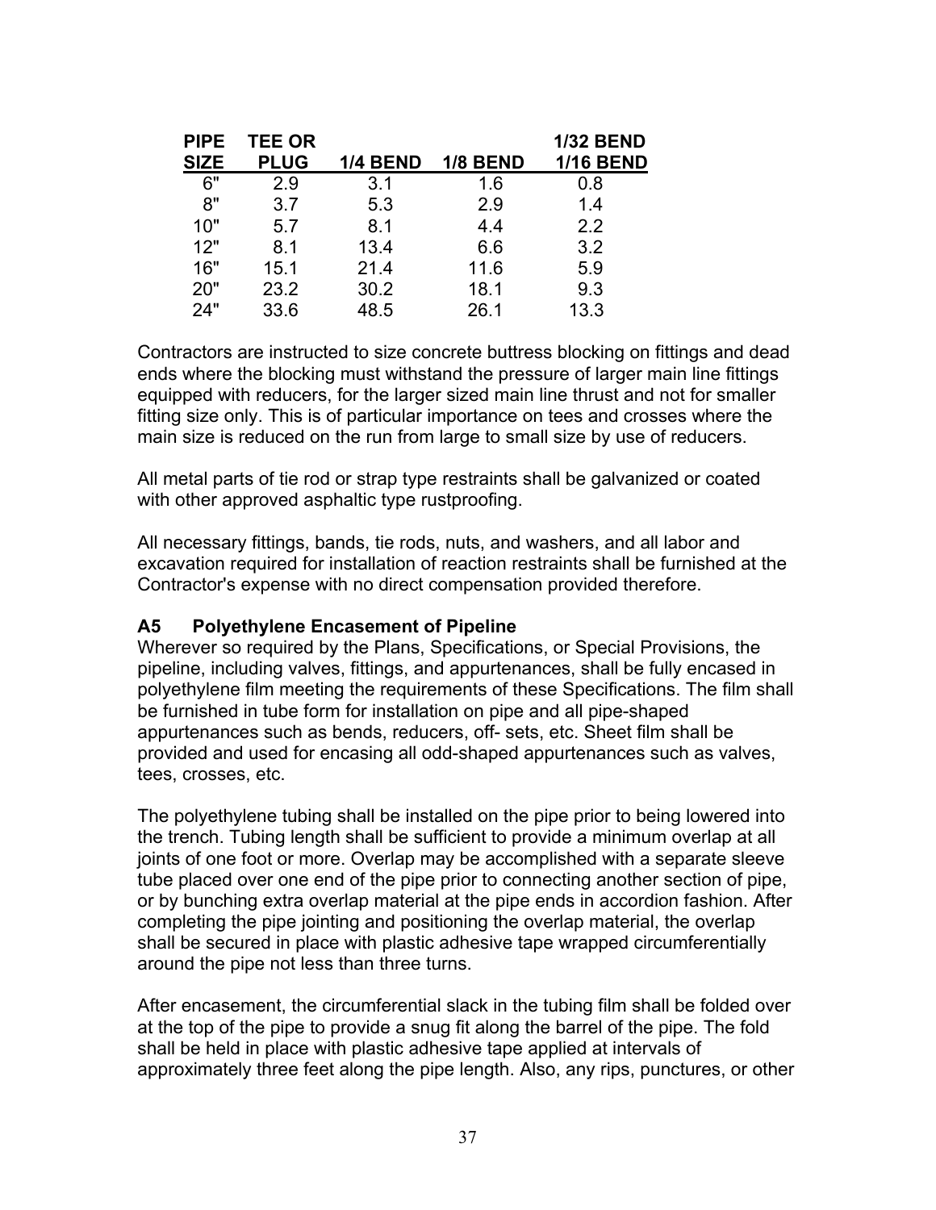| PIPE SIZE | TEE OR PLUG | 1/4 BEND | 1/8 BEND | 1/32 BEND 1/16 BEND |
|---|---|---|---|---|
| 6" | 2.9 | 3.1 | 1.6 | 0.8 |
| 8" | 3.7 | 5.3 | 2.9 | 1.4 |
| 10" | 5.7 | 8.1 | 4.4 | 2.2 |
| 12" | 8.1 | 13.4 | 6.6 | 3.2 |
| 16" | 15.1 | 21.4 | 11.6 | 5.9 |
| 20" | 23.2 | 30.2 | 18.1 | 9.3 |
| 24" | 33.6 | 48.5 | 26.1 | 13.3 |

Contractors are instructed to size concrete buttress blocking on fittings and dead ends where the blocking must withstand the pressure of larger main line fittings equipped with reducers, for the larger sized main line thrust and not for smaller fitting size only. This is of particular importance on tees and crosses where the main size is reduced on the run from large to small size by use of reducers.

All metal parts of tie rod or strap type restraints shall be galvanized or coated with other approved asphaltic type rustproofing.

All necessary fittings, bands, tie rods, nuts, and washers, and all labor and excavation required for installation of reaction restraints shall be furnished at the Contractor's expense with no direct compensation provided therefore.

### A5 Polyethylene Encasement of Pipeline

Wherever so required by the Plans, Specifications, or Special Provisions, the pipeline, including valves, fittings, and appurtenances, shall be fully encased in polyethylene film meeting the requirements of these Specifications. The film shall be furnished in tube form for installation on pipe and all pipe-shaped appurtenances such as bends, reducers, off- sets, etc. Sheet film shall be provided and used for encasing all odd-shaped appurtenances such as valves, tees, crosses, etc.

The polyethylene tubing shall be installed on the pipe prior to being lowered into the trench. Tubing length shall be sufficient to provide a minimum overlap at all joints of one foot or more. Overlap may be accomplished with a separate sleeve tube placed over one end of the pipe prior to connecting another section of pipe, or by bunching extra overlap material at the pipe ends in accordion fashion. After completing the pipe jointing and positioning the overlap material, the overlap shall be secured in place with plastic adhesive tape wrapped circumferentially around the pipe not less than three turns.

After encasement, the circumferential slack in the tubing film shall be folded over at the top of the pipe to provide a snug fit along the barrel of the pipe. The fold shall be held in place with plastic adhesive tape applied at intervals of approximately three feet along the pipe length. Also, any rips, punctures, or other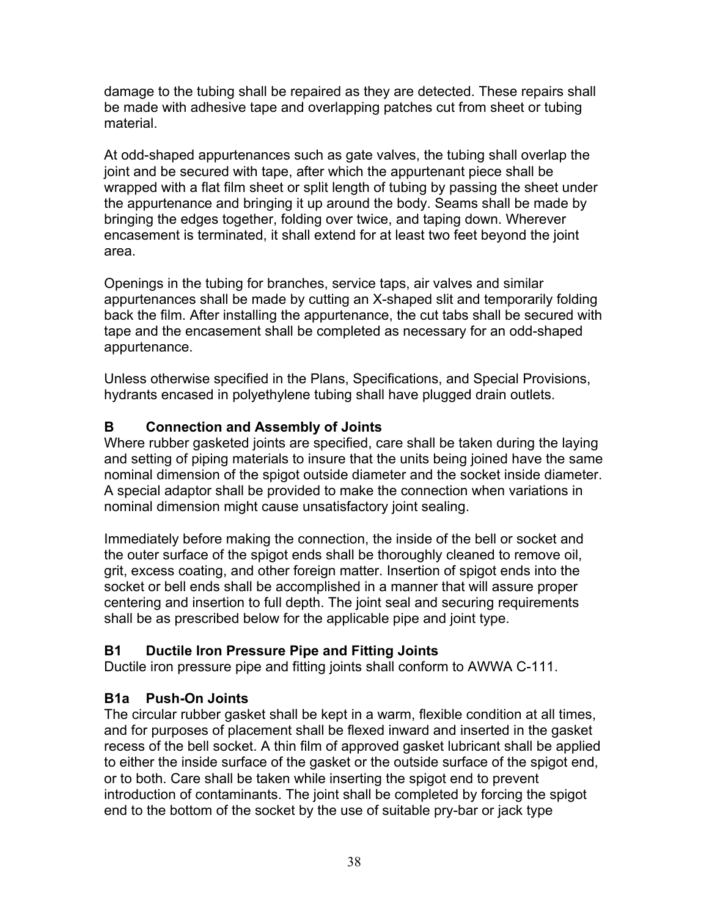damage to the tubing shall be repaired as they are detected. These repairs shall be made with adhesive tape and overlapping patches cut from sheet or tubing material.

At odd-shaped appurtenances such as gate valves, the tubing shall overlap the joint and be secured with tape, after which the appurtenant piece shall be wrapped with a flat film sheet or split length of tubing by passing the sheet under the appurtenance and bringing it up around the body. Seams shall be made by bringing the edges together, folding over twice, and taping down. Wherever encasement is terminated, it shall extend for at least two feet beyond the joint area.

Openings in the tubing for branches, service taps, air valves and similar appurtenances shall be made by cutting an X-shaped slit and temporarily folding back the film. After installing the appurtenance, the cut tabs shall be secured with tape and the encasement shall be completed as necessary for an odd-shaped appurtenance.

Unless otherwise specified in the Plans, Specifications, and Special Provisions, hydrants encased in polyethylene tubing shall have plugged drain outlets.

### B Connection and Assembly of Joints

Where rubber gasketed joints are specified, care shall be taken during the laying and setting of piping materials to insure that the units being joined have the same nominal dimension of the spigot outside diameter and the socket inside diameter. A special adaptor shall be provided to make the connection when variations in nominal dimension might cause unsatisfactory joint sealing.

Immediately before making the connection, the inside of the bell or socket and the outer surface of the spigot ends shall be thoroughly cleaned to remove oil, grit, excess coating, and other foreign matter. Insertion of spigot ends into the socket or bell ends shall be accomplished in a manner that will assure proper centering and insertion to full depth. The joint seal and securing requirements shall be as prescribed below for the applicable pipe and joint type.

### B1 Ductile Iron Pressure Pipe and Fitting Joints

Ductile iron pressure pipe and fitting joints shall conform to AWWA C-111.

### B1a Push-On Joints

The circular rubber gasket shall be kept in a warm, flexible condition at all times, and for purposes of placement shall be flexed inward and inserted in the gasket recess of the bell socket. A thin film of approved gasket lubricant shall be applied to either the inside surface of the gasket or the outside surface of the spigot end, or to both. Care shall be taken while inserting the spigot end to prevent introduction of contaminants. The joint shall be completed by forcing the spigot end to the bottom of the socket by the use of suitable pry-bar or jack type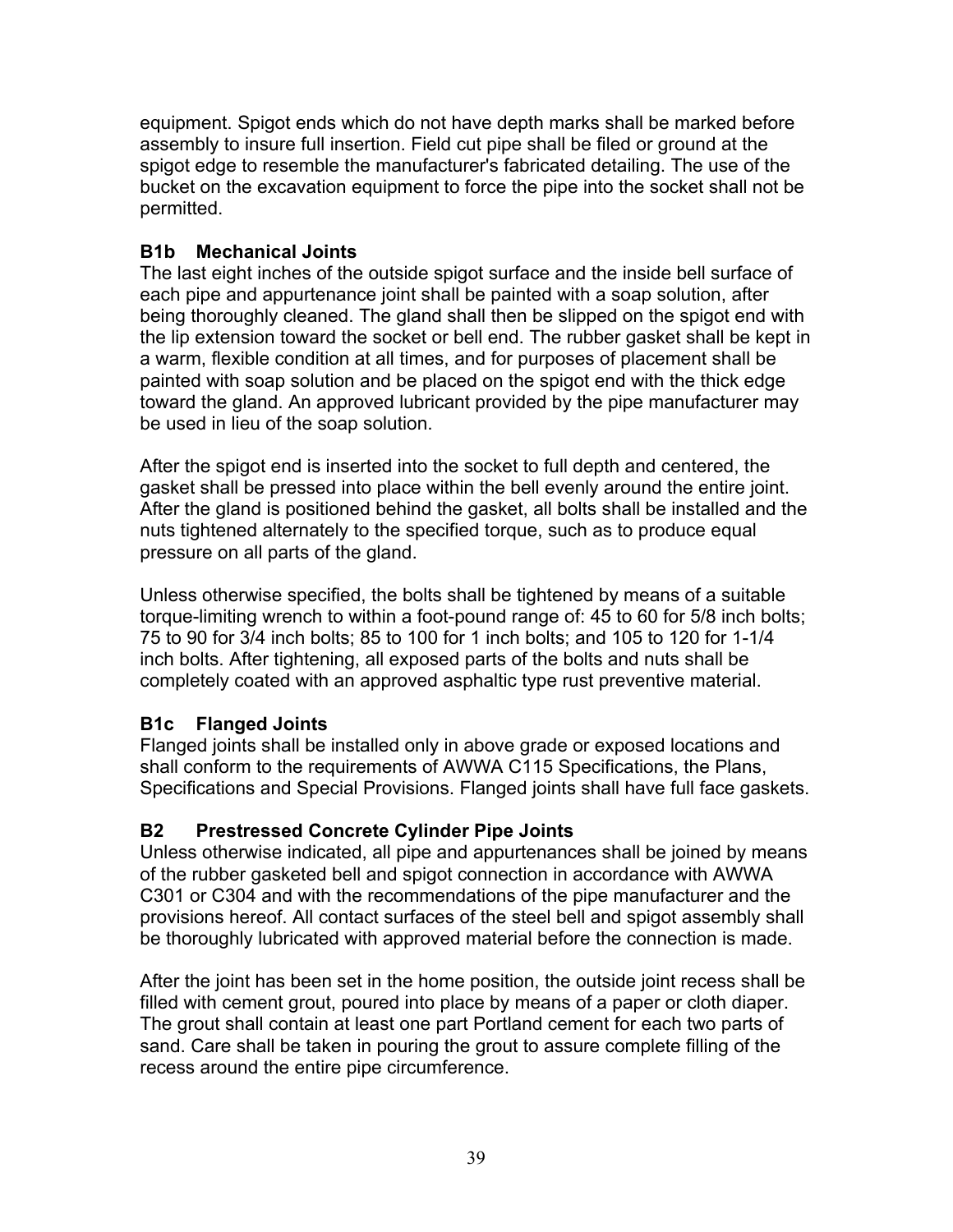equipment. Spigot ends which do not have depth marks shall be marked before assembly to insure full insertion. Field cut pipe shall be filed or ground at the spigot edge to resemble the manufacturer's fabricated detailing. The use of the bucket on the excavation equipment to force the pipe into the socket shall not be permitted.

### B1b Mechanical Joints

The last eight inches of the outside spigot surface and the inside bell surface of each pipe and appurtenance joint shall be painted with a soap solution, after being thoroughly cleaned. The gland shall then be slipped on the spigot end with the lip extension toward the socket or bell end. The rubber gasket shall be kept in a warm, flexible condition at all times, and for purposes of placement shall be painted with soap solution and be placed on the spigot end with the thick edge toward the gland. An approved lubricant provided by the pipe manufacturer may be used in lieu of the soap solution.

After the spigot end is inserted into the socket to full depth and centered, the gasket shall be pressed into place within the bell evenly around the entire joint. After the gland is positioned behind the gasket, all bolts shall be installed and the nuts tightened alternately to the specified torque, such as to produce equal pressure on all parts of the gland.

Unless otherwise specified, the bolts shall be tightened by means of a suitable torque-limiting wrench to within a foot-pound range of: 45 to 60 for 5/8 inch bolts; 75 to 90 for 3/4 inch bolts; 85 to 100 for 1 inch bolts; and 105 to 120 for 1-1/4 inch bolts. After tightening, all exposed parts of the bolts and nuts shall be completely coated with an approved asphaltic type rust preventive material.

### B1c Flanged Joints

Flanged joints shall be installed only in above grade or exposed locations and shall conform to the requirements of AWWA C115 Specifications, the Plans, Specifications and Special Provisions. Flanged joints shall have full face gaskets.

### B2 Prestressed Concrete Cylinder Pipe Joints

Unless otherwise indicated, all pipe and appurtenances shall be joined by means of the rubber gasketed bell and spigot connection in accordance with AWWA C301 or C304 and with the recommendations of the pipe manufacturer and the provisions hereof. All contact surfaces of the steel bell and spigot assembly shall be thoroughly lubricated with approved material before the connection is made.

After the joint has been set in the home position, the outside joint recess shall be filled with cement grout, poured into place by means of a paper or cloth diaper. The grout shall contain at least one part Portland cement for each two parts of sand. Care shall be taken in pouring the grout to assure complete filling of the recess around the entire pipe circumference.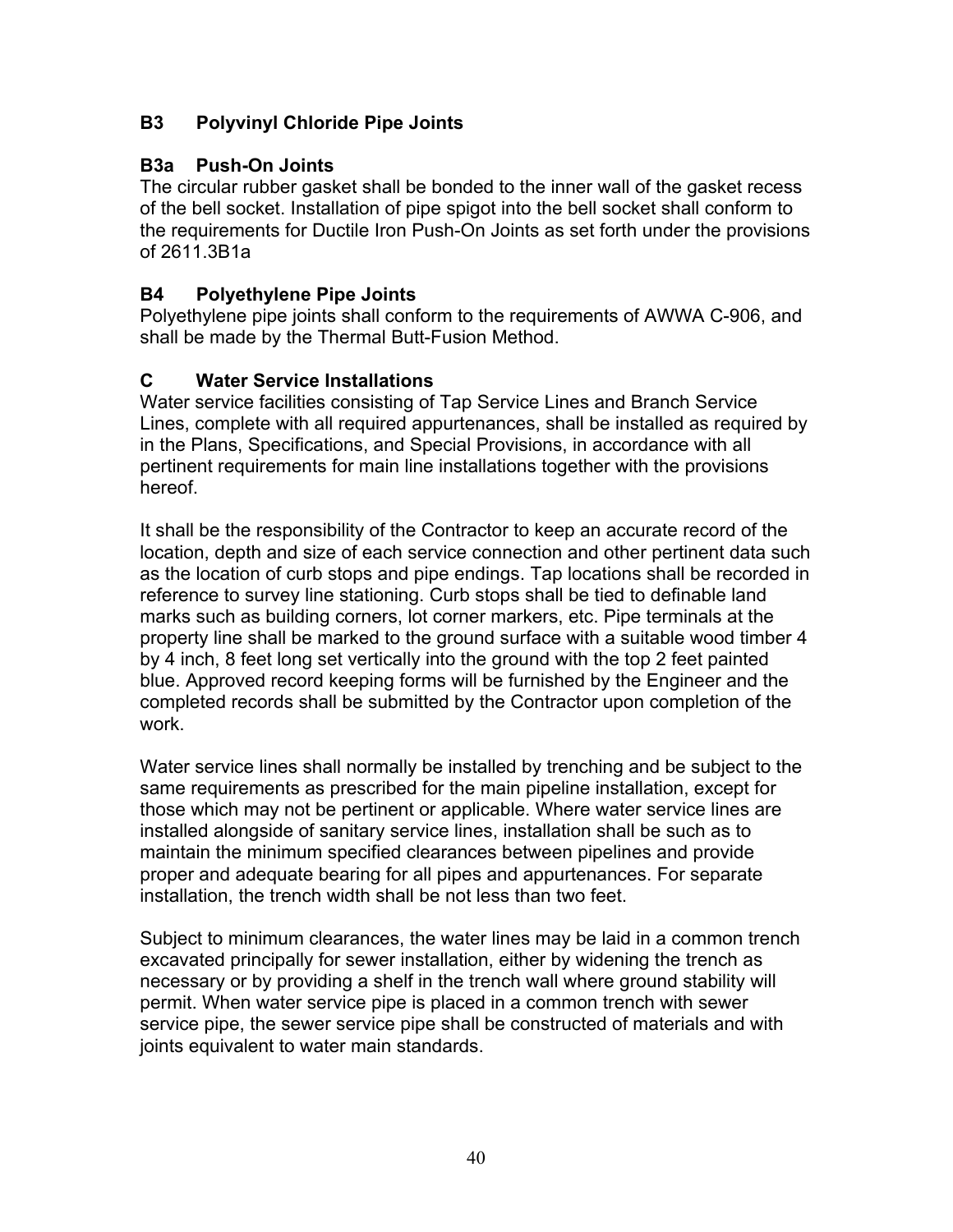### B3 Polyvinyl Chloride Pipe Joints

### B3a Push-On Joints

The circular rubber gasket shall be bonded to the inner wall of the gasket recess of the bell socket. Installation of pipe spigot into the bell socket shall conform to the requirements for Ductile Iron Push-On Joints as set forth under the provisions of 2611.3B1a

### B4 Polyethylene Pipe Joints

Polyethylene pipe joints shall conform to the requirements of AWWA C-906, and shall be made by the Thermal Butt-Fusion Method.

### C Water Service Installations

Water service facilities consisting of Tap Service Lines and Branch Service Lines, complete with all required appurtenances, shall be installed as required by in the Plans, Specifications, and Special Provisions, in accordance with all pertinent requirements for main line installations together with the provisions hereof.

It shall be the responsibility of the Contractor to keep an accurate record of the location, depth and size of each service connection and other pertinent data such as the location of curb stops and pipe endings. Tap locations shall be recorded in reference to survey line stationing. Curb stops shall be tied to definable land marks such as building corners, lot corner markers, etc. Pipe terminals at the property line shall be marked to the ground surface with a suitable wood timber 4 by 4 inch, 8 feet long set vertically into the ground with the top 2 feet painted blue. Approved record keeping forms will be furnished by the Engineer and the completed records shall be submitted by the Contractor upon completion of the work.

Water service lines shall normally be installed by trenching and be subject to the same requirements as prescribed for the main pipeline installation, except for those which may not be pertinent or applicable. Where water service lines are installed alongside of sanitary service lines, installation shall be such as to maintain the minimum specified clearances between pipelines and provide proper and adequate bearing for all pipes and appurtenances. For separate installation, the trench width shall be not less than two feet.

Subject to minimum clearances, the water lines may be laid in a common trench excavated principally for sewer installation, either by widening the trench as necessary or by providing a shelf in the trench wall where ground stability will permit. When water service pipe is placed in a common trench with sewer service pipe, the sewer service pipe shall be constructed of materials and with joints equivalent to water main standards.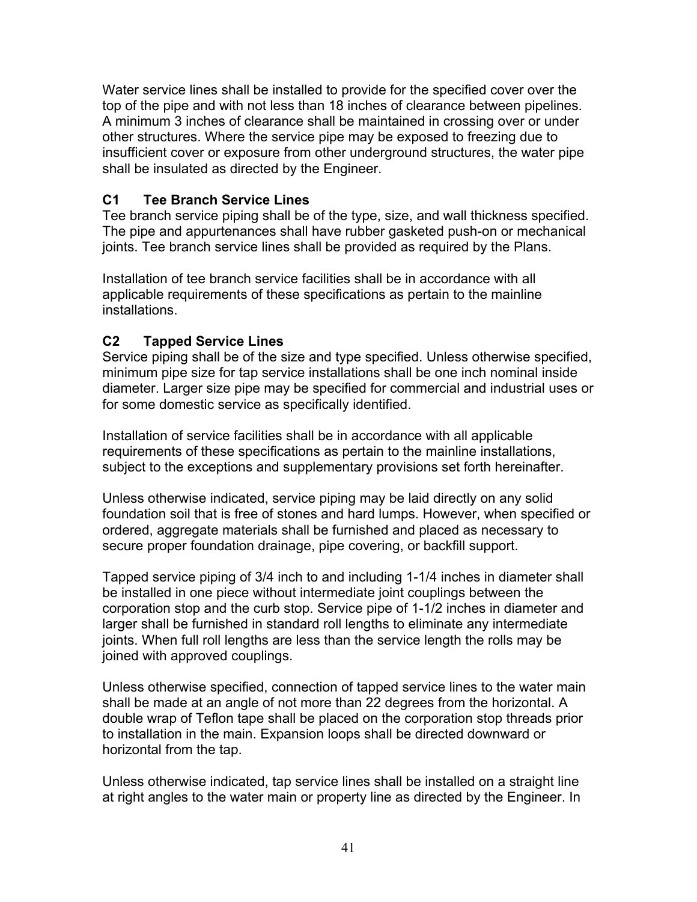Water service lines shall be installed to provide for the specified cover over the top of the pipe and with not less than 18 inches of clearance between pipelines. A minimum 3 inches of clearance shall be maintained in crossing over or under other structures. Where the service pipe may be exposed to freezing due to insufficient cover or exposure from other underground structures, the water pipe shall be insulated as directed by the Engineer.

### C1 Tee Branch Service Lines

Tee branch service piping shall be of the type, size, and wall thickness specified. The pipe and appurtenances shall have rubber gasketed push-on or mechanical joints. Tee branch service lines shall be provided as required by the Plans.

Installation of tee branch service facilities shall be in accordance with all applicable requirements of these specifications as pertain to the mainline installations.

### C2 Tapped Service Lines

Service piping shall be of the size and type specified. Unless otherwise specified, minimum pipe size for tap service installations shall be one inch nominal inside diameter. Larger size pipe may be specified for commercial and industrial uses or for some domestic service as specifically identified.

Installation of service facilities shall be in accordance with all applicable requirements of these specifications as pertain to the mainline installations, subject to the exceptions and supplementary provisions set forth hereinafter.

Unless otherwise indicated, service piping may be laid directly on any solid foundation soil that is free of stones and hard lumps. However, when specified or ordered, aggregate materials shall be furnished and placed as necessary to secure proper foundation drainage, pipe covering, or backfill support.

Tapped service piping of 3/4 inch to and including 1-1/4 inches in diameter shall be installed in one piece without intermediate joint couplings between the corporation stop and the curb stop. Service pipe of 1-1/2 inches in diameter and larger shall be furnished in standard roll lengths to eliminate any intermediate joints. When full roll lengths are less than the service length the rolls may be joined with approved couplings.

Unless otherwise specified, connection of tapped service lines to the water main shall be made at an angle of not more than 22 degrees from the horizontal. A double wrap of Teflon tape shall be placed on the corporation stop threads prior to installation in the main. Expansion loops shall be directed downward or horizontal from the tap.

Unless otherwise indicated, tap service lines shall be installed on a straight line at right angles to the water main or property line as directed by the Engineer. In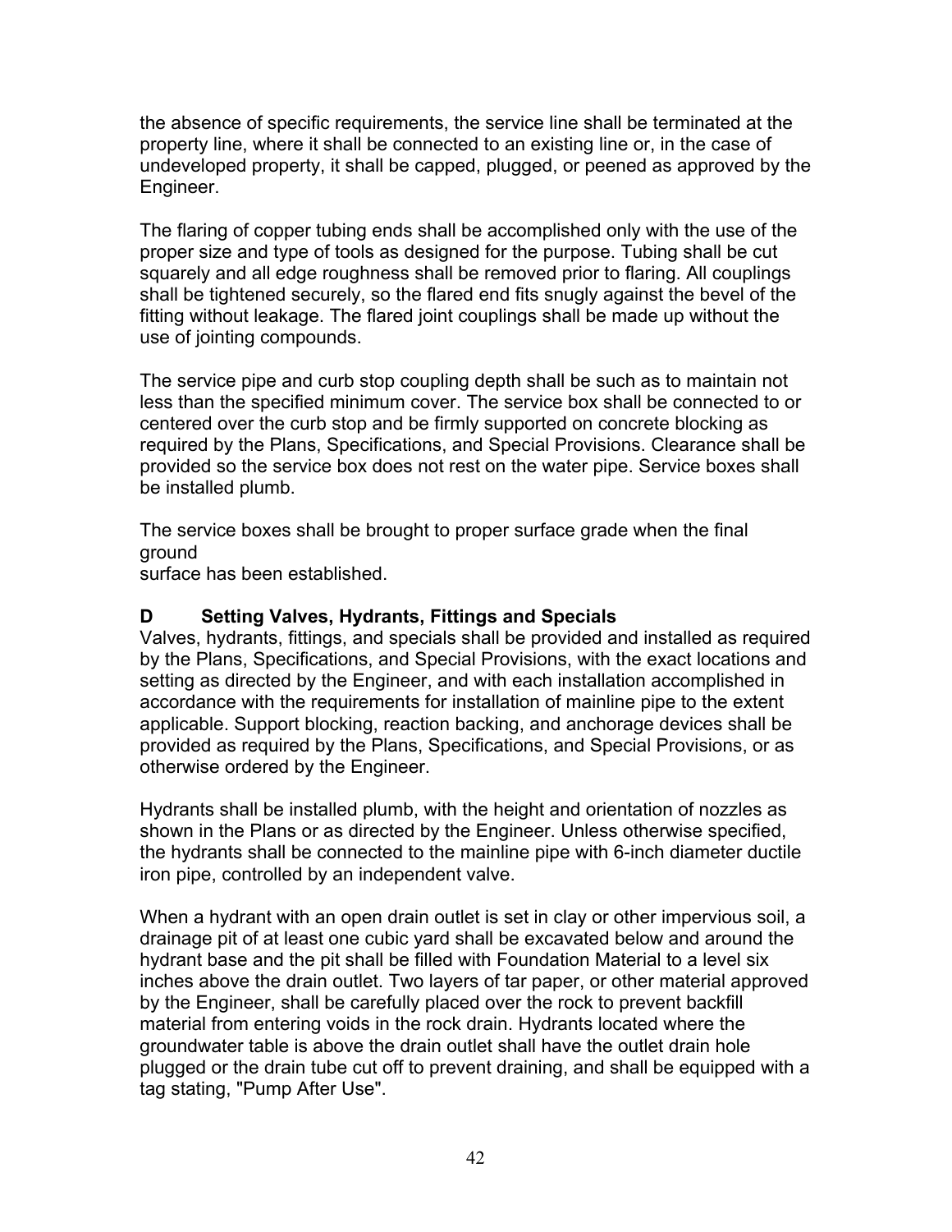the absence of specific requirements, the service line shall be terminated at the property line, where it shall be connected to an existing line or, in the case of undeveloped property, it shall be capped, plugged, or peened as approved by the Engineer.

The flaring of copper tubing ends shall be accomplished only with the use of the proper size and type of tools as designed for the purpose. Tubing shall be cut squarely and all edge roughness shall be removed prior to flaring. All couplings shall be tightened securely, so the flared end fits snugly against the bevel of the fitting without leakage. The flared joint couplings shall be made up without the use of jointing compounds.

The service pipe and curb stop coupling depth shall be such as to maintain not less than the specified minimum cover. The service box shall be connected to or centered over the curb stop and be firmly supported on concrete blocking as required by the Plans, Specifications, and Special Provisions. Clearance shall be provided so the service box does not rest on the water pipe. Service boxes shall be installed plumb.

The service boxes shall be brought to proper surface grade when the final ground
surface has been established.

### D Setting Valves, Hydrants, Fittings and Specials

Valves, hydrants, fittings, and specials shall be provided and installed as required by the Plans, Specifications, and Special Provisions, with the exact locations and setting as directed by the Engineer, and with each installation accomplished in accordance with the requirements for installation of mainline pipe to the extent applicable. Support blocking, reaction backing, and anchorage devices shall be provided as required by the Plans, Specifications, and Special Provisions, or as otherwise ordered by the Engineer.

Hydrants shall be installed plumb, with the height and orientation of nozzles as shown in the Plans or as directed by the Engineer. Unless otherwise specified, the hydrants shall be connected to the mainline pipe with 6-inch diameter ductile iron pipe, controlled by an independent valve.

When a hydrant with an open drain outlet is set in clay or other impervious soil, a drainage pit of at least one cubic yard shall be excavated below and around the hydrant base and the pit shall be filled with Foundation Material to a level six inches above the drain outlet. Two layers of tar paper, or other material approved by the Engineer, shall be carefully placed over the rock to prevent backfill material from entering voids in the rock drain. Hydrants located where the groundwater table is above the drain outlet shall have the outlet drain hole plugged or the drain tube cut off to prevent draining, and shall be equipped with a tag stating, "Pump After Use".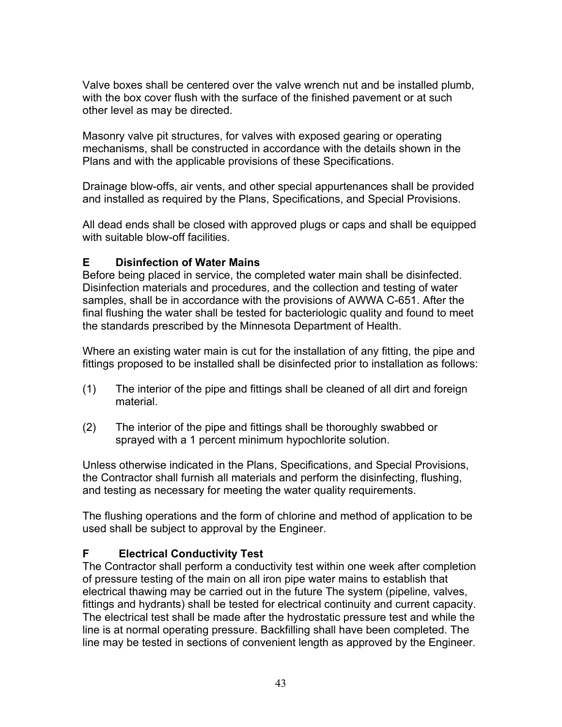Valve boxes shall be centered over the valve wrench nut and be installed plumb, with the box cover flush with the surface of the finished pavement or at such other level as may be directed.

Masonry valve pit structures, for valves with exposed gearing or operating mechanisms, shall be constructed in accordance with the details shown in the Plans and with the applicable provisions of these Specifications.

Drainage blow-offs, air vents, and other special appurtenances shall be provided and installed as required by the Plans, Specifications, and Special Provisions.

All dead ends shall be closed with approved plugs or caps and shall be equipped with suitable blow-off facilities.

### E Disinfection of Water Mains

Before being placed in service, the completed water main shall be disinfected. Disinfection materials and procedures, and the collection and testing of water samples, shall be in accordance with the provisions of AWWA C-651. After the final flushing the water shall be tested for bacteriologic quality and found to meet the standards prescribed by the Minnesota Department of Health.

Where an existing water main is cut for the installation of any fitting, the pipe and fittings proposed to be installed shall be disinfected prior to installation as follows:

(1) The interior of the pipe and fittings shall be cleaned of all dirt and foreign material.

(2) The interior of the pipe and fittings shall be thoroughly swabbed or sprayed with a 1 percent minimum hypochlorite solution.

Unless otherwise indicated in the Plans, Specifications, and Special Provisions, the Contractor shall furnish all materials and perform the disinfecting, flushing, and testing as necessary for meeting the water quality requirements.

The flushing operations and the form of chlorine and method of application to be used shall be subject to approval by the Engineer.

### F Electrical Conductivity Test

The Contractor shall perform a conductivity test within one week after completion of pressure testing of the main on all iron pipe water mains to establish that electrical thawing may be carried out in the future The system (pipeline, valves, fittings and hydrants) shall be tested for electrical continuity and current capacity. The electrical test shall be made after the hydrostatic pressure test and while the line is at normal operating pressure. Backfilling shall have been completed. The line may be tested in sections of convenient length as approved by the Engineer.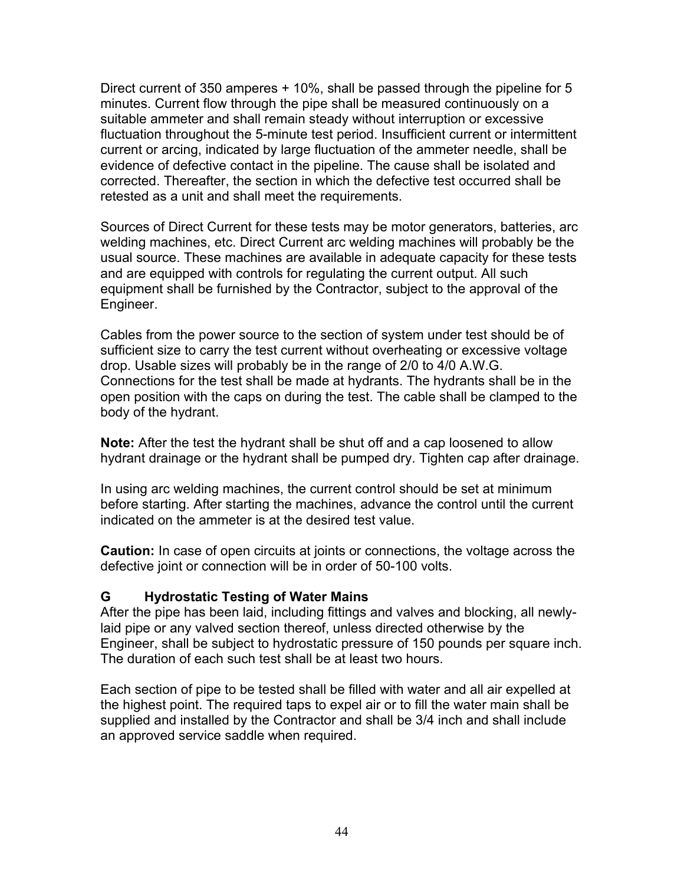Direct current of 350 amperes + 10%, shall be passed through the pipeline for 5 minutes. Current flow through the pipe shall be measured continuously on a suitable ammeter and shall remain steady without interruption or excessive fluctuation throughout the 5-minute test period. Insufficient current or intermittent current or arcing, indicated by large fluctuation of the ammeter needle, shall be evidence of defective contact in the pipeline. The cause shall be isolated and corrected. Thereafter, the section in which the defective test occurred shall be retested as a unit and shall meet the requirements.

Sources of Direct Current for these tests may be motor generators, batteries, arc welding machines, etc. Direct Current arc welding machines will probably be the usual source. These machines are available in adequate capacity for these tests and are equipped with controls for regulating the current output. All such equipment shall be furnished by the Contractor, subject to the approval of the Engineer.

Cables from the power source to the section of system under test should be of sufficient size to carry the test current without overheating or excessive voltage drop. Usable sizes will probably be in the range of 2/0 to 4/0 A.W.G. Connections for the test shall be made at hydrants. The hydrants shall be in the open position with the caps on during the test. The cable shall be clamped to the body of the hydrant.

**Note:** After the test the hydrant shall be shut off and a cap loosened to allow hydrant drainage or the hydrant shall be pumped dry. Tighten cap after drainage.

In using arc welding machines, the current control should be set at minimum before starting. After starting the machines, advance the control until the current indicated on the ammeter is at the desired test value.

**Caution:** In case of open circuits at joints or connections, the voltage across the defective joint or connection will be in order of 50-100 volts.

### G Hydrostatic Testing of Water Mains

After the pipe has been laid, including fittings and valves and blocking, all newly-laid pipe or any valved section thereof, unless directed otherwise by the Engineer, shall be subject to hydrostatic pressure of 150 pounds per square inch. The duration of each such test shall be at least two hours.

Each section of pipe to be tested shall be filled with water and all air expelled at the highest point. The required taps to expel air or to fill the water main shall be supplied and installed by the Contractor and shall be 3/4 inch and shall include an approved service saddle when required.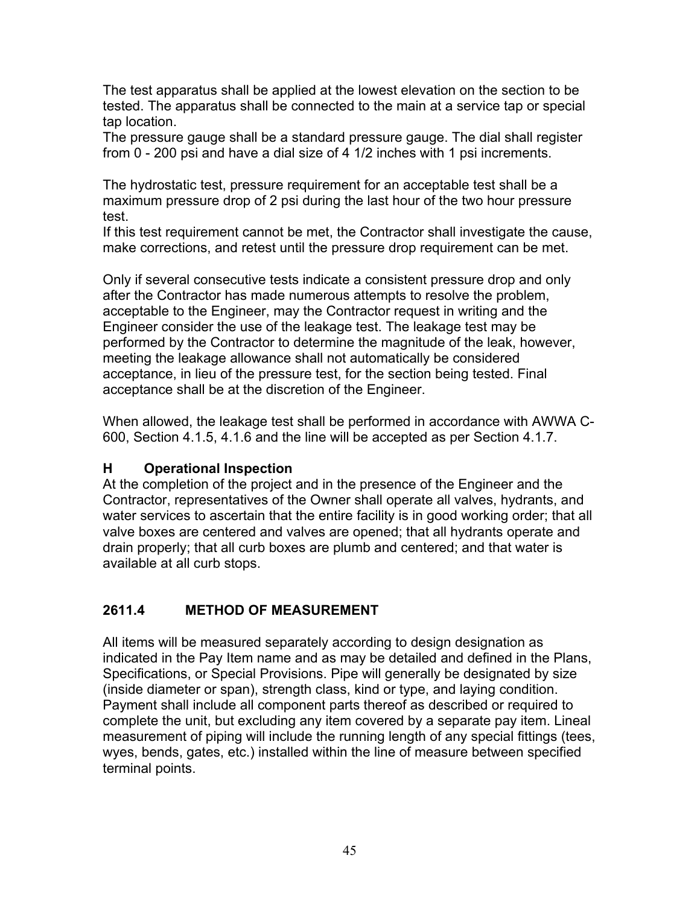The test apparatus shall be applied at the lowest elevation on the section to be tested. The apparatus shall be connected to the main at a service tap or special tap location.
The pressure gauge shall be a standard pressure gauge. The dial shall register from 0 - 200 psi and have a dial size of 4 1/2 inches with 1 psi increments.

The hydrostatic test, pressure requirement for an acceptable test shall be a maximum pressure drop of 2 psi during the last hour of the two hour pressure test.
If this test requirement cannot be met, the Contractor shall investigate the cause, make corrections, and retest until the pressure drop requirement can be met.

Only if several consecutive tests indicate a consistent pressure drop and only after the Contractor has made numerous attempts to resolve the problem, acceptable to the Engineer, may the Contractor request in writing and the Engineer consider the use of the leakage test. The leakage test may be performed by the Contractor to determine the magnitude of the leak, however, meeting the leakage allowance shall not automatically be considered acceptance, in lieu of the pressure test, for the section being tested. Final acceptance shall be at the discretion of the Engineer.

When allowed, the leakage test shall be performed in accordance with AWWA C-600, Section 4.1.5, 4.1.6 and the line will be accepted as per Section 4.1.7.

### H Operational Inspection

At the completion of the project and in the presence of the Engineer and the Contractor, representatives of the Owner shall operate all valves, hydrants, and water services to ascertain that the entire facility is in good working order; that all valve boxes are centered and valves are opened; that all hydrants operate and drain properly; that all curb boxes are plumb and centered; and that water is available at all curb stops.

## 2611.4 METHOD OF MEASUREMENT

All items will be measured separately according to design designation as indicated in the Pay Item name and as may be detailed and defined in the Plans, Specifications, or Special Provisions. Pipe will generally be designated by size (inside diameter or span), strength class, kind or type, and laying condition. Payment shall include all component parts thereof as described or required to complete the unit, but excluding any item covered by a separate pay item. Lineal measurement of piping will include the running length of any special fittings (tees, wyes, bends, gates, etc.) installed within the line of measure between specified terminal points.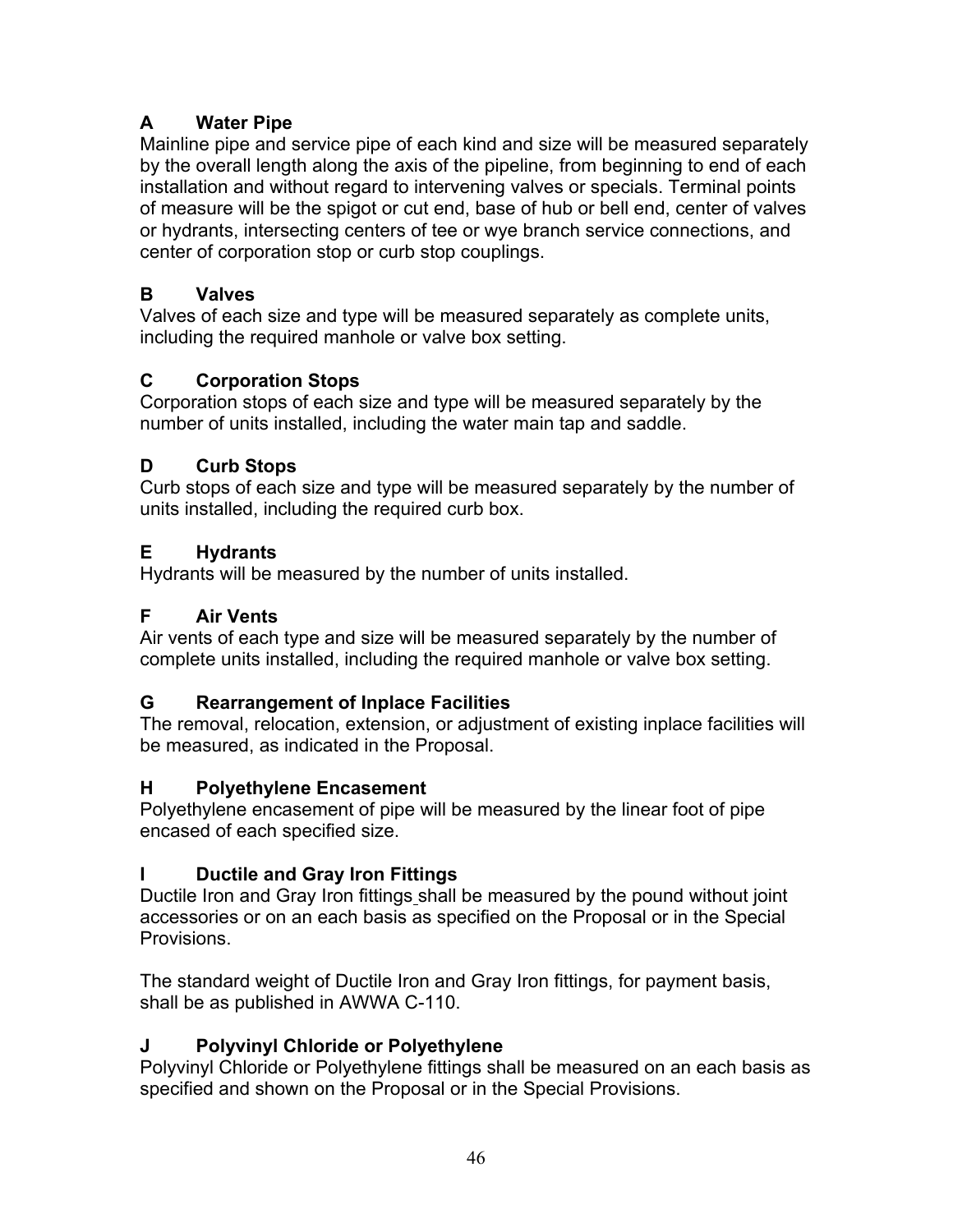### A Water Pipe

Mainline pipe and service pipe of each kind and size will be measured separately by the overall length along the axis of the pipeline, from beginning to end of each installation and without regard to intervening valves or specials. Terminal points of measure will be the spigot or cut end, base of hub or bell end, center of valves or hydrants, intersecting centers of tee or wye branch service connections, and center of corporation stop or curb stop couplings.

### B Valves

Valves of each size and type will be measured separately as complete units, including the required manhole or valve box setting.

### C Corporation Stops

Corporation stops of each size and type will be measured separately by the number of units installed, including the water main tap and saddle.

### D Curb Stops

Curb stops of each size and type will be measured separately by the number of units installed, including the required curb box.

### E Hydrants

Hydrants will be measured by the number of units installed.

### F Air Vents

Air vents of each type and size will be measured separately by the number of complete units installed, including the required manhole or valve box setting.

### G Rearrangement of Inplace Facilities

The removal, relocation, extension, or adjustment of existing inplace facilities will be measured, as indicated in the Proposal.

### H Polyethylene Encasement

Polyethylene encasement of pipe will be measured by the linear foot of pipe encased of each specified size.

### I Ductile and Gray Iron Fittings

Ductile Iron and Gray Iron fittings shall be measured by the pound without joint accessories or on an each basis as specified on the Proposal or in the Special Provisions.

The standard weight of Ductile Iron and Gray Iron fittings, for payment basis, shall be as published in AWWA C-110.

### J Polyvinyl Chloride or Polyethylene

Polyvinyl Chloride or Polyethylene fittings shall be measured on an each basis as specified and shown on the Proposal or in the Special Provisions.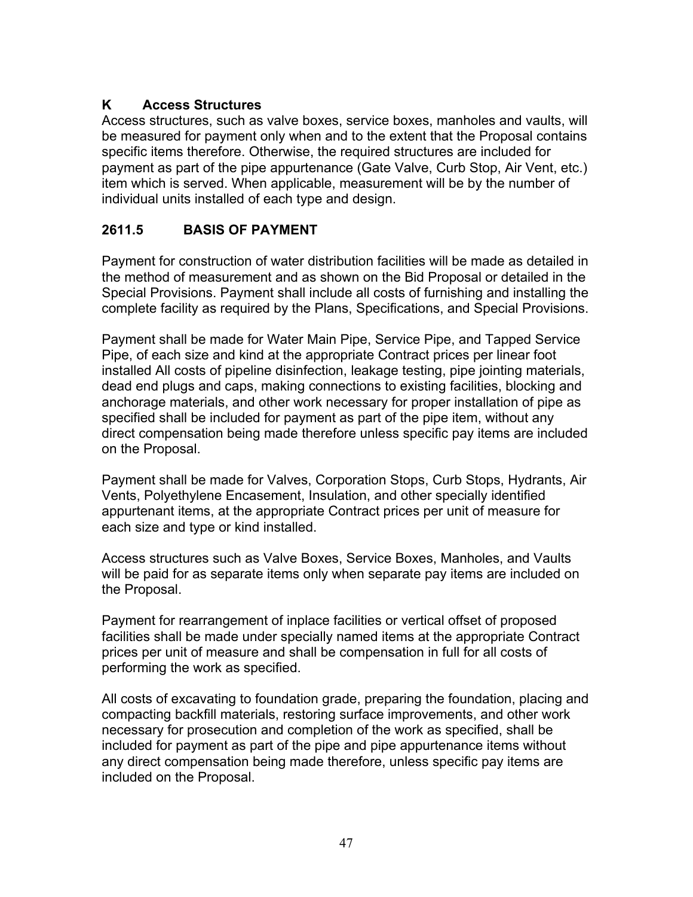### K Access Structures

Access structures, such as valve boxes, service boxes, manholes and vaults, will be measured for payment only when and to the extent that the Proposal contains specific items therefore. Otherwise, the required structures are included for payment as part of the pipe appurtenance (Gate Valve, Curb Stop, Air Vent, etc.) item which is served. When applicable, measurement will be by the number of individual units installed of each type and design.

## 2611.5 BASIS OF PAYMENT

Payment for construction of water distribution facilities will be made as detailed in the method of measurement and as shown on the Bid Proposal or detailed in the Special Provisions. Payment shall include all costs of furnishing and installing the complete facility as required by the Plans, Specifications, and Special Provisions.

Payment shall be made for Water Main Pipe, Service Pipe, and Tapped Service Pipe, of each size and kind at the appropriate Contract prices per linear foot installed All costs of pipeline disinfection, leakage testing, pipe jointing materials, dead end plugs and caps, making connections to existing facilities, blocking and anchorage materials, and other work necessary for proper installation of pipe as specified shall be included for payment as part of the pipe item, without any direct compensation being made therefore unless specific pay items are included on the Proposal.

Payment shall be made for Valves, Corporation Stops, Curb Stops, Hydrants, Air Vents, Polyethylene Encasement, Insulation, and other specially identified appurtenant items, at the appropriate Contract prices per unit of measure for each size and type or kind installed.

Access structures such as Valve Boxes, Service Boxes, Manholes, and Vaults will be paid for as separate items only when separate pay items are included on the Proposal.

Payment for rearrangement of inplace facilities or vertical offset of proposed facilities shall be made under specially named items at the appropriate Contract prices per unit of measure and shall be compensation in full for all costs of performing the work as specified.

All costs of excavating to foundation grade, preparing the foundation, placing and compacting backfill materials, restoring surface improvements, and other work necessary for prosecution and completion of the work as specified, shall be included for payment as part of the pipe and pipe appurtenance items without any direct compensation being made therefore, unless specific pay items are included on the Proposal.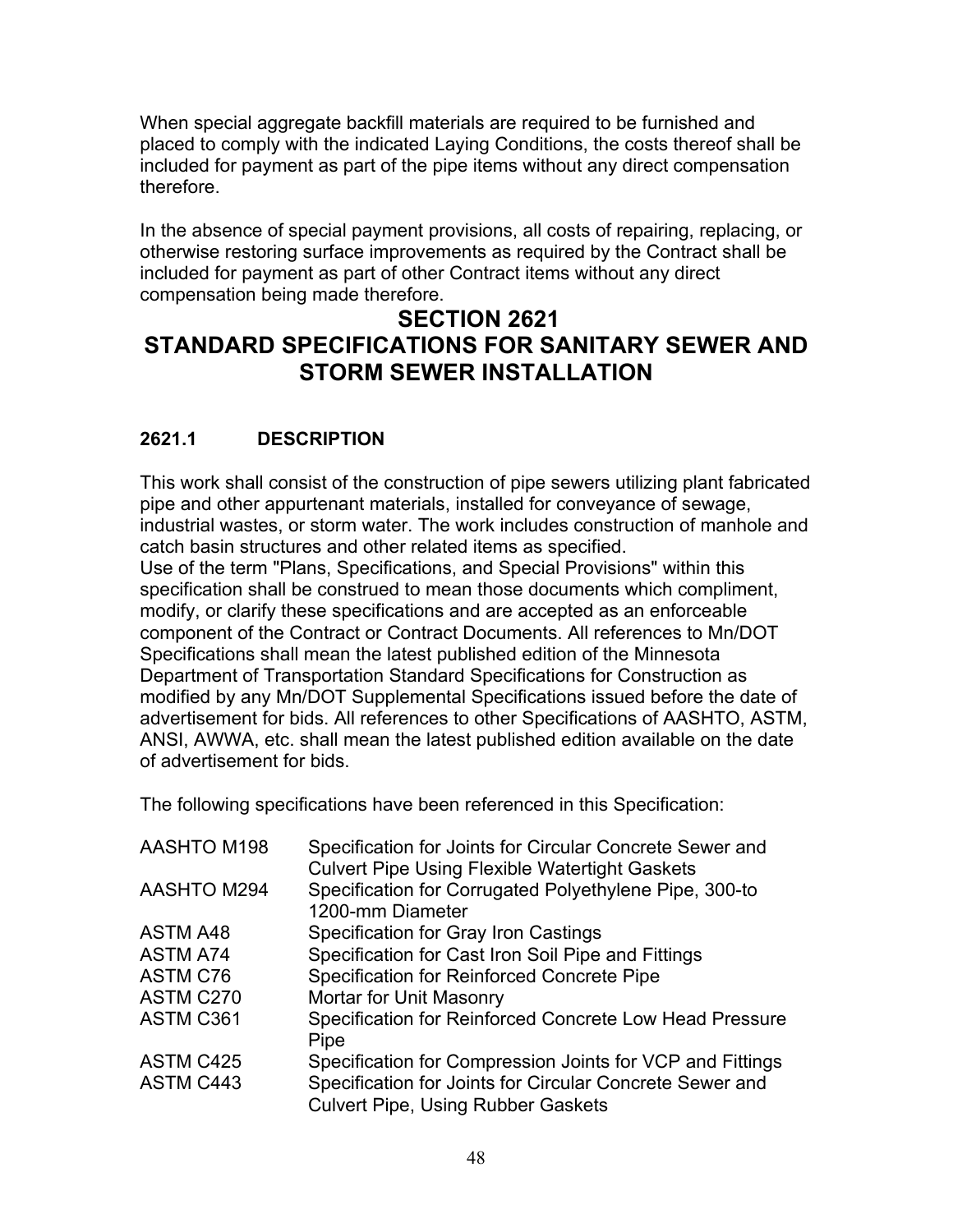When special aggregate backfill materials are required to be furnished and placed to comply with the indicated Laying Conditions, the costs thereof shall be included for payment as part of the pipe items without any direct compensation therefore.

In the absence of special payment provisions, all costs of repairing, replacing, or otherwise restoring surface improvements as required by the Contract shall be included for payment as part of other Contract items without any direct compensation being made therefore.

# SECTION 2621
# STANDARD SPECIFICATIONS FOR SANITARY SEWER AND STORM SEWER INSTALLATION

### 2621.1 DESCRIPTION

This work shall consist of the construction of pipe sewers utilizing plant fabricated pipe and other appurtenant materials, installed for conveyance of sewage, industrial wastes, or storm water. The work includes construction of manhole and catch basin structures and other related items as specified.
Use of the term "Plans, Specifications, and Special Provisions" within this specification shall be construed to mean those documents which compliment, modify, or clarify these specifications and are accepted as an enforceable component of the Contract or Contract Documents. All references to Mn/DOT Specifications shall mean the latest published edition of the Minnesota Department of Transportation Standard Specifications for Construction as modified by any Mn/DOT Supplemental Specifications issued before the date of advertisement for bids. All references to other Specifications of AASHTO, ASTM, ANSI, AWWA, etc. shall mean the latest published edition available on the date of advertisement for bids.

The following specifications have been referenced in this Specification:

| | |
|---|---|
| AASHTO M198 | Specification for Joints for Circular Concrete Sewer and Culvert Pipe Using Flexible Watertight Gaskets |
| AASHTO M294 | Specification for Corrugated Polyethylene Pipe, 300-to 1200-mm Diameter |
| ASTM A48 | Specification for Gray Iron Castings |
| ASTM A74 | Specification for Cast Iron Soil Pipe and Fittings |
| ASTM C76 | Specification for Reinforced Concrete Pipe |
| ASTM C270 | Mortar for Unit Masonry |
| ASTM C361 | Specification for Reinforced Concrete Low Head Pressure Pipe |
| ASTM C425 | Specification for Compression Joints for VCP and Fittings |
| ASTM C443 | Specification for Joints for Circular Concrete Sewer and Culvert Pipe, Using Rubber Gaskets |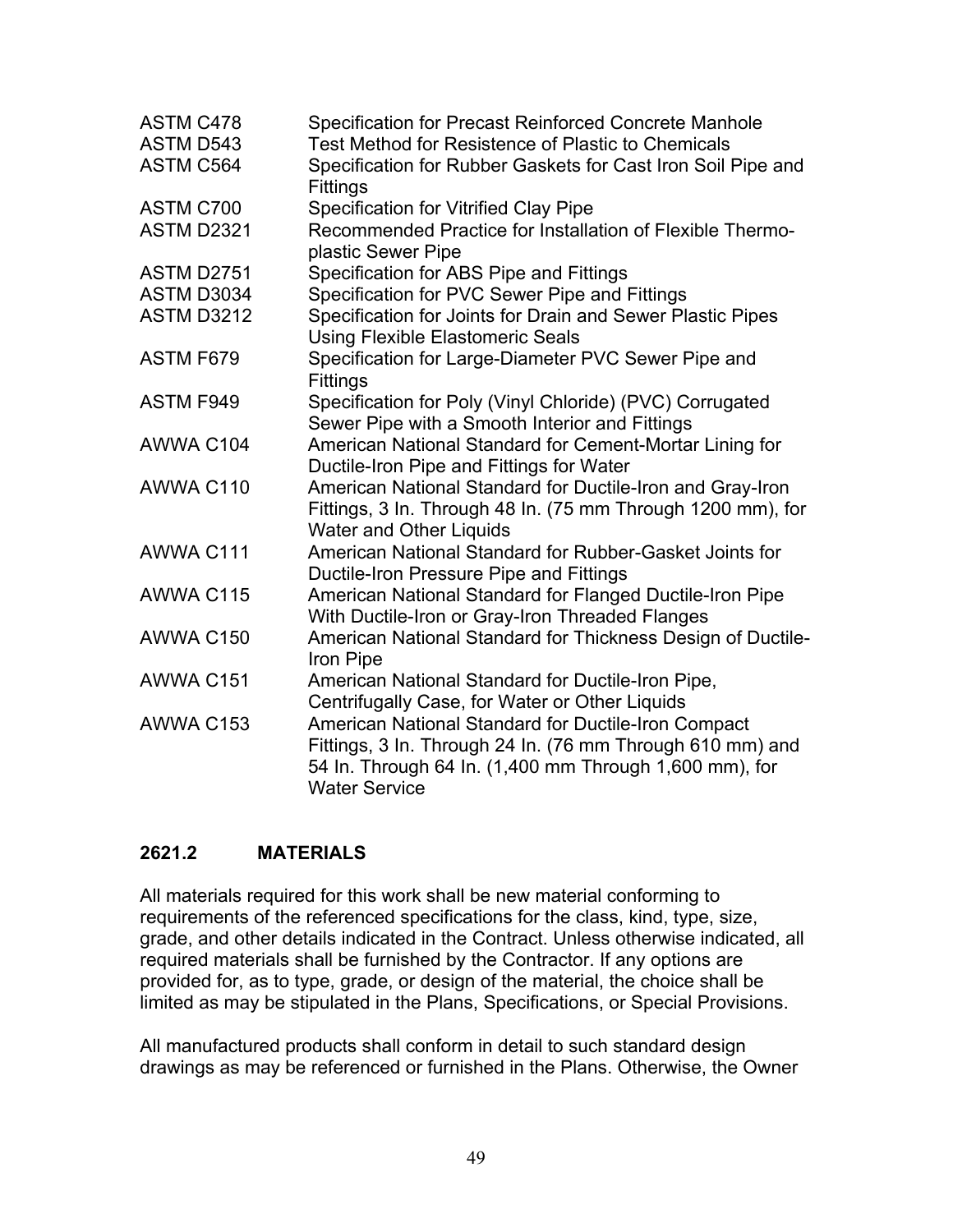| | |
|---|---|
| ASTM C478 | Specification for Precast Reinforced Concrete Manhole |
| ASTM D543 | Test Method for Resistence of Plastic to Chemicals |
| ASTM C564 | Specification for Rubber Gaskets for Cast Iron Soil Pipe and Fittings |
| ASTM C700 | Specification for Vitrified Clay Pipe |
| ASTM D2321 | Recommended Practice for Installation of Flexible Thermo-plastic Sewer Pipe |
| ASTM D2751 | Specification for ABS Pipe and Fittings |
| ASTM D3034 | Specification for PVC Sewer Pipe and Fittings |
| ASTM D3212 | Specification for Joints for Drain and Sewer Plastic Pipes Using Flexible Elastomeric Seals |
| ASTM F679 | Specification for Large-Diameter PVC Sewer Pipe and Fittings |
| ASTM F949 | Specification for Poly (Vinyl Chloride) (PVC) Corrugated Sewer Pipe with a Smooth Interior and Fittings |
| AWWA C104 | American National Standard for Cement-Mortar Lining for Ductile-Iron Pipe and Fittings for Water |
| AWWA C110 | American National Standard for Ductile-Iron and Gray-Iron Fittings, 3 In. Through 48 In. (75 mm Through 1200 mm), for Water and Other Liquids |
| AWWA C111 | American National Standard for Rubber-Gasket Joints for Ductile-Iron Pressure Pipe and Fittings |
| AWWA C115 | American National Standard for Flanged Ductile-Iron Pipe With Ductile-Iron or Gray-Iron Threaded Flanges |
| AWWA C150 | American National Standard for Thickness Design of Ductile-Iron Pipe |
| AWWA C151 | American National Standard for Ductile-Iron Pipe, Centrifugally Case, for Water or Other Liquids |
| AWWA C153 | American National Standard for Ductile-Iron Compact Fittings, 3 In. Through 24 In. (76 mm Through 610 mm) and 54 In. Through 64 In. (1,400 mm Through 1,600 mm), for Water Service |

## 2621.2 MATERIALS

All materials required for this work shall be new material conforming to requirements of the referenced specifications for the class, kind, type, size, grade, and other details indicated in the Contract. Unless otherwise indicated, all required materials shall be furnished by the Contractor. If any options are provided for, as to type, grade, or design of the material, the choice shall be limited as may be stipulated in the Plans, Specifications, or Special Provisions.

All manufactured products shall conform in detail to such standard design drawings as may be referenced or furnished in the Plans. Otherwise, the Owner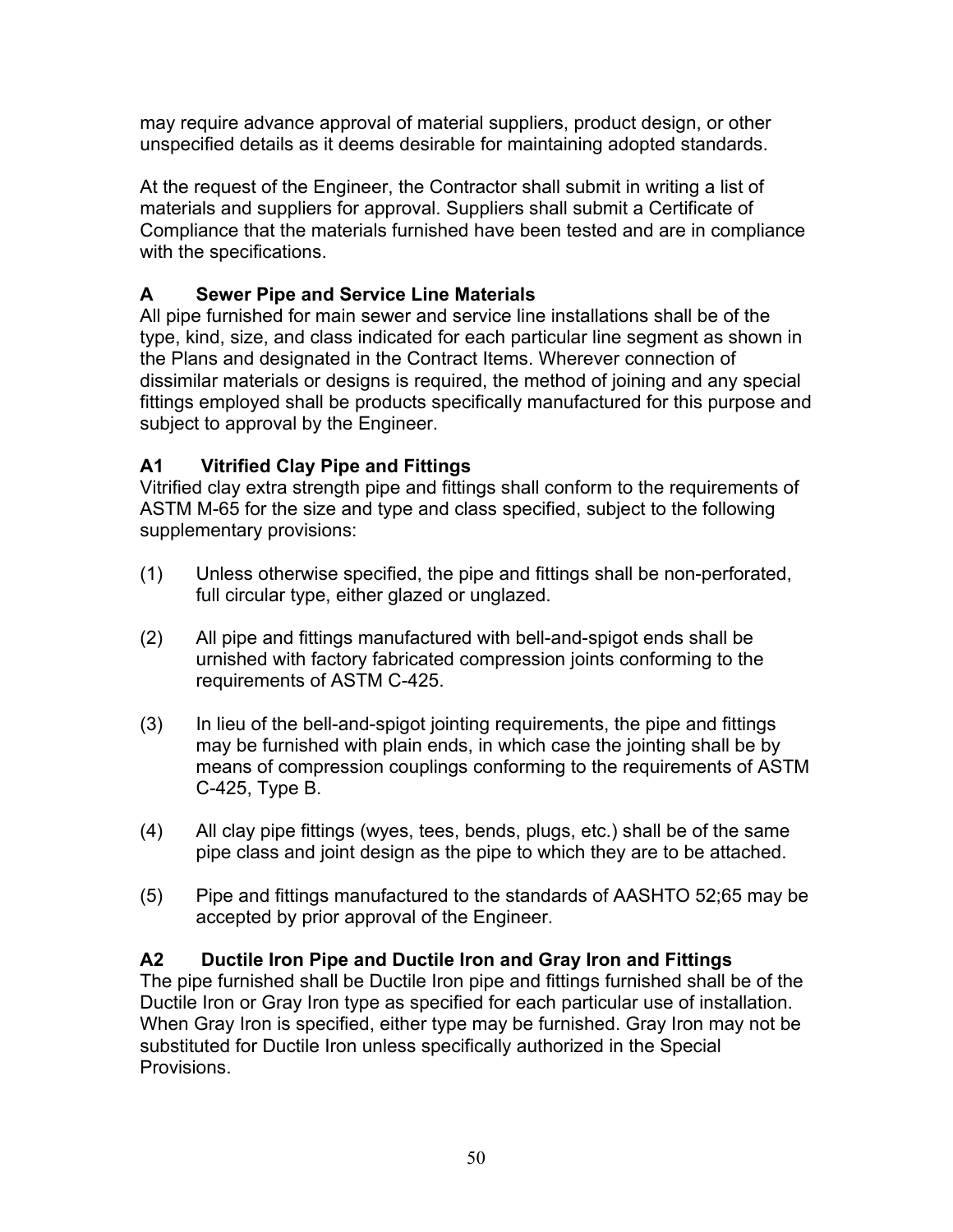may require advance approval of material suppliers, product design, or other unspecified details as it deems desirable for maintaining adopted standards.

At the request of the Engineer, the Contractor shall submit in writing a list of materials and suppliers for approval. Suppliers shall submit a Certificate of Compliance that the materials furnished have been tested and are in compliance with the specifications.

### A Sewer Pipe and Service Line Materials

All pipe furnished for main sewer and service line installations shall be of the type, kind, size, and class indicated for each particular line segment as shown in the Plans and designated in the Contract Items. Wherever connection of dissimilar materials or designs is required, the method of joining and any special fittings employed shall be products specifically manufactured for this purpose and subject to approval by the Engineer.

### A1 Vitrified Clay Pipe and Fittings

Vitrified clay extra strength pipe and fittings shall conform to the requirements of ASTM M-65 for the size and type and class specified, subject to the following supplementary provisions:

(1) Unless otherwise specified, the pipe and fittings shall be non-perforated, full circular type, either glazed or unglazed.

(2) All pipe and fittings manufactured with bell-and-spigot ends shall be urnished with factory fabricated compression joints conforming to the requirements of ASTM C-425.

(3) In lieu of the bell-and-spigot jointing requirements, the pipe and fittings may be furnished with plain ends, in which case the jointing shall be by means of compression couplings conforming to the requirements of ASTM C-425, Type B.

(4) All clay pipe fittings (wyes, tees, bends, plugs, etc.) shall be of the same pipe class and joint design as the pipe to which they are to be attached.

(5) Pipe and fittings manufactured to the standards of AASHTO 52;65 may be accepted by prior approval of the Engineer.

### A2 Ductile Iron Pipe and Ductile Iron and Gray Iron and Fittings

The pipe furnished shall be Ductile Iron pipe and fittings furnished shall be of the Ductile Iron or Gray Iron type as specified for each particular use of installation. When Gray Iron is specified, either type may be furnished. Gray Iron may not be substituted for Ductile Iron unless specifically authorized in the Special Provisions.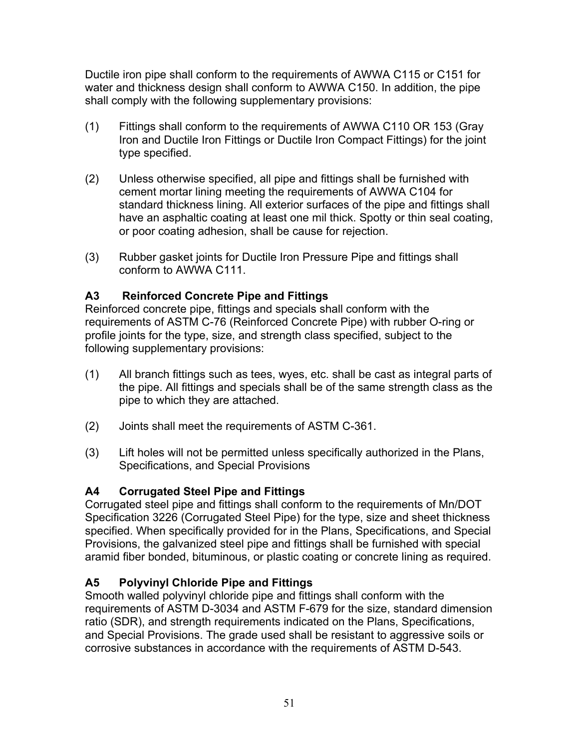Ductile iron pipe shall conform to the requirements of AWWA C115 or C151 for water and thickness design shall conform to AWWA C150. In addition, the pipe shall comply with the following supplementary provisions:

(1) Fittings shall conform to the requirements of AWWA C110 OR 153 (Gray Iron and Ductile Iron Fittings or Ductile Iron Compact Fittings) for the joint type specified.

(2) Unless otherwise specified, all pipe and fittings shall be furnished with cement mortar lining meeting the requirements of AWWA C104 for standard thickness lining. All exterior surfaces of the pipe and fittings shall have an asphaltic coating at least one mil thick. Spotty or thin seal coating, or poor coating adhesion, shall be cause for rejection.

(3) Rubber gasket joints for Ductile Iron Pressure Pipe and fittings shall conform to AWWA C111.

### A3 Reinforced Concrete Pipe and Fittings

Reinforced concrete pipe, fittings and specials shall conform with the requirements of ASTM C-76 (Reinforced Concrete Pipe) with rubber O-ring or profile joints for the type, size, and strength class specified, subject to the following supplementary provisions:

(1) All branch fittings such as tees, wyes, etc. shall be cast as integral parts of the pipe. All fittings and specials shall be of the same strength class as the pipe to which they are attached.

(2) Joints shall meet the requirements of ASTM C-361.

(3) Lift holes will not be permitted unless specifically authorized in the Plans, Specifications, and Special Provisions

### A4 Corrugated Steel Pipe and Fittings

Corrugated steel pipe and fittings shall conform to the requirements of Mn/DOT Specification 3226 (Corrugated Steel Pipe) for the type, size and sheet thickness specified. When specifically provided for in the Plans, Specifications, and Special Provisions, the galvanized steel pipe and fittings shall be furnished with special aramid fiber bonded, bituminous, or plastic coating or concrete lining as required.

### A5 Polyvinyl Chloride Pipe and Fittings

Smooth walled polyvinyl chloride pipe and fittings shall conform with the requirements of ASTM D-3034 and ASTM F-679 for the size, standard dimension ratio (SDR), and strength requirements indicated on the Plans, Specifications, and Special Provisions. The grade used shall be resistant to aggressive soils or corrosive substances in accordance with the requirements of ASTM D-543.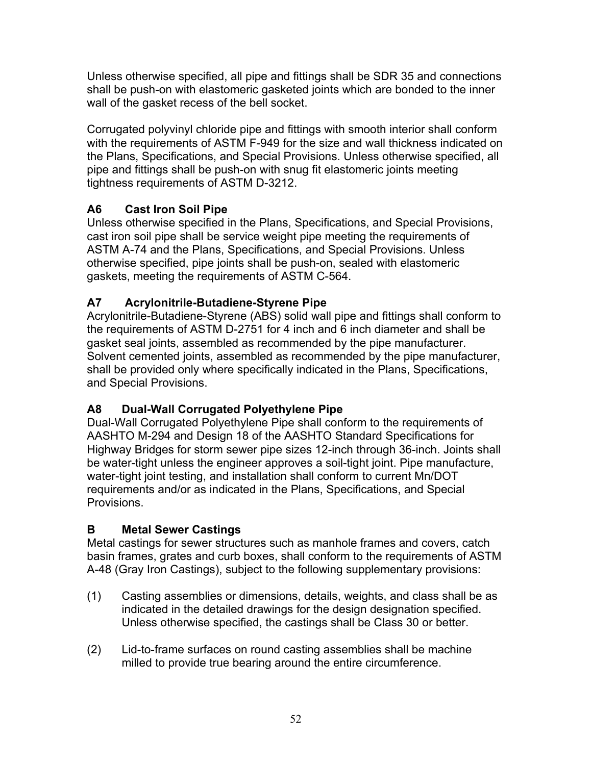Unless otherwise specified, all pipe and fittings shall be SDR 35 and connections shall be push-on with elastomeric gasketed joints which are bonded to the inner wall of the gasket recess of the bell socket.

Corrugated polyvinyl chloride pipe and fittings with smooth interior shall conform with the requirements of ASTM F-949 for the size and wall thickness indicated on the Plans, Specifications, and Special Provisions. Unless otherwise specified, all pipe and fittings shall be push-on with snug fit elastomeric joints meeting tightness requirements of ASTM D-3212.

### A6 Cast Iron Soil Pipe

Unless otherwise specified in the Plans, Specifications, and Special Provisions, cast iron soil pipe shall be service weight pipe meeting the requirements of ASTM A-74 and the Plans, Specifications, and Special Provisions. Unless otherwise specified, pipe joints shall be push-on, sealed with elastomeric gaskets, meeting the requirements of ASTM C-564.

### A7 Acrylonitrile-Butadiene-Styrene Pipe

Acrylonitrile-Butadiene-Styrene (ABS) solid wall pipe and fittings shall conform to the requirements of ASTM D-2751 for 4 inch and 6 inch diameter and shall be gasket seal joints, assembled as recommended by the pipe manufacturer. Solvent cemented joints, assembled as recommended by the pipe manufacturer, shall be provided only where specifically indicated in the Plans, Specifications, and Special Provisions.

### A8 Dual-Wall Corrugated Polyethylene Pipe

Dual-Wall Corrugated Polyethylene Pipe shall conform to the requirements of AASHTO M-294 and Design 18 of the AASHTO Standard Specifications for Highway Bridges for storm sewer pipe sizes 12-inch through 36-inch. Joints shall be water-tight unless the engineer approves a soil-tight joint. Pipe manufacture, water-tight joint testing, and installation shall conform to current Mn/DOT requirements and/or as indicated in the Plans, Specifications, and Special Provisions.

## B Metal Sewer Castings

Metal castings for sewer structures such as manhole frames and covers, catch basin frames, grates and curb boxes, shall conform to the requirements of ASTM A-48 (Gray Iron Castings), subject to the following supplementary provisions:

(1) Casting assemblies or dimensions, details, weights, and class shall be as indicated in the detailed drawings for the design designation specified. Unless otherwise specified, the castings shall be Class 30 or better.

(2) Lid-to-frame surfaces on round casting assemblies shall be machine milled to provide true bearing around the entire circumference.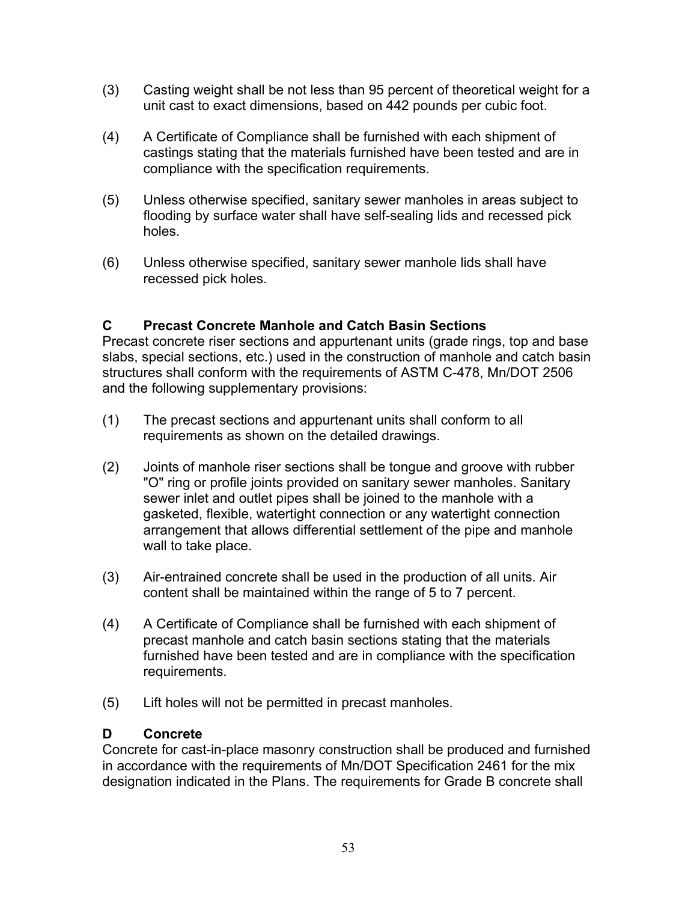(3) Casting weight shall be not less than 95 percent of theoretical weight for a unit cast to exact dimensions, based on 442 pounds per cubic foot.

(4) A Certificate of Compliance shall be furnished with each shipment of castings stating that the materials furnished have been tested and are in compliance with the specification requirements.

(5) Unless otherwise specified, sanitary sewer manholes in areas subject to flooding by surface water shall have self-sealing lids and recessed pick holes.

(6) Unless otherwise specified, sanitary sewer manhole lids shall have recessed pick holes.

### C Precast Concrete Manhole and Catch Basin Sections

Precast concrete riser sections and appurtenant units (grade rings, top and base slabs, special sections, etc.) used in the construction of manhole and catch basin structures shall conform with the requirements of ASTM C-478, Mn/DOT 2506 and the following supplementary provisions:

(1) The precast sections and appurtenant units shall conform to all requirements as shown on the detailed drawings.

(2) Joints of manhole riser sections shall be tongue and groove with rubber "O" ring or profile joints provided on sanitary sewer manholes. Sanitary sewer inlet and outlet pipes shall be joined to the manhole with a gasketed, flexible, watertight connection or any watertight connection arrangement that allows differential settlement of the pipe and manhole wall to take place.

(3) Air-entrained concrete shall be used in the production of all units. Air content shall be maintained within the range of 5 to 7 percent.

(4) A Certificate of Compliance shall be furnished with each shipment of precast manhole and catch basin sections stating that the materials furnished have been tested and are in compliance with the specification requirements.

(5) Lift holes will not be permitted in precast manholes.

### D Concrete

Concrete for cast-in-place masonry construction shall be produced and furnished in accordance with the requirements of Mn/DOT Specification 2461 for the mix designation indicated in the Plans. The requirements for Grade B concrete shall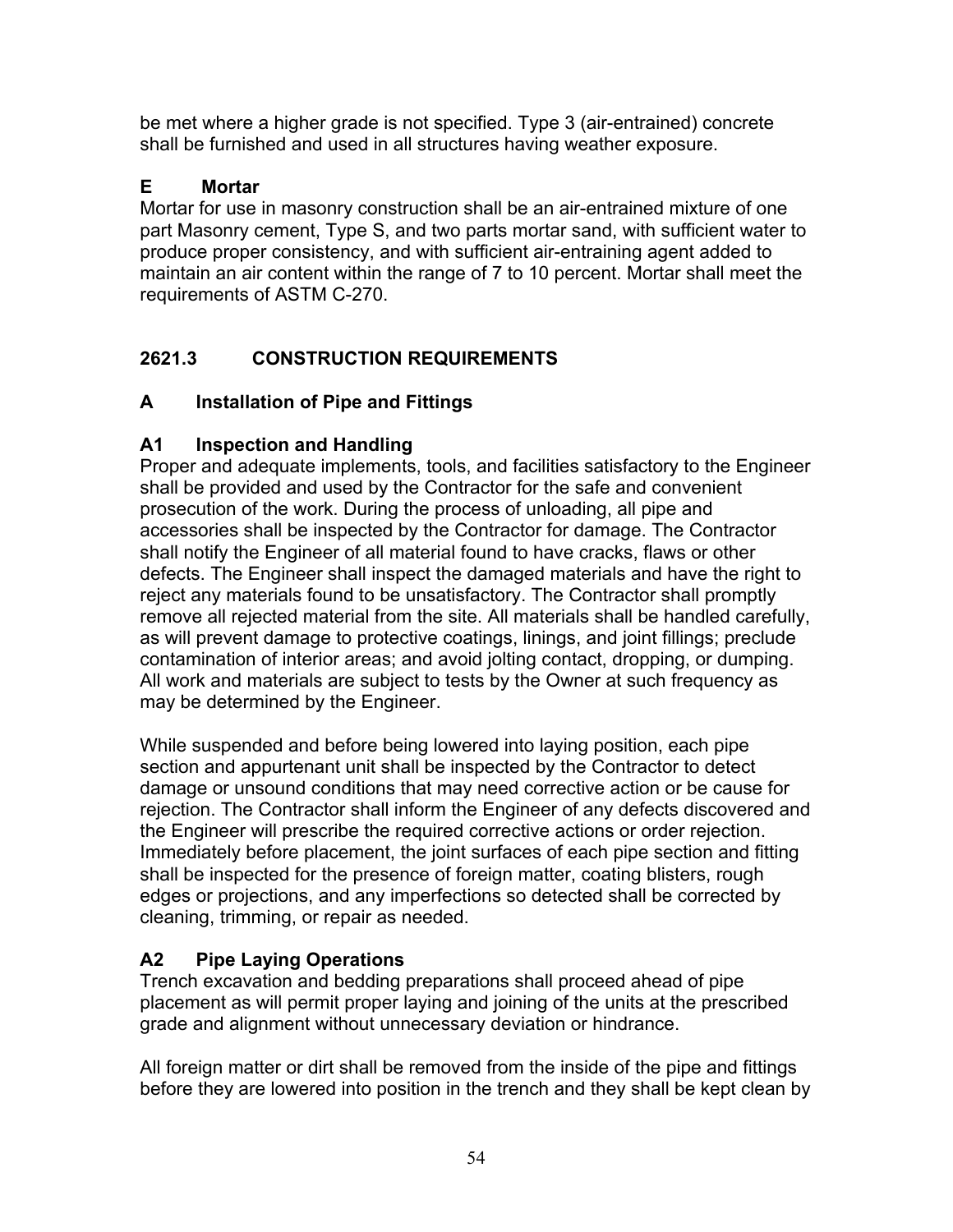be met where a higher grade is not specified. Type 3 (air-entrained) concrete shall be furnished and used in all structures having weather exposure.

### E Mortar

Mortar for use in masonry construction shall be an air-entrained mixture of one part Masonry cement, Type S, and two parts mortar sand, with sufficient water to produce proper consistency, and with sufficient air-entraining agent added to maintain an air content within the range of 7 to 10 percent. Mortar shall meet the requirements of ASTM C-270.

## 2621.3 CONSTRUCTION REQUIREMENTS

### A Installation of Pipe and Fittings

### A1 Inspection and Handling

Proper and adequate implements, tools, and facilities satisfactory to the Engineer shall be provided and used by the Contractor for the safe and convenient prosecution of the work. During the process of unloading, all pipe and accessories shall be inspected by the Contractor for damage. The Contractor shall notify the Engineer of all material found to have cracks, flaws or other defects. The Engineer shall inspect the damaged materials and have the right to reject any materials found to be unsatisfactory. The Contractor shall promptly remove all rejected material from the site. All materials shall be handled carefully, as will prevent damage to protective coatings, linings, and joint fillings; preclude contamination of interior areas; and avoid jolting contact, dropping, or dumping. All work and materials are subject to tests by the Owner at such frequency as may be determined by the Engineer.

While suspended and before being lowered into laying position, each pipe section and appurtenant unit shall be inspected by the Contractor to detect damage or unsound conditions that may need corrective action or be cause for rejection. The Contractor shall inform the Engineer of any defects discovered and the Engineer will prescribe the required corrective actions or order rejection. Immediately before placement, the joint surfaces of each pipe section and fitting shall be inspected for the presence of foreign matter, coating blisters, rough edges or projections, and any imperfections so detected shall be corrected by cleaning, trimming, or repair as needed.

### A2 Pipe Laying Operations

Trench excavation and bedding preparations shall proceed ahead of pipe placement as will permit proper laying and joining of the units at the prescribed grade and alignment without unnecessary deviation or hindrance.

All foreign matter or dirt shall be removed from the inside of the pipe and fittings before they are lowered into position in the trench and they shall be kept clean by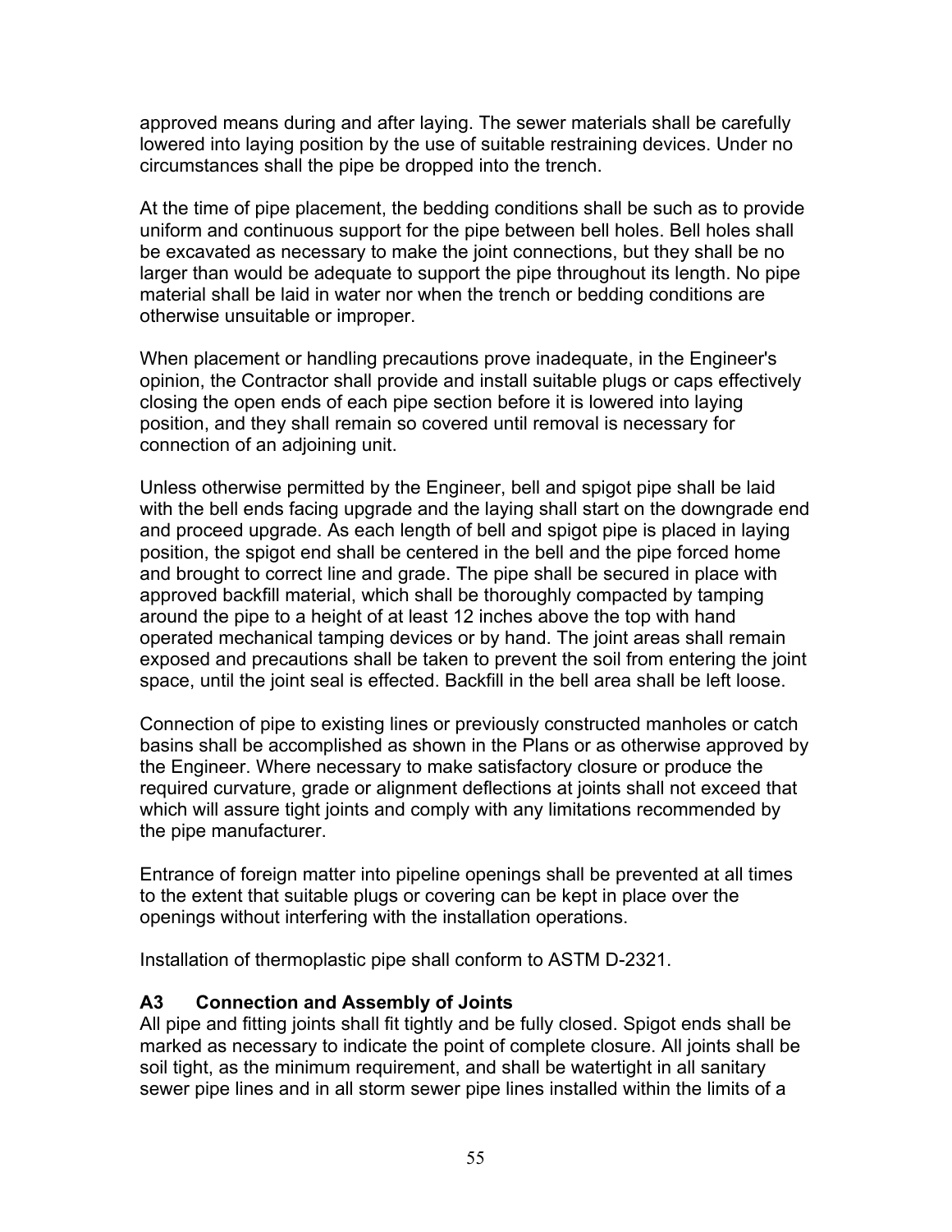approved means during and after laying. The sewer materials shall be carefully lowered into laying position by the use of suitable restraining devices. Under no circumstances shall the pipe be dropped into the trench.

At the time of pipe placement, the bedding conditions shall be such as to provide uniform and continuous support for the pipe between bell holes. Bell holes shall be excavated as necessary to make the joint connections, but they shall be no larger than would be adequate to support the pipe throughout its length. No pipe material shall be laid in water nor when the trench or bedding conditions are otherwise unsuitable or improper.

When placement or handling precautions prove inadequate, in the Engineer's opinion, the Contractor shall provide and install suitable plugs or caps effectively closing the open ends of each pipe section before it is lowered into laying position, and they shall remain so covered until removal is necessary for connection of an adjoining unit.

Unless otherwise permitted by the Engineer, bell and spigot pipe shall be laid with the bell ends facing upgrade and the laying shall start on the downgrade end and proceed upgrade. As each length of bell and spigot pipe is placed in laying position, the spigot end shall be centered in the bell and the pipe forced home and brought to correct line and grade. The pipe shall be secured in place with approved backfill material, which shall be thoroughly compacted by tamping around the pipe to a height of at least 12 inches above the top with hand operated mechanical tamping devices or by hand. The joint areas shall remain exposed and precautions shall be taken to prevent the soil from entering the joint space, until the joint seal is effected. Backfill in the bell area shall be left loose.

Connection of pipe to existing lines or previously constructed manholes or catch basins shall be accomplished as shown in the Plans or as otherwise approved by the Engineer. Where necessary to make satisfactory closure or produce the required curvature, grade or alignment deflections at joints shall not exceed that which will assure tight joints and comply with any limitations recommended by the pipe manufacturer.

Entrance of foreign matter into pipeline openings shall be prevented at all times to the extent that suitable plugs or covering can be kept in place over the openings without interfering with the installation operations.

Installation of thermoplastic pipe shall conform to ASTM D-2321.

### A3 Connection and Assembly of Joints

All pipe and fitting joints shall fit tightly and be fully closed. Spigot ends shall be marked as necessary to indicate the point of complete closure. All joints shall be soil tight, as the minimum requirement, and shall be watertight in all sanitary sewer pipe lines and in all storm sewer pipe lines installed within the limits of a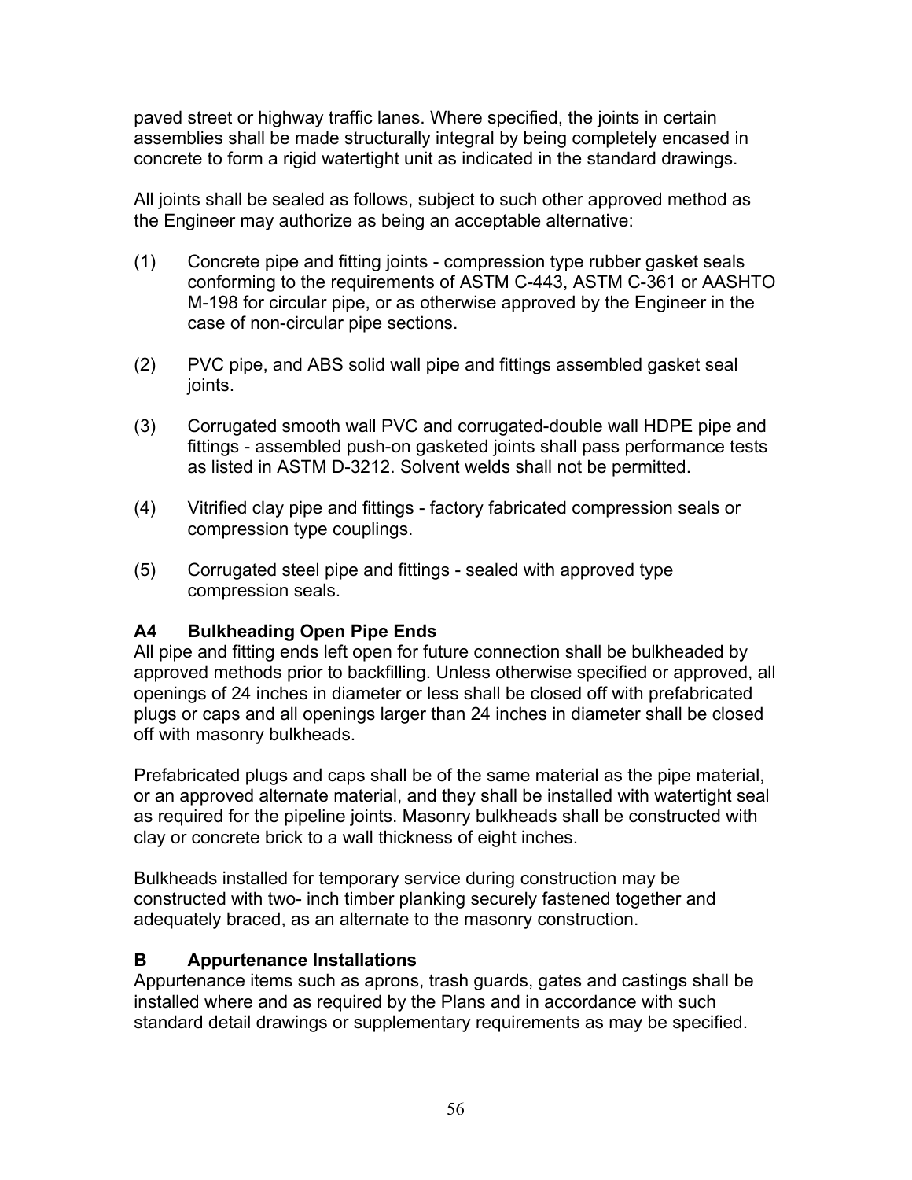paved street or highway traffic lanes. Where specified, the joints in certain assemblies shall be made structurally integral by being completely encased in concrete to form a rigid watertight unit as indicated in the standard drawings.

All joints shall be sealed as follows, subject to such other approved method as the Engineer may authorize as being an acceptable alternative:

(1) Concrete pipe and fitting joints - compression type rubber gasket seals conforming to the requirements of ASTM C-443, ASTM C-361 or AASHTO M-198 for circular pipe, or as otherwise approved by the Engineer in the case of non-circular pipe sections.

(2) PVC pipe, and ABS solid wall pipe and fittings assembled gasket seal joints.

(3) Corrugated smooth wall PVC and corrugated-double wall HDPE pipe and fittings - assembled push-on gasketed joints shall pass performance tests as listed in ASTM D-3212. Solvent welds shall not be permitted.

(4) Vitrified clay pipe and fittings - factory fabricated compression seals or compression type couplings.

(5) Corrugated steel pipe and fittings - sealed with approved type compression seals.

### A4 Bulkheading Open Pipe Ends

All pipe and fitting ends left open for future connection shall be bulkheaded by approved methods prior to backfilling. Unless otherwise specified or approved, all openings of 24 inches in diameter or less shall be closed off with prefabricated plugs or caps and all openings larger than 24 inches in diameter shall be closed off with masonry bulkheads.

Prefabricated plugs and caps shall be of the same material as the pipe material, or an approved alternate material, and they shall be installed with watertight seal as required for the pipeline joints. Masonry bulkheads shall be constructed with clay or concrete brick to a wall thickness of eight inches.

Bulkheads installed for temporary service during construction may be constructed with two- inch timber planking securely fastened together and adequately braced, as an alternate to the masonry construction.

## B Appurtenance Installations

Appurtenance items such as aprons, trash guards, gates and castings shall be installed where and as required by the Plans and in accordance with such standard detail drawings or supplementary requirements as may be specified.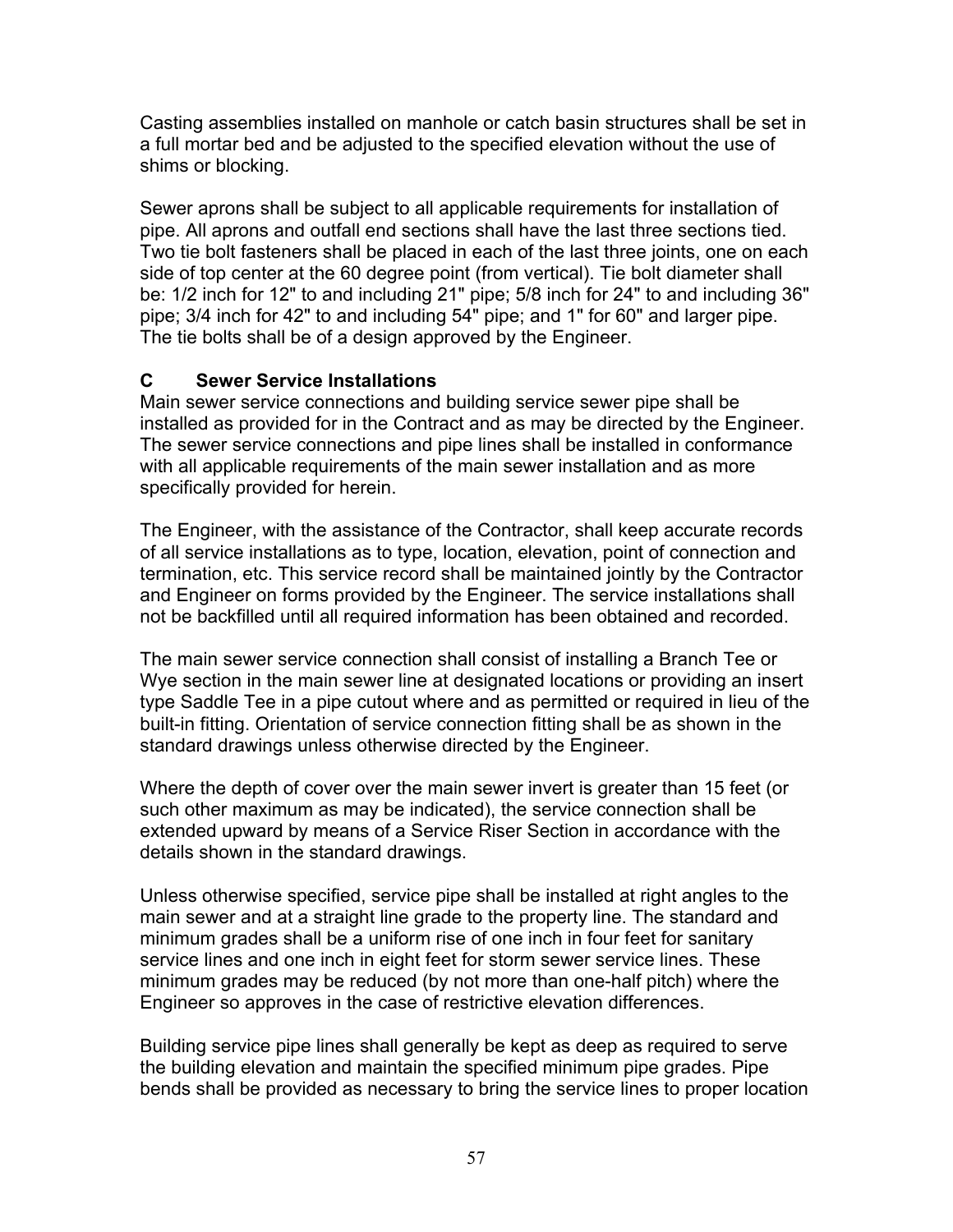Casting assemblies installed on manhole or catch basin structures shall be set in a full mortar bed and be adjusted to the specified elevation without the use of shims or blocking.

Sewer aprons shall be subject to all applicable requirements for installation of pipe. All aprons and outfall end sections shall have the last three sections tied. Two tie bolt fasteners shall be placed in each of the last three joints, one on each side of top center at the 60 degree point (from vertical). Tie bolt diameter shall be: 1/2 inch for 12" to and including 21" pipe; 5/8 inch for 24" to and including 36" pipe; 3/4 inch for 42" to and including 54" pipe; and 1" for 60" and larger pipe. The tie bolts shall be of a design approved by the Engineer.

### C Sewer Service Installations

Main sewer service connections and building service sewer pipe shall be installed as provided for in the Contract and as may be directed by the Engineer. The sewer service connections and pipe lines shall be installed in conformance with all applicable requirements of the main sewer installation and as more specifically provided for herein.

The Engineer, with the assistance of the Contractor, shall keep accurate records of all service installations as to type, location, elevation, point of connection and termination, etc. This service record shall be maintained jointly by the Contractor and Engineer on forms provided by the Engineer. The service installations shall not be backfilled until all required information has been obtained and recorded.

The main sewer service connection shall consist of installing a Branch Tee or Wye section in the main sewer line at designated locations or providing an insert type Saddle Tee in a pipe cutout where and as permitted or required in lieu of the built-in fitting. Orientation of service connection fitting shall be as shown in the standard drawings unless otherwise directed by the Engineer.

Where the depth of cover over the main sewer invert is greater than 15 feet (or such other maximum as may be indicated), the service connection shall be extended upward by means of a Service Riser Section in accordance with the details shown in the standard drawings.

Unless otherwise specified, service pipe shall be installed at right angles to the main sewer and at a straight line grade to the property line. The standard and minimum grades shall be a uniform rise of one inch in four feet for sanitary service lines and one inch in eight feet for storm sewer service lines. These minimum grades may be reduced (by not more than one-half pitch) where the Engineer so approves in the case of restrictive elevation differences.

Building service pipe lines shall generally be kept as deep as required to serve the building elevation and maintain the specified minimum pipe grades. Pipe bends shall be provided as necessary to bring the service lines to proper location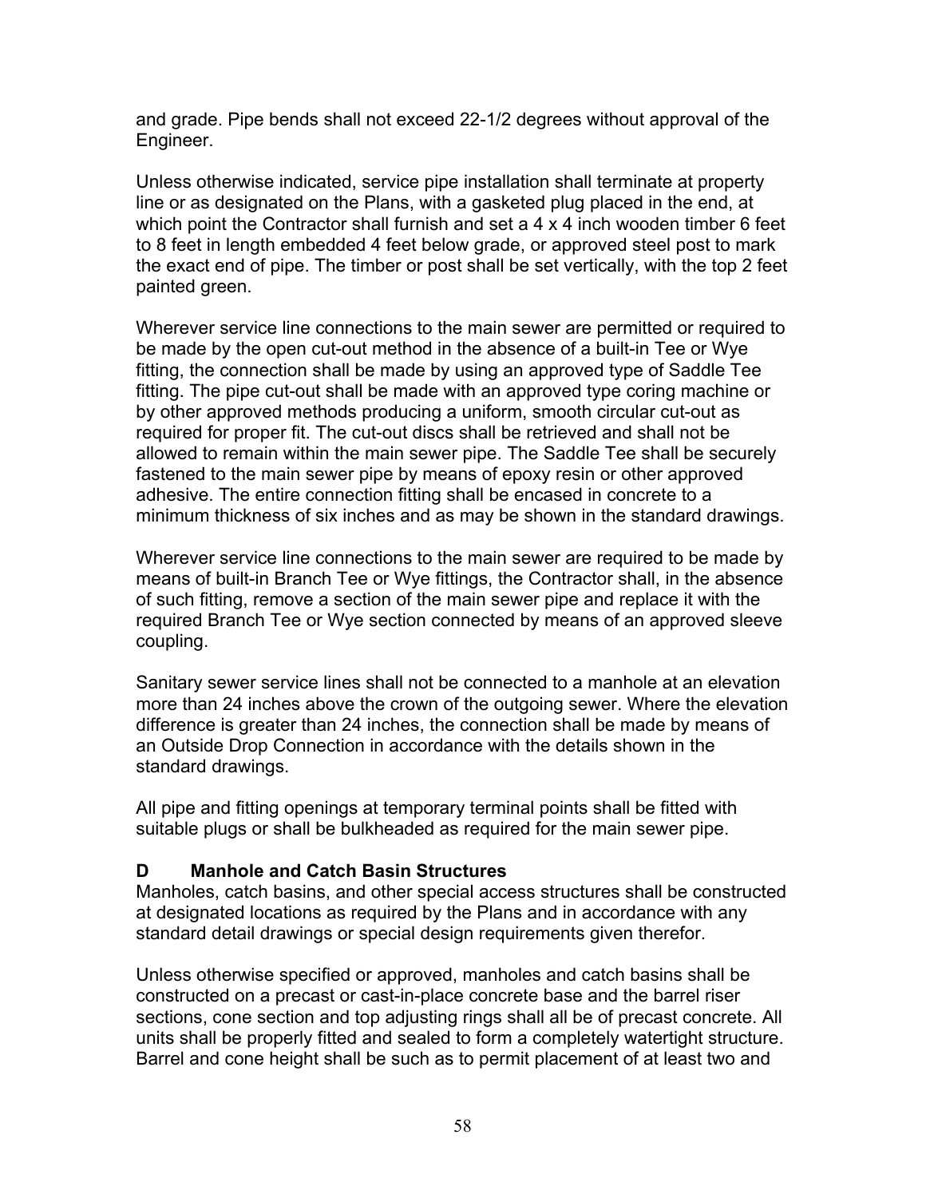and grade. Pipe bends shall not exceed 22-1/2 degrees without approval of the Engineer.

Unless otherwise indicated, service pipe installation shall terminate at property line or as designated on the Plans, with a gasketed plug placed in the end, at which point the Contractor shall furnish and set a 4 x 4 inch wooden timber 6 feet to 8 feet in length embedded 4 feet below grade, or approved steel post to mark the exact end of pipe. The timber or post shall be set vertically, with the top 2 feet painted green.

Wherever service line connections to the main sewer are permitted or required to be made by the open cut-out method in the absence of a built-in Tee or Wye fitting, the connection shall be made by using an approved type of Saddle Tee fitting. The pipe cut-out shall be made with an approved type coring machine or by other approved methods producing a uniform, smooth circular cut-out as required for proper fit. The cut-out discs shall be retrieved and shall not be allowed to remain within the main sewer pipe. The Saddle Tee shall be securely fastened to the main sewer pipe by means of epoxy resin or other approved adhesive. The entire connection fitting shall be encased in concrete to a minimum thickness of six inches and as may be shown in the standard drawings.

Wherever service line connections to the main sewer are required to be made by means of built-in Branch Tee or Wye fittings, the Contractor shall, in the absence of such fitting, remove a section of the main sewer pipe and replace it with the required Branch Tee or Wye section connected by means of an approved sleeve coupling.

Sanitary sewer service lines shall not be connected to a manhole at an elevation more than 24 inches above the crown of the outgoing sewer. Where the elevation difference is greater than 24 inches, the connection shall be made by means of an Outside Drop Connection in accordance with the details shown in the standard drawings.

All pipe and fitting openings at temporary terminal points shall be fitted with suitable plugs or shall be bulkheaded as required for the main sewer pipe.

### D Manhole and Catch Basin Structures

Manholes, catch basins, and other special access structures shall be constructed at designated locations as required by the Plans and in accordance with any standard detail drawings or special design requirements given therefor.

Unless otherwise specified or approved, manholes and catch basins shall be constructed on a precast or cast-in-place concrete base and the barrel riser sections, cone section and top adjusting rings shall all be of precast concrete. All units shall be properly fitted and sealed to form a completely watertight structure. Barrel and cone height shall be such as to permit placement of at least two and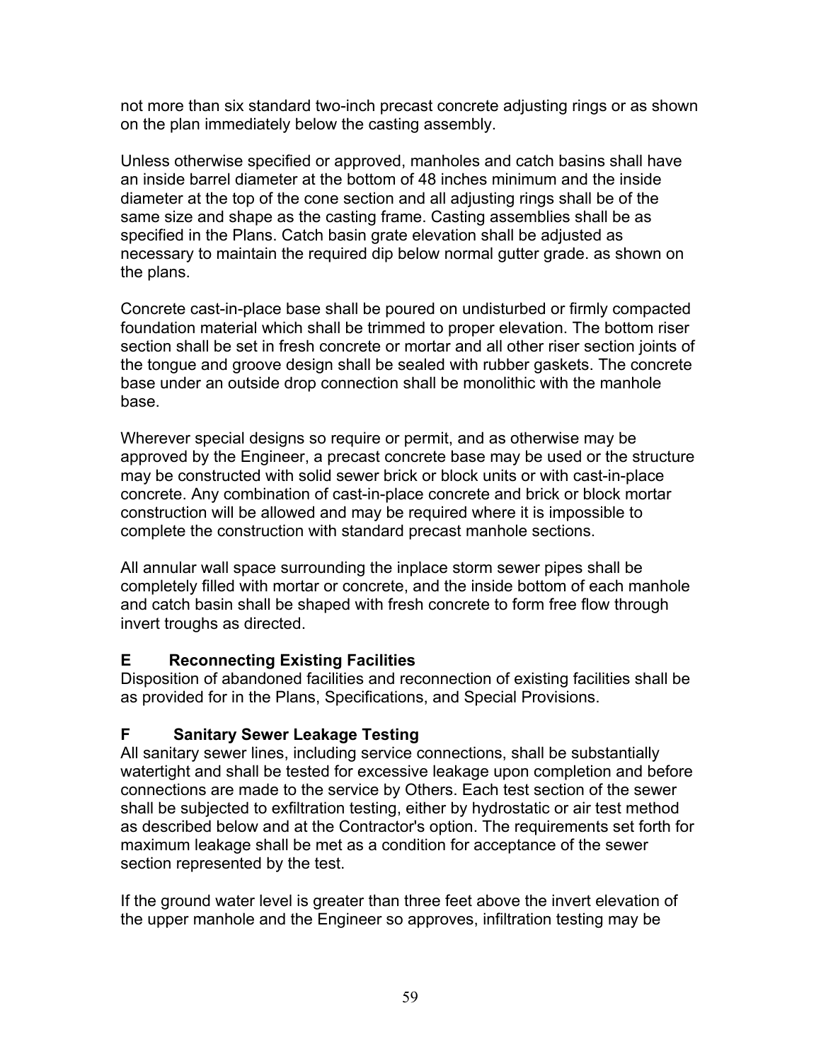not more than six standard two-inch precast concrete adjusting rings or as shown on the plan immediately below the casting assembly.

Unless otherwise specified or approved, manholes and catch basins shall have an inside barrel diameter at the bottom of 48 inches minimum and the inside diameter at the top of the cone section and all adjusting rings shall be of the same size and shape as the casting frame. Casting assemblies shall be as specified in the Plans. Catch basin grate elevation shall be adjusted as necessary to maintain the required dip below normal gutter grade. as shown on the plans.

Concrete cast-in-place base shall be poured on undisturbed or firmly compacted foundation material which shall be trimmed to proper elevation. The bottom riser section shall be set in fresh concrete or mortar and all other riser section joints of the tongue and groove design shall be sealed with rubber gaskets. The concrete base under an outside drop connection shall be monolithic with the manhole base.

Wherever special designs so require or permit, and as otherwise may be approved by the Engineer, a precast concrete base may be used or the structure may be constructed with solid sewer brick or block units or with cast-in-place concrete. Any combination of cast-in-place concrete and brick or block mortar construction will be allowed and may be required where it is impossible to complete the construction with standard precast manhole sections.

All annular wall space surrounding the inplace storm sewer pipes shall be completely filled with mortar or concrete, and the inside bottom of each manhole and catch basin shall be shaped with fresh concrete to form free flow through invert troughs as directed.

### E Reconnecting Existing Facilities

Disposition of abandoned facilities and reconnection of existing facilities shall be as provided for in the Plans, Specifications, and Special Provisions.

### F Sanitary Sewer Leakage Testing

All sanitary sewer lines, including service connections, shall be substantially watertight and shall be tested for excessive leakage upon completion and before connections are made to the service by Others. Each test section of the sewer shall be subjected to exfiltration testing, either by hydrostatic or air test method as described below and at the Contractor's option. The requirements set forth for maximum leakage shall be met as a condition for acceptance of the sewer section represented by the test.

If the ground water level is greater than three feet above the invert elevation of the upper manhole and the Engineer so approves, infiltration testing may be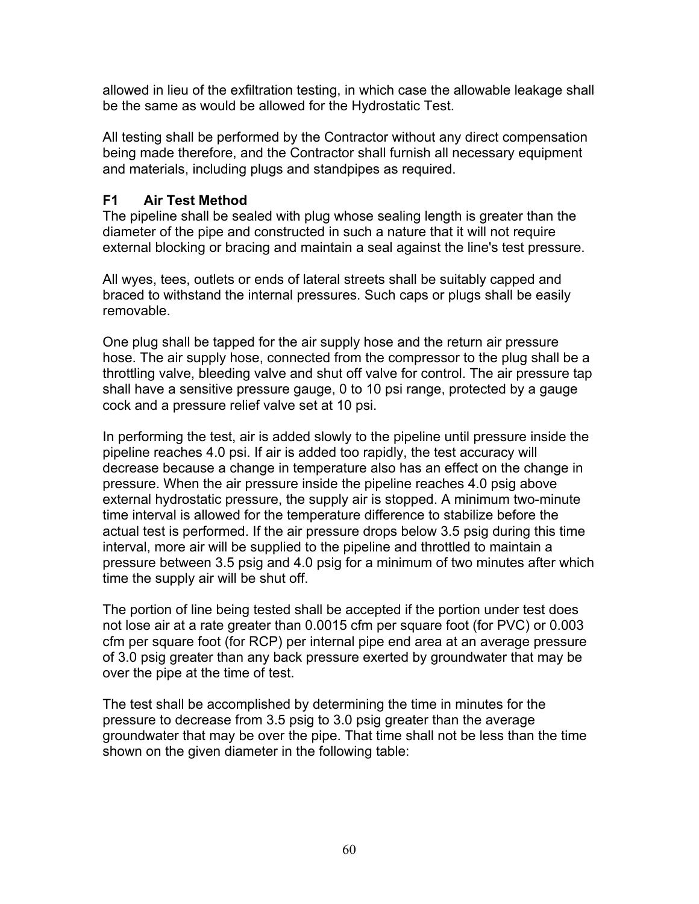allowed in lieu of the exfiltration testing, in which case the allowable leakage shall be the same as would be allowed for the Hydrostatic Test.

All testing shall be performed by the Contractor without any direct compensation being made therefore, and the Contractor shall furnish all necessary equipment and materials, including plugs and standpipes as required.

### F1 Air Test Method

The pipeline shall be sealed with plug whose sealing length is greater than the diameter of the pipe and constructed in such a nature that it will not require external blocking or bracing and maintain a seal against the line's test pressure.

All wyes, tees, outlets or ends of lateral streets shall be suitably capped and braced to withstand the internal pressures. Such caps or plugs shall be easily removable.

One plug shall be tapped for the air supply hose and the return air pressure hose. The air supply hose, connected from the compressor to the plug shall be a throttling valve, bleeding valve and shut off valve for control. The air pressure tap shall have a sensitive pressure gauge, 0 to 10 psi range, protected by a gauge cock and a pressure relief valve set at 10 psi.

In performing the test, air is added slowly to the pipeline until pressure inside the pipeline reaches 4.0 psi. If air is added too rapidly, the test accuracy will decrease because a change in temperature also has an effect on the change in pressure. When the air pressure inside the pipeline reaches 4.0 psig above external hydrostatic pressure, the supply air is stopped. A minimum two-minute time interval is allowed for the temperature difference to stabilize before the actual test is performed. If the air pressure drops below 3.5 psig during this time interval, more air will be supplied to the pipeline and throttled to maintain a pressure between 3.5 psig and 4.0 psig for a minimum of two minutes after which time the supply air will be shut off.

The portion of line being tested shall be accepted if the portion under test does not lose air at a rate greater than 0.0015 cfm per square foot (for PVC) or 0.003 cfm per square foot (for RCP) per internal pipe end area at an average pressure of 3.0 psig greater than any back pressure exerted by groundwater that may be over the pipe at the time of test.

The test shall be accomplished by determining the time in minutes for the pressure to decrease from 3.5 psig to 3.0 psig greater than the average groundwater that may be over the pipe. That time shall not be less than the time shown on the given diameter in the following table: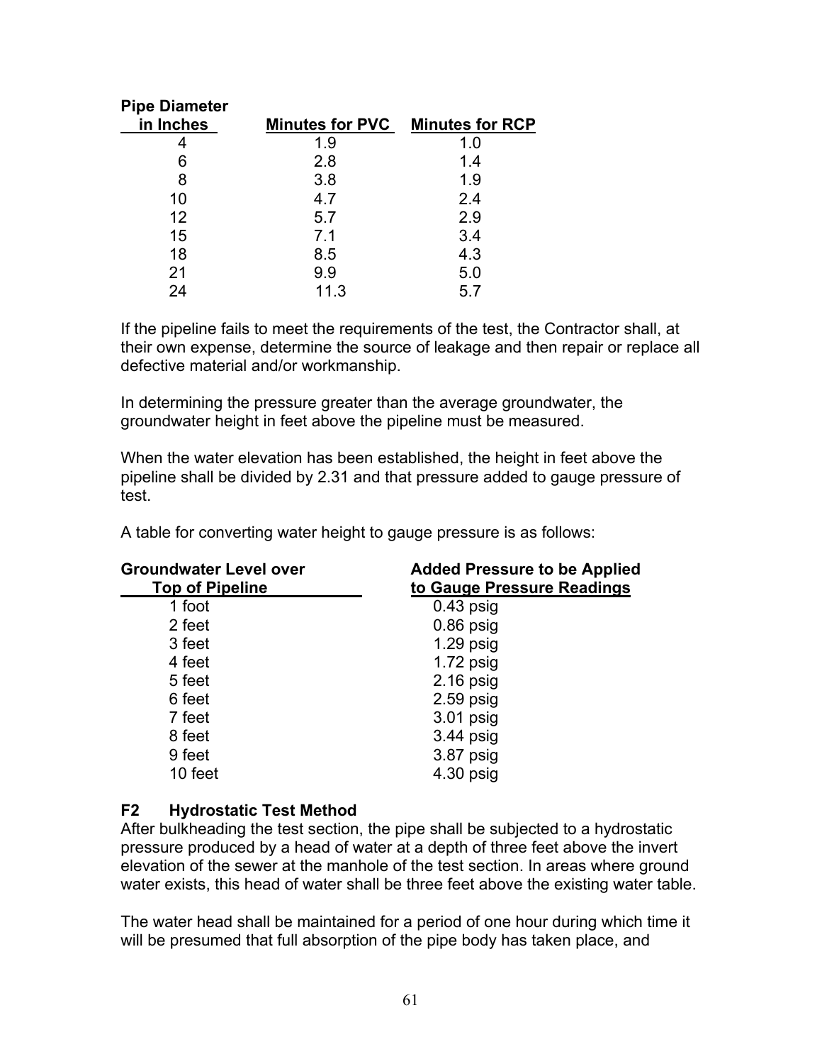| Pipe Diameter in Inches | Minutes for PVC | Minutes for RCP |
| --- | --- | --- |
| 4 | 1.9 | 1.0 |
| 6 | 2.8 | 1.4 |
| 8 | 3.8 | 1.9 |
| 10 | 4.7 | 2.4 |
| 12 | 5.7 | 2.9 |
| 15 | 7.1 | 3.4 |
| 18 | 8.5 | 4.3 |
| 21 | 9.9 | 5.0 |
| 24 | 11.3 | 5.7 |

If the pipeline fails to meet the requirements of the test, the Contractor shall, at their own expense, determine the source of leakage and then repair or replace all defective material and/or workmanship.

In determining the pressure greater than the average groundwater, the groundwater height in feet above the pipeline must be measured.

When the water elevation has been established, the height in feet above the pipeline shall be divided by 2.31 and that pressure added to gauge pressure of test.

A table for converting water height to gauge pressure is as follows:

| Groundwater Level over Top of Pipeline | Added Pressure to be Applied to Gauge Pressure Readings |
| --- | --- |
| 1 foot | 0.43 psig |
| 2 feet | 0.86 psig |
| 3 feet | 1.29 psig |
| 4 feet | 1.72 psig |
| 5 feet | 2.16 psig |
| 6 feet | 2.59 psig |
| 7 feet | 3.01 psig |
| 8 feet | 3.44 psig |
| 9 feet | 3.87 psig |
| 10 feet | 4.30 psig |

### F2 Hydrostatic Test Method

After bulkheading the test section, the pipe shall be subjected to a hydrostatic pressure produced by a head of water at a depth of three feet above the invert elevation of the sewer at the manhole of the test section. In areas where ground water exists, this head of water shall be three feet above the existing water table.

The water head shall be maintained for a period of one hour during which time it will be presumed that full absorption of the pipe body has taken place, and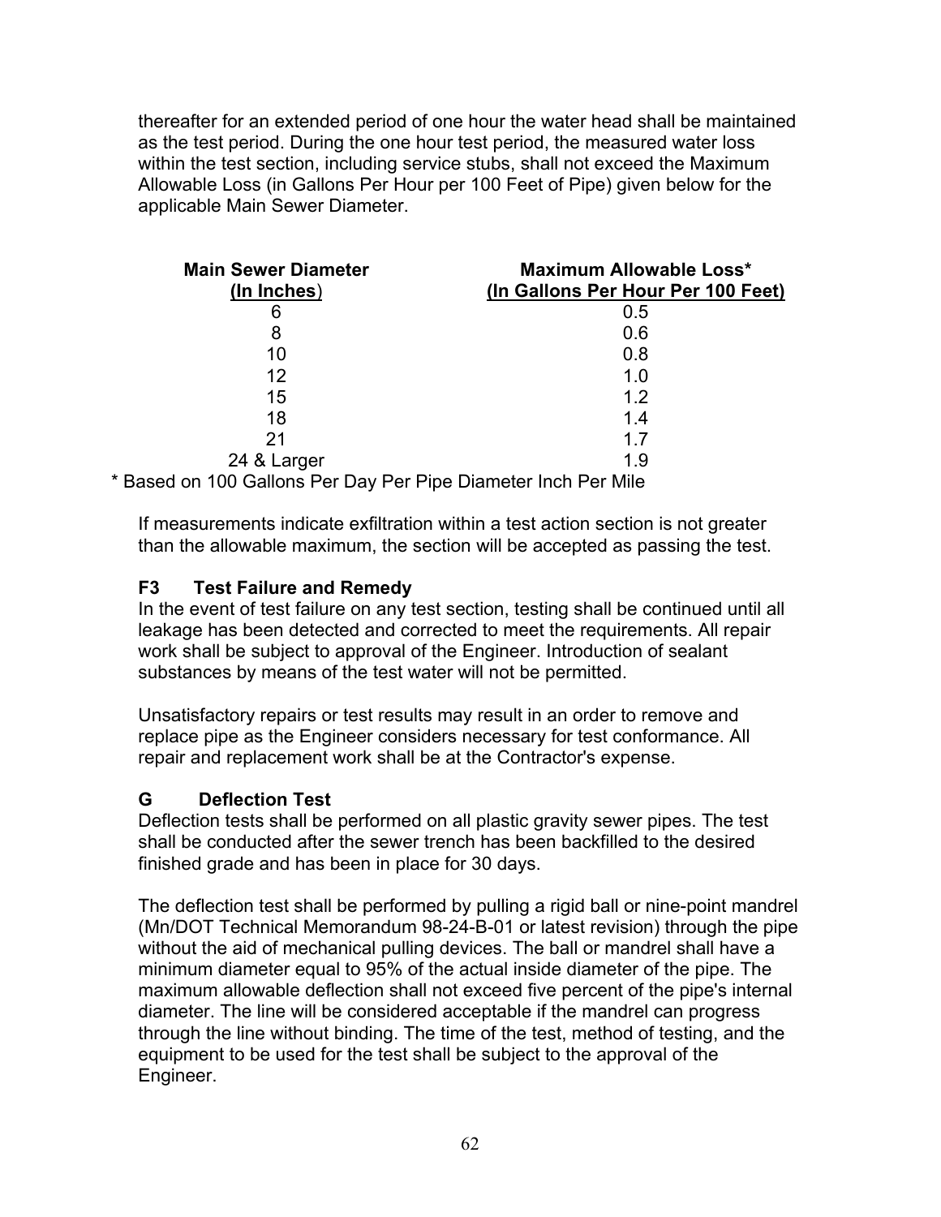thereafter for an extended period of one hour the water head shall be maintained as the test period. During the one hour test period, the measured water loss within the test section, including service stubs, shall not exceed the Maximum Allowable Loss (in Gallons Per Hour per 100 Feet of Pipe) given below for the applicable Main Sewer Diameter.

| Main Sewer Diameter (In Inches) | Maximum Allowable Loss* (In Gallons Per Hour Per 100 Feet) |
|---|---|
| 6 | 0.5 |
| 8 | 0.6 |
| 10 | 0.8 |
| 12 | 1.0 |
| 15 | 1.2 |
| 18 | 1.4 |
| 21 | 1.7 |
| 24 & Larger | 1.9 |

\* Based on 100 Gallons Per Day Per Pipe Diameter Inch Per Mile

If measurements indicate exfiltration within a test action section is not greater than the allowable maximum, the section will be accepted as passing the test.

### F3 Test Failure and Remedy

In the event of test failure on any test section, testing shall be continued until all leakage has been detected and corrected to meet the requirements. All repair work shall be subject to approval of the Engineer. Introduction of sealant substances by means of the test water will not be permitted.

Unsatisfactory repairs or test results may result in an order to remove and replace pipe as the Engineer considers necessary for test conformance. All repair and replacement work shall be at the Contractor's expense.

### G Deflection Test

Deflection tests shall be performed on all plastic gravity sewer pipes. The test shall be conducted after the sewer trench has been backfilled to the desired finished grade and has been in place for 30 days.

The deflection test shall be performed by pulling a rigid ball or nine-point mandrel (Mn/DOT Technical Memorandum 98-24-B-01 or latest revision) through the pipe without the aid of mechanical pulling devices. The ball or mandrel shall have a minimum diameter equal to 95% of the actual inside diameter of the pipe. The maximum allowable deflection shall not exceed five percent of the pipe's internal diameter. The line will be considered acceptable if the mandrel can progress through the line without binding. The time of the test, method of testing, and the equipment to be used for the test shall be subject to the approval of the Engineer.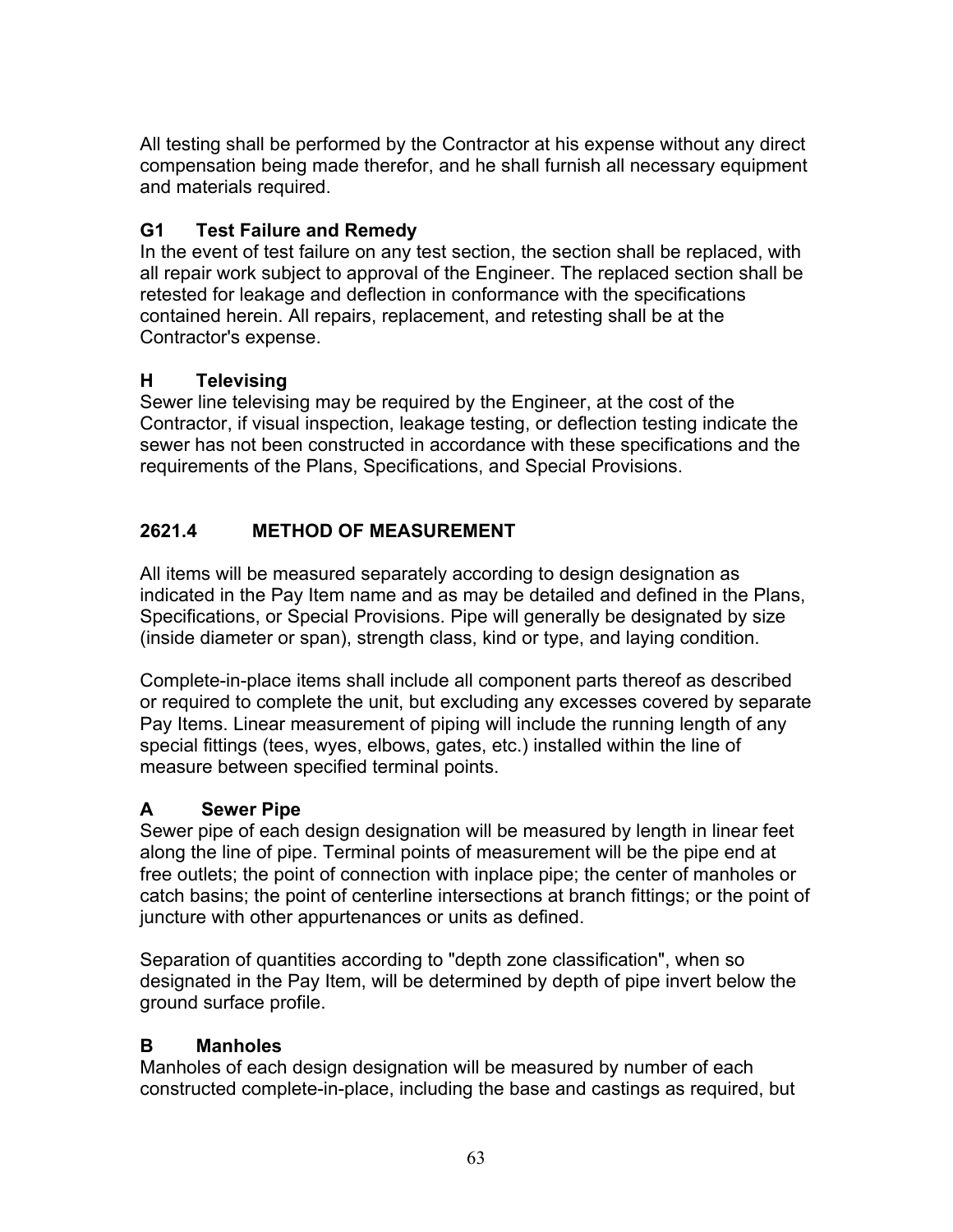All testing shall be performed by the Contractor at his expense without any direct compensation being made therefor, and he shall furnish all necessary equipment and materials required.

### G1 Test Failure and Remedy

In the event of test failure on any test section, the section shall be replaced, with all repair work subject to approval of the Engineer. The replaced section shall be retested for leakage and deflection in conformance with the specifications contained herein. All repairs, replacement, and retesting shall be at the Contractor's expense.

### H Televising

Sewer line televising may be required by the Engineer, at the cost of the Contractor, if visual inspection, leakage testing, or deflection testing indicate the sewer has not been constructed in accordance with these specifications and the requirements of the Plans, Specifications, and Special Provisions.

## 2621.4 METHOD OF MEASUREMENT

All items will be measured separately according to design designation as indicated in the Pay Item name and as may be detailed and defined in the Plans, Specifications, or Special Provisions. Pipe will generally be designated by size (inside diameter or span), strength class, kind or type, and laying condition.

Complete-in-place items shall include all component parts thereof as described or required to complete the unit, but excluding any excesses covered by separate Pay Items. Linear measurement of piping will include the running length of any special fittings (tees, wyes, elbows, gates, etc.) installed within the line of measure between specified terminal points.

### A Sewer Pipe

Sewer pipe of each design designation will be measured by length in linear feet along the line of pipe. Terminal points of measurement will be the pipe end at free outlets; the point of connection with inplace pipe; the center of manholes or catch basins; the point of centerline intersections at branch fittings; or the point of juncture with other appurtenances or units as defined.

Separation of quantities according to "depth zone classification", when so designated in the Pay Item, will be determined by depth of pipe invert below the ground surface profile.

### B Manholes

Manholes of each design designation will be measured by number of each constructed complete-in-place, including the base and castings as required, but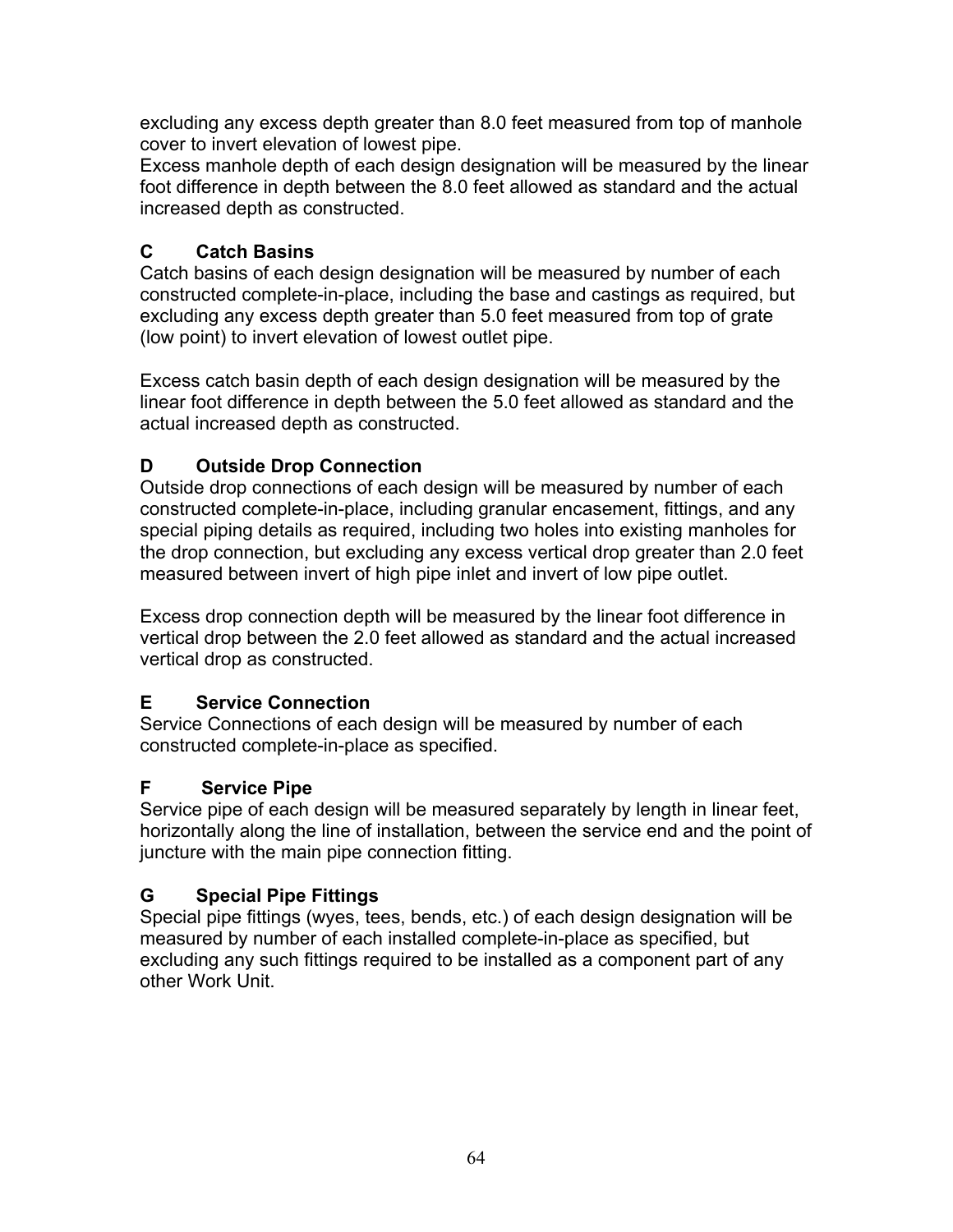excluding any excess depth greater than 8.0 feet measured from top of manhole cover to invert elevation of lowest pipe.
Excess manhole depth of each design designation will be measured by the linear foot difference in depth between the 8.0 feet allowed as standard and the actual increased depth as constructed.

### C Catch Basins

Catch basins of each design designation will be measured by number of each constructed complete-in-place, including the base and castings as required, but excluding any excess depth greater than 5.0 feet measured from top of grate (low point) to invert elevation of lowest outlet pipe.

Excess catch basin depth of each design designation will be measured by the linear foot difference in depth between the 5.0 feet allowed as standard and the actual increased depth as constructed.

### D Outside Drop Connection

Outside drop connections of each design will be measured by number of each constructed complete-in-place, including granular encasement, fittings, and any special piping details as required, including two holes into existing manholes for the drop connection, but excluding any excess vertical drop greater than 2.0 feet measured between invert of high pipe inlet and invert of low pipe outlet.

Excess drop connection depth will be measured by the linear foot difference in vertical drop between the 2.0 feet allowed as standard and the actual increased vertical drop as constructed.

### E Service Connection

Service Connections of each design will be measured by number of each constructed complete-in-place as specified.

### F Service Pipe

Service pipe of each design will be measured separately by length in linear feet, horizontally along the line of installation, between the service end and the point of juncture with the main pipe connection fitting.

### G Special Pipe Fittings

Special pipe fittings (wyes, tees, bends, etc.) of each design designation will be measured by number of each installed complete-in-place as specified, but excluding any such fittings required to be installed as a component part of any other Work Unit.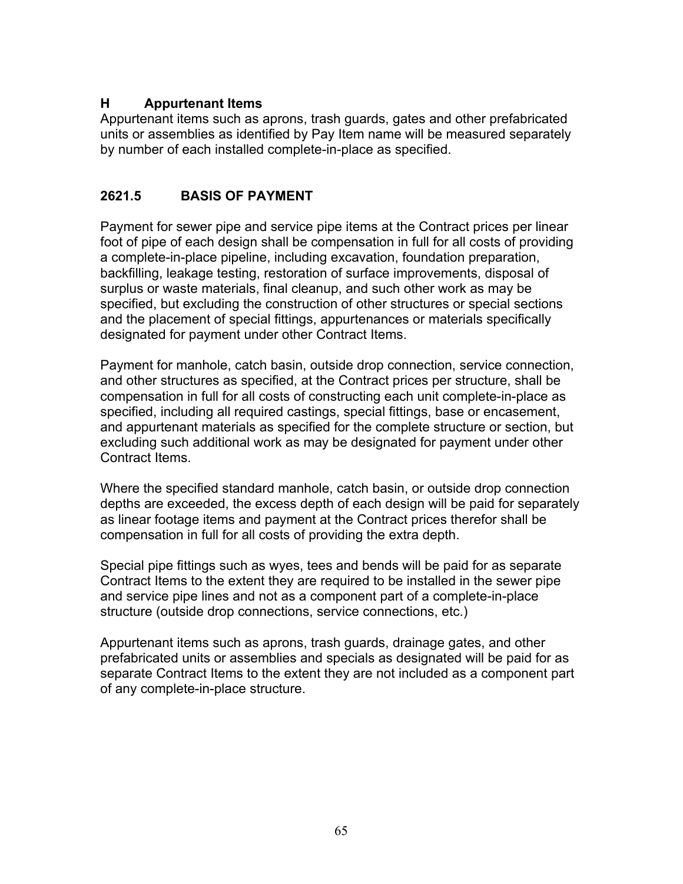### H Appurtenant Items

Appurtenant items such as aprons, trash guards, gates and other prefabricated units or assemblies as identified by Pay Item name will be measured separately by number of each installed complete-in-place as specified.

## 2621.5 BASIS OF PAYMENT

Payment for sewer pipe and service pipe items at the Contract prices per linear foot of pipe of each design shall be compensation in full for all costs of providing a complete-in-place pipeline, including excavation, foundation preparation, backfilling, leakage testing, restoration of surface improvements, disposal of surplus or waste materials, final cleanup, and such other work as may be specified, but excluding the construction of other structures or special sections and the placement of special fittings, appurtenances or materials specifically designated for payment under other Contract Items.

Payment for manhole, catch basin, outside drop connection, service connection, and other structures as specified, at the Contract prices per structure, shall be compensation in full for all costs of constructing each unit complete-in-place as specified, including all required castings, special fittings, base or encasement, and appurtenant materials as specified for the complete structure or section, but excluding such additional work as may be designated for payment under other Contract Items.

Where the specified standard manhole, catch basin, or outside drop connection depths are exceeded, the excess depth of each design will be paid for separately as linear footage items and payment at the Contract prices therefor shall be compensation in full for all costs of providing the extra depth.

Special pipe fittings such as wyes, tees and bends will be paid for as separate Contract Items to the extent they are required to be installed in the sewer pipe and service pipe lines and not as a component part of a complete-in-place structure (outside drop connections, service connections, etc.)

Appurtenant items such as aprons, trash guards, drainage gates, and other prefabricated units or assemblies and specials as designated will be paid for as separate Contract Items to the extent they are not included as a component part of any complete-in-place structure.